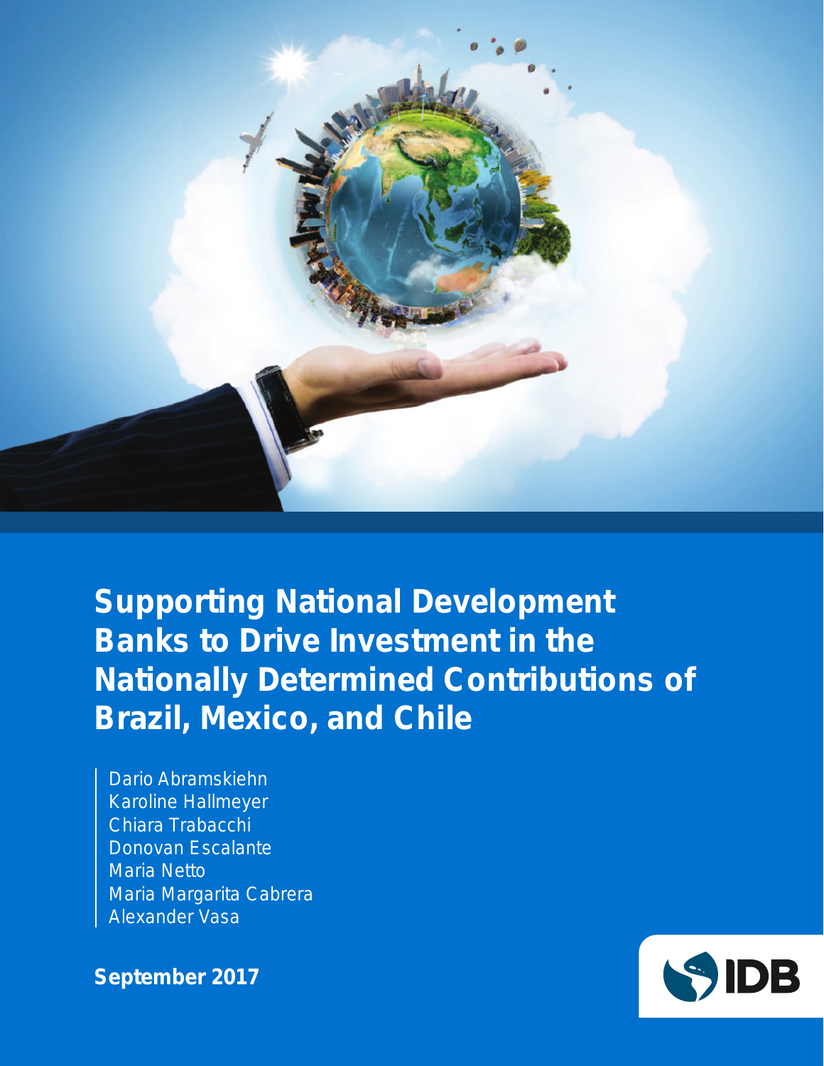# Supporting National Development Banks to Drive Investment in the Nationally Determined Contributions of Brazil, Mexico, and Chile

Dario Abramskiehn
Karoline Hallmeyer
Chiara Trabacchi
Donovan Escalante
Maria Netto
Maria Margarita Cabrera
Alexander Vasa

**September 2017**

IDB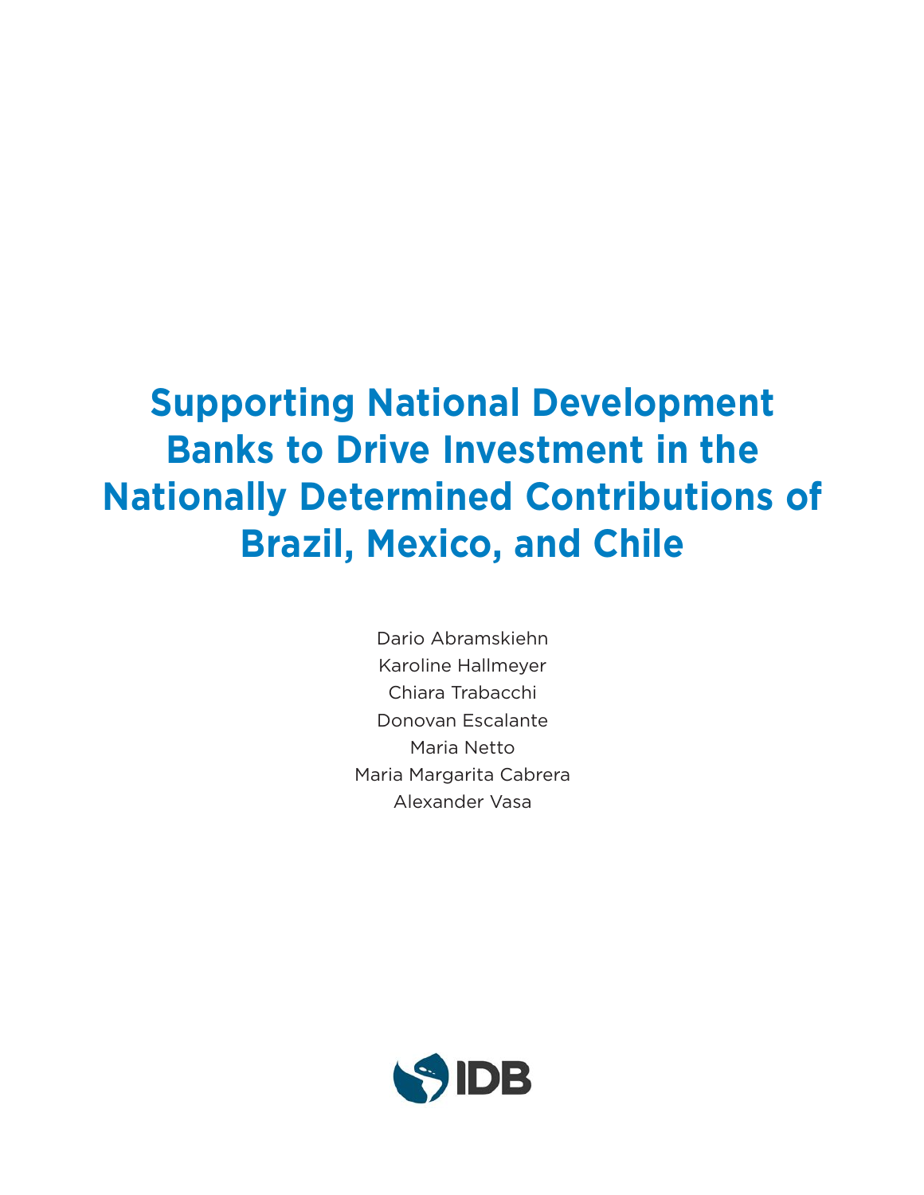# Supporting National Development Banks to Drive Investment in the Nationally Determined Contributions of Brazil, Mexico, and Chile

Dario Abramskiehn
Karoline Hallmeyer
Chiara Trabacchi
Donovan Escalante
Maria Netto
Maria Margarita Cabrera
Alexander Vasa

IDB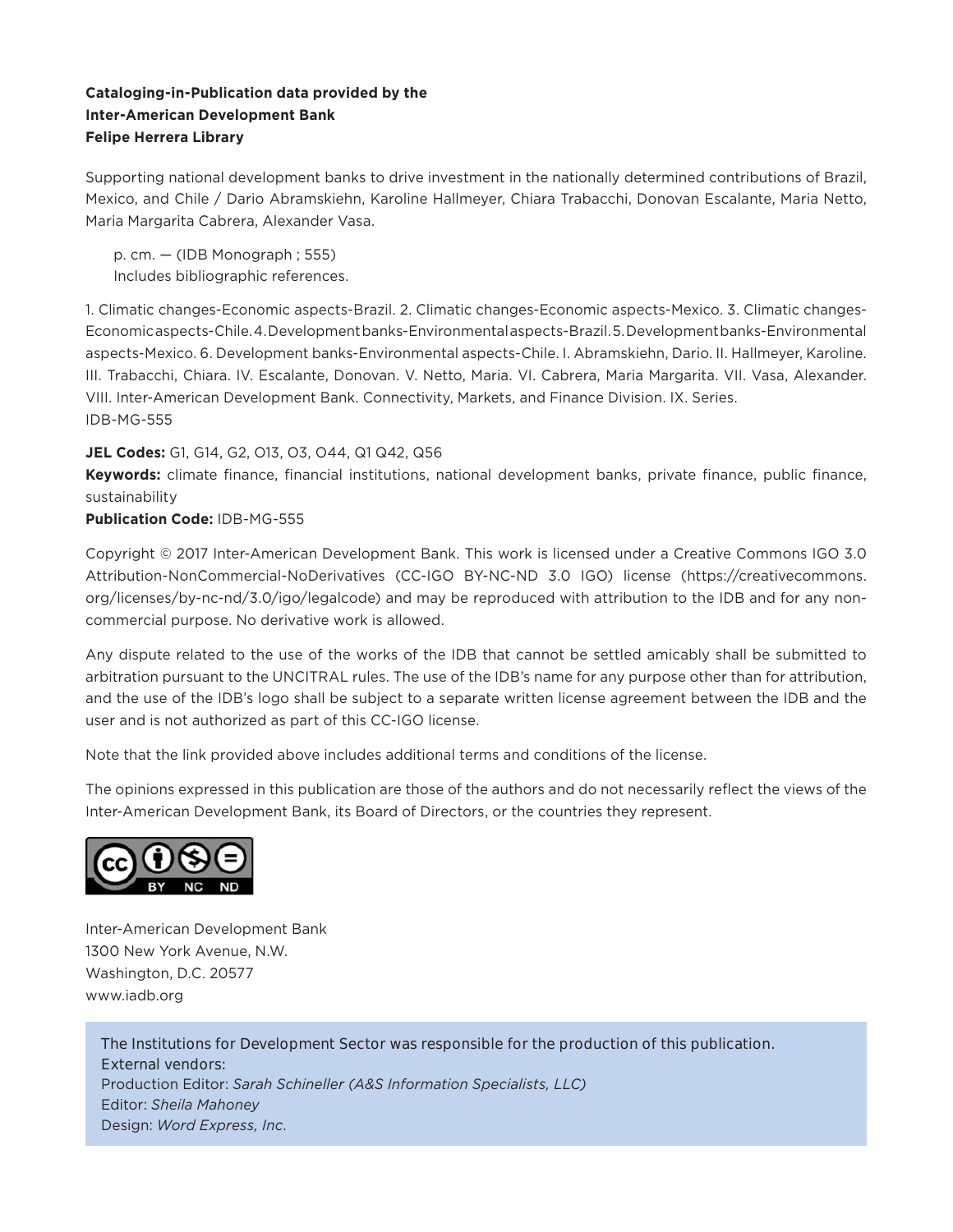**Cataloging-in-Publication data provided by the**
**Inter-American Development Bank**
**Felipe Herrera Library**

Supporting national development banks to drive investment in the nationally determined contributions of Brazil, Mexico, and Chile / Dario Abramskiehn, Karoline Hallmeyer, Chiara Trabacchi, Donovan Escalante, Maria Netto, Maria Margarita Cabrera, Alexander Vasa.

p. cm. — (IDB Monograph ; 555)
Includes bibliographic references.

1. Climatic changes-Economic aspects-Brazil. 2. Climatic changes-Economic aspects-Mexico. 3. Climatic changes-Economic aspects-Chile. 4. Development banks-Environmental aspects-Brazil. 5. Development banks-Environmental aspects-Mexico. 6. Development banks-Environmental aspects-Chile. I. Abramskiehn, Dario. II. Hallmeyer, Karoline. III. Trabacchi, Chiara. IV. Escalante, Donovan. V. Netto, Maria. VI. Cabrera, Maria Margarita. VII. Vasa, Alexander. VIII. Inter-American Development Bank. Connectivity, Markets, and Finance Division. IX. Series.
IDB-MG-555

**JEL Codes:** G1, G14, G2, O13, O3, O44, Q1 Q42, Q56
**Keywords:** climate finance, financial institutions, national development banks, private finance, public finance, sustainability
**Publication Code:** IDB-MG-555

Copyright © 2017 Inter-American Development Bank. This work is licensed under a Creative Commons IGO 3.0 Attribution-NonCommercial-NoDerivatives (CC-IGO BY-NC-ND 3.0 IGO) license (https://creativecommons.org/licenses/by-nc-nd/3.0/igo/legalcode) and may be reproduced with attribution to the IDB and for any non-commercial purpose. No derivative work is allowed.

Any dispute related to the use of the works of the IDB that cannot be settled amicably shall be submitted to arbitration pursuant to the UNCITRAL rules. The use of the IDB's name for any purpose other than for attribution, and the use of the IDB's logo shall be subject to a separate written license agreement between the IDB and the user and is not authorized as part of this CC-IGO license.

Note that the link provided above includes additional terms and conditions of the license.

The opinions expressed in this publication are those of the authors and do not necessarily reflect the views of the Inter-American Development Bank, its Board of Directors, or the countries they represent.

Inter-American Development Bank
1300 New York Avenue, N.W.
Washington, D.C. 20577
www.iadb.org

The Institutions for Development Sector was responsible for the production of this publication.
External vendors:
Production Editor: *Sarah Schineller (A&S Information Specialists, LLC)*
Editor: *Sheila Mahoney*
Design: *Word Express, Inc.*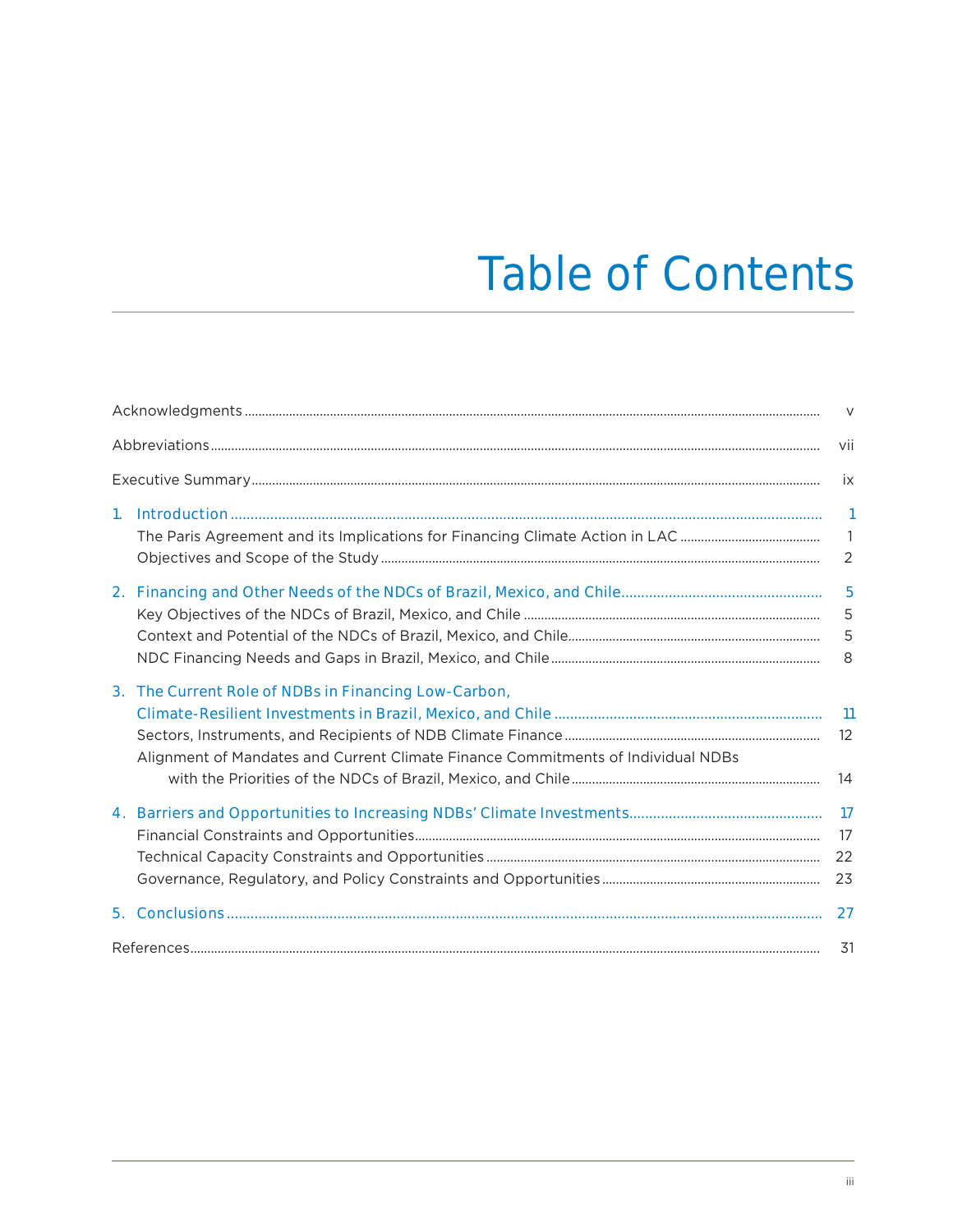# Table of Contents

| | |
|---|---|
| Acknowledgments | v |
| Abbreviations | vii |
| Executive Summary | ix |
| **1. Introduction** | **1** |
| The Paris Agreement and its Implications for Financing Climate Action in LAC | 1 |
| Objectives and Scope of the Study | 2 |
| **2. Financing and Other Needs of the NDCs of Brazil, Mexico, and Chile** | **5** |
| Key Objectives of the NDCs of Brazil, Mexico, and Chile | 5 |
| Context and Potential of the NDCs of Brazil, Mexico, and Chile | 5 |
| NDC Financing Needs and Gaps in Brazil, Mexico, and Chile | 8 |
| **3. The Current Role of NDBs in Financing Low-Carbon, Climate-Resilient Investments in Brazil, Mexico, and Chile** | **11** |
| Sectors, Instruments, and Recipients of NDB Climate Finance | 12 |
| Alignment of Mandates and Current Climate Finance Commitments of Individual NDBs with the Priorities of the NDCs of Brazil, Mexico, and Chile | 14 |
| **4. Barriers and Opportunities to Increasing NDBs' Climate Investments** | **17** |
| Financial Constraints and Opportunities | 17 |
| Technical Capacity Constraints and Opportunities | 22 |
| Governance, Regulatory, and Policy Constraints and Opportunities | 23 |
| **5. Conclusions** | **27** |
| References | 31 |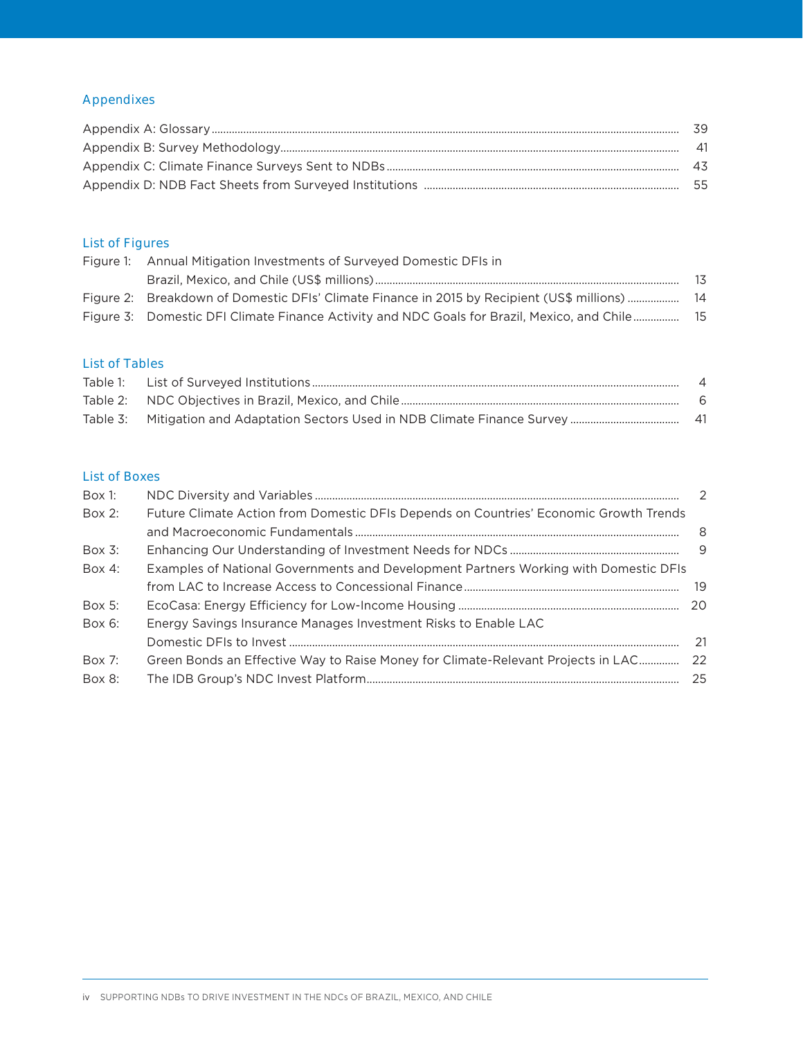## Appendixes

Appendix A: Glossary ........ 39
Appendix B: Survey Methodology ........ 41
Appendix C: Climate Finance Surveys Sent to NDBs ........ 43
Appendix D: NDB Fact Sheets from Surveyed Institutions ........ 55

## List of Figures

Figure 1: Annual Mitigation Investments of Surveyed Domestic DFIs in Brazil, Mexico, and Chile (US$ millions) ........ 13
Figure 2: Breakdown of Domestic DFIs' Climate Finance in 2015 by Recipient (US$ millions) ........ 14
Figure 3: Domestic DFI Climate Finance Activity and NDC Goals for Brazil, Mexico, and Chile ........ 15

## List of Tables

Table 1: List of Surveyed Institutions ........ 4
Table 2: NDC Objectives in Brazil, Mexico, and Chile ........ 6
Table 3: Mitigation and Adaptation Sectors Used in NDB Climate Finance Survey ........ 41

## List of Boxes

Box 1: NDC Diversity and Variables ........ 2
Box 2: Future Climate Action from Domestic DFIs Depends on Countries' Economic Growth Trends and Macroeconomic Fundamentals ........ 8
Box 3: Enhancing Our Understanding of Investment Needs for NDCs ........ 9
Box 4: Examples of National Governments and Development Partners Working with Domestic DFIs from LAC to Increase Access to Concessional Finance ........ 19
Box 5: EcoCasa: Energy Efficiency for Low-Income Housing ........ 20
Box 6: Energy Savings Insurance Manages Investment Risks to Enable LAC Domestic DFIs to Invest ........ 21
Box 7: Green Bonds an Effective Way to Raise Money for Climate-Relevant Projects in LAC ........ 22
Box 8: The IDB Group's NDC Invest Platform ........ 25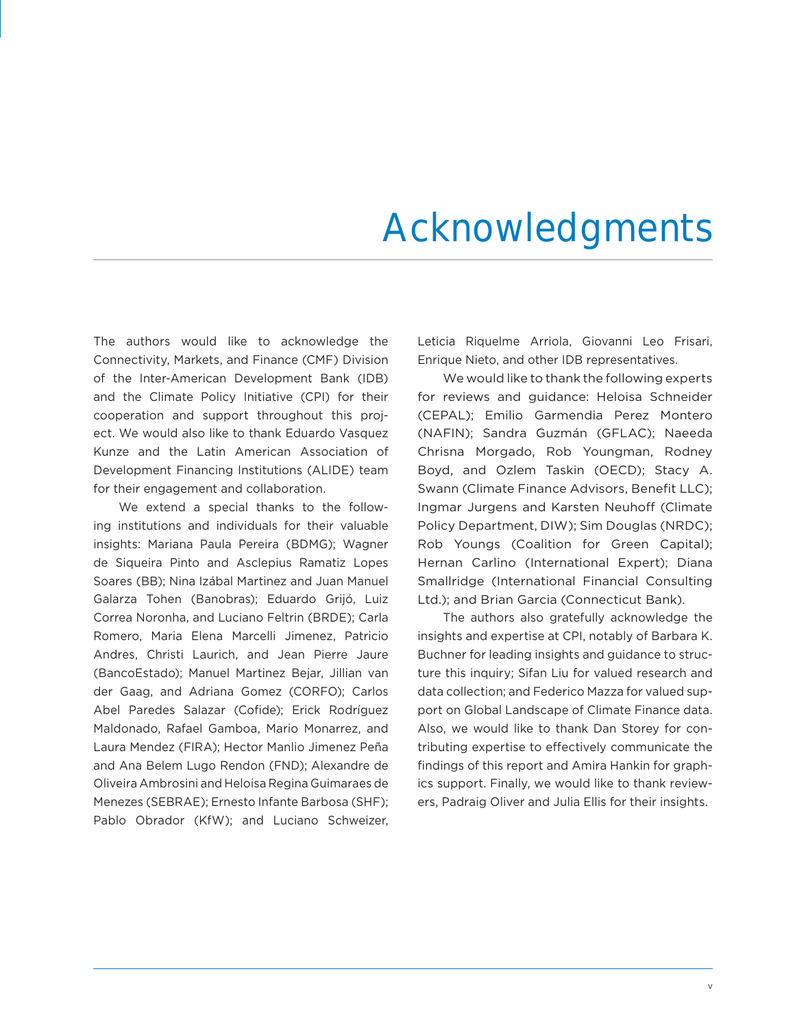# Acknowledgments

The authors would like to acknowledge the Connectivity, Markets, and Finance (CMF) Division of the Inter-American Development Bank (IDB) and the Climate Policy Initiative (CPI) for their cooperation and support throughout this project. We would also like to thank Eduardo Vasquez Kunze and the Latin American Association of Development Financing Institutions (ALIDE) team for their engagement and collaboration.

We extend a special thanks to the following institutions and individuals for their valuable insights: Mariana Paula Pereira (BDMG); Wagner de Siqueira Pinto and Asclepius Ramatiz Lopes Soares (BB); Nina Izábal Martinez and Juan Manuel Galarza Tohen (Banobras); Eduardo Grijó, Luiz Correa Noronha, and Luciano Feltrin (BRDE); Carla Romero, Maria Elena Marcelli Jimenez, Patricio Andres, Christi Laurich, and Jean Pierre Jaure (BancoEstado); Manuel Martinez Bejar, Jillian van der Gaag, and Adriana Gomez (CORFO); Carlos Abel Paredes Salazar (Cofide); Erick Rodríguez Maldonado, Rafael Gamboa, Mario Monarrez, and Laura Mendez (FIRA); Hector Manlio Jimenez Peña and Ana Belem Lugo Rendon (FND); Alexandre de Oliveira Ambrosini and Heloisa Regina Guimaraes de Menezes (SEBRAE); Ernesto Infante Barbosa (SHF); Pablo Obrador (KfW); and Luciano Schweizer, Leticia Riquelme Arriola, Giovanni Leo Frisari, Enrique Nieto, and other IDB representatives.

We would like to thank the following experts for reviews and guidance: Heloisa Schneider (CEPAL); Emilio Garmendia Perez Montero (NAFIN); Sandra Guzmán (GFLAC); Naeeda Chrisna Morgado, Rob Youngman, Rodney Boyd, and Ozlem Taskin (OECD); Stacy A. Swann (Climate Finance Advisors, Benefit LLC); Ingmar Jurgens and Karsten Neuhoff (Climate Policy Department, DIW); Sim Douglas (NRDC); Rob Youngs (Coalition for Green Capital); Hernan Carlino (International Expert); Diana Smallridge (International Financial Consulting Ltd.); and Brian Garcia (Connecticut Bank).

The authors also gratefully acknowledge the insights and expertise at CPI, notably of Barbara K. Buchner for leading insights and guidance to structure this inquiry; Sifan Liu for valued research and data collection; and Federico Mazza for valued support on Global Landscape of Climate Finance data. Also, we would like to thank Dan Storey for contributing expertise to effectively communicate the findings of this report and Amira Hankin for graphics support. Finally, we would like to thank reviewers, Padraig Oliver and Julia Ellis for their insights.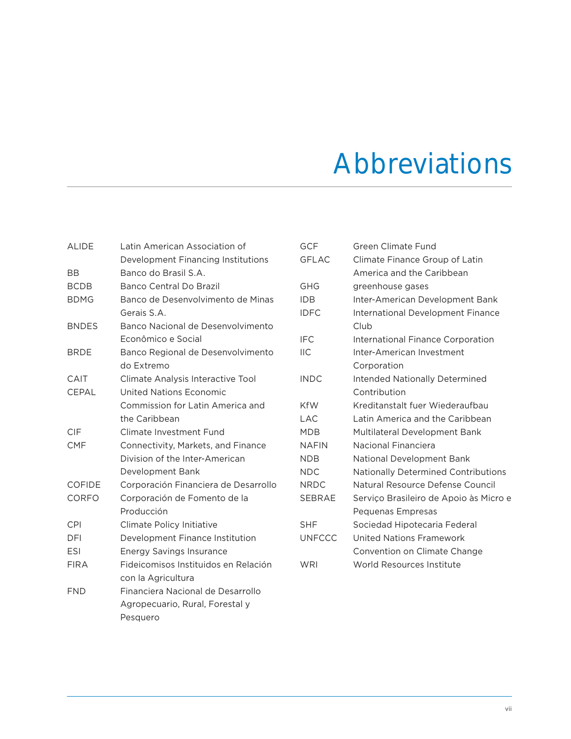# Abbreviations

| | |
|---|---|
| ALIDE | Latin American Association of Development Financing Institutions |
| BB | Banco do Brasil S.A. |
| BCDB | Banco Central Do Brazil |
| BDMG | Banco de Desenvolvimento de Minas Gerais S.A. |
| BNDES | Banco Nacional de Desenvolvimento Econômico e Social |
| BRDE | Banco Regional de Desenvolvimento do Extremo |
| CAIT | Climate Analysis Interactive Tool |
| CEPAL | United Nations Economic Commission for Latin America and the Caribbean |
| CIF | Climate Investment Fund |
| CMF | Connectivity, Markets, and Finance Division of the Inter-American Development Bank |
| COFIDE | Corporación Financiera de Desarrollo |
| CORFO | Corporación de Fomento de la Producción |
| CPI | Climate Policy Initiative |
| DFI | Development Finance Institution |
| ESI | Energy Savings Insurance |
| FIRA | Fideicomisos Instituidos en Relación con la Agricultura |
| FND | Financiera Nacional de Desarrollo Agropecuario, Rural, Forestal y Pesquero |
| GCF | Green Climate Fund |
| GFLAC | Climate Finance Group of Latin America and the Caribbean |
| GHG | greenhouse gases |
| IDB | Inter-American Development Bank |
| IDFC | International Development Finance Club |
| IFC | International Finance Corporation |
| IIC | Inter-American Investment Corporation |
| INDC | Intended Nationally Determined Contribution |
| KfW | Kreditanstalt fuer Wiederaufbau |
| LAC | Latin America and the Caribbean |
| MDB | Multilateral Development Bank |
| NAFIN | Nacional Financiera |
| NDB | National Development Bank |
| NDC | Nationally Determined Contributions |
| NRDC | Natural Resource Defense Council |
| SEBRAE | Serviço Brasileiro de Apoio às Micro e Pequenas Empresas |
| SHF | Sociedad Hipotecaria Federal |
| UNFCCC | United Nations Framework Convention on Climate Change |
| WRI | World Resources Institute |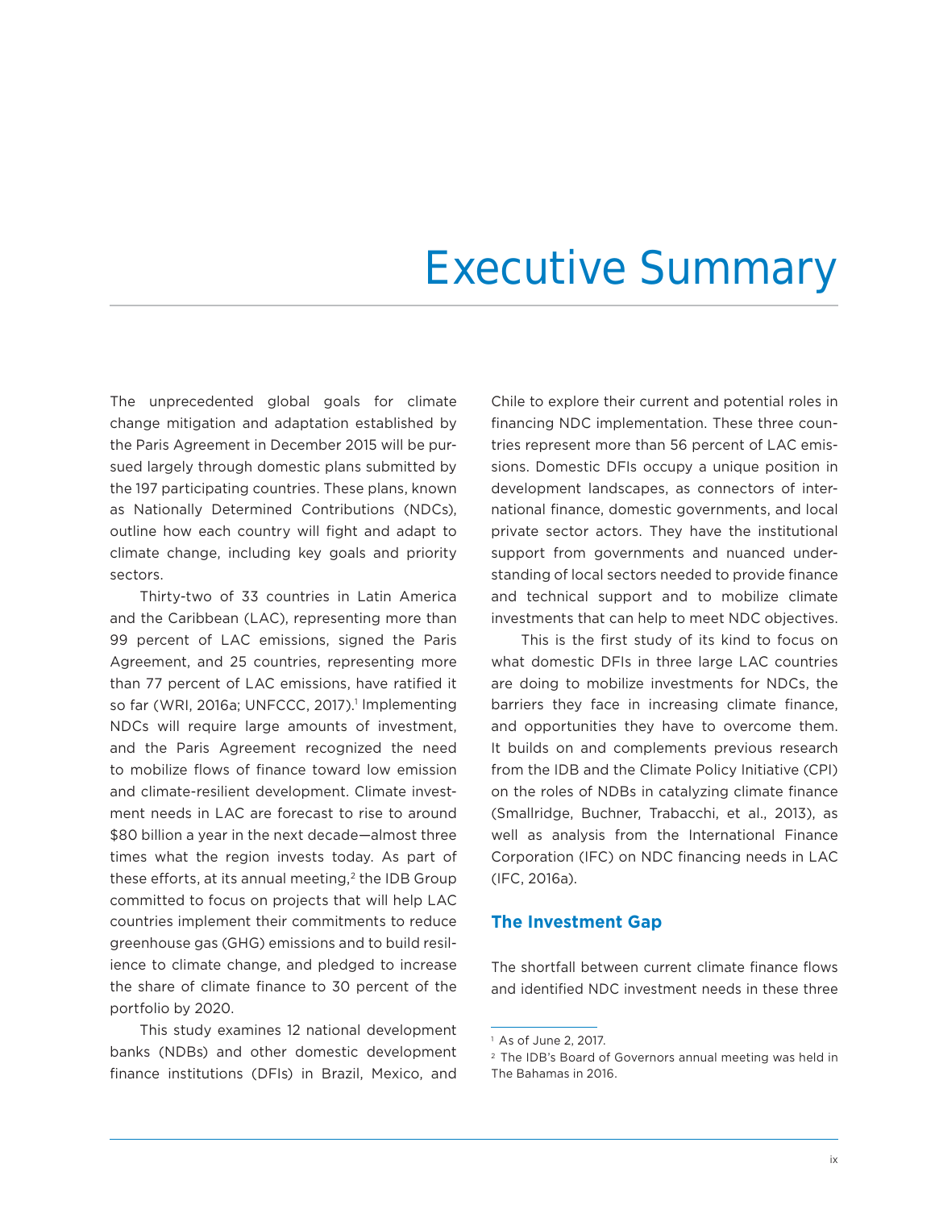# Executive Summary

The unprecedented global goals for climate change mitigation and adaptation established by the Paris Agreement in December 2015 will be pursued largely through domestic plans submitted by the 197 participating countries. These plans, known as Nationally Determined Contributions (NDCs), outline how each country will fight and adapt to climate change, including key goals and priority sectors.

Thirty-two of 33 countries in Latin America and the Caribbean (LAC), representing more than 99 percent of LAC emissions, signed the Paris Agreement, and 25 countries, representing more than 77 percent of LAC emissions, have ratified it so far (WRI, 2016a; UNFCCC, 2017).[1] Implementing NDCs will require large amounts of investment, and the Paris Agreement recognized the need to mobilize flows of finance toward low emission and climate-resilient development. Climate investment needs in LAC are forecast to rise to around $80 billion a year in the next decade—almost three times what the region invests today. As part of these efforts, at its annual meeting,[2] the IDB Group committed to focus on projects that will help LAC countries implement their commitments to reduce greenhouse gas (GHG) emissions and to build resilience to climate change, and pledged to increase the share of climate finance to 30 percent of the portfolio by 2020.

This study examines 12 national development banks (NDBs) and other domestic development finance institutions (DFIs) in Brazil, Mexico, and Chile to explore their current and potential roles in financing NDC implementation. These three countries represent more than 56 percent of LAC emissions. Domestic DFIs occupy a unique position in development landscapes, as connectors of international finance, domestic governments, and local private sector actors. They have the institutional support from governments and nuanced understanding of local sectors needed to provide finance and technical support and to mobilize climate investments that can help to meet NDC objectives.

This is the first study of its kind to focus on what domestic DFIs in three large LAC countries are doing to mobilize investments for NDCs, the barriers they face in increasing climate finance, and opportunities they have to overcome them. It builds on and complements previous research from the IDB and the Climate Policy Initiative (CPI) on the roles of NDBs in catalyzing climate finance (Smallridge, Buchner, Trabacchi, et al., 2013), as well as analysis from the International Finance Corporation (IFC) on NDC financing needs in LAC (IFC, 2016a).

## The Investment Gap

The shortfall between current climate finance flows and identified NDC investment needs in these three

[1] As of June 2, 2017.

[2] The IDB's Board of Governors annual meeting was held in The Bahamas in 2016.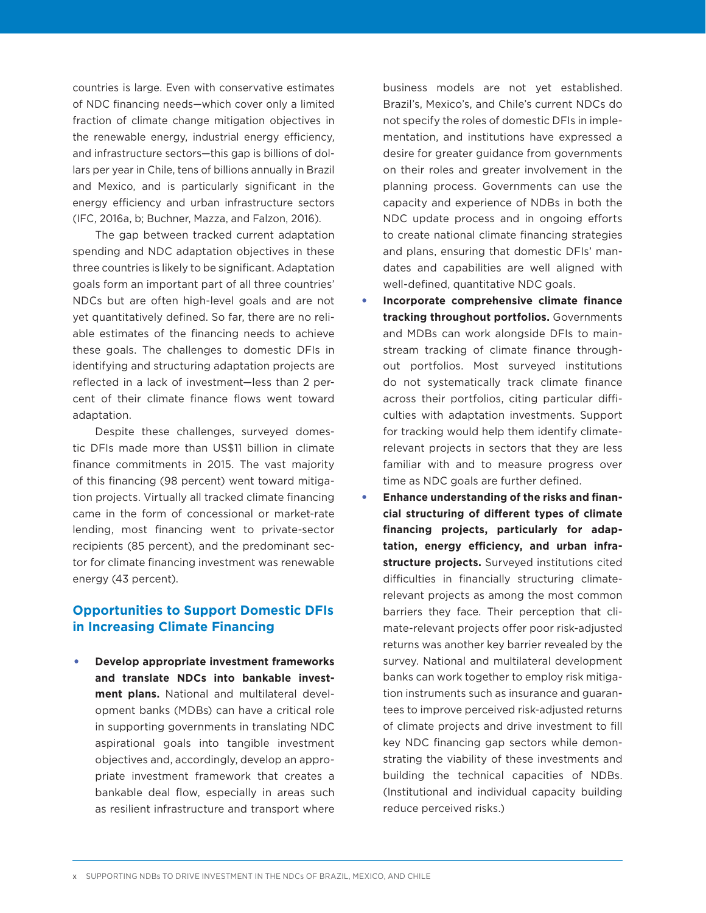countries is large. Even with conservative estimates of NDC financing needs—which cover only a limited fraction of climate change mitigation objectives in the renewable energy, industrial energy efficiency, and infrastructure sectors—this gap is billions of dollars per year in Chile, tens of billions annually in Brazil and Mexico, and is particularly significant in the energy efficiency and urban infrastructure sectors (IFC, 2016a, b; Buchner, Mazza, and Falzon, 2016).

The gap between tracked current adaptation spending and NDC adaptation objectives in these three countries is likely to be significant. Adaptation goals form an important part of all three countries' NDCs but are often high-level goals and are not yet quantitatively defined. So far, there are no reliable estimates of the financing needs to achieve these goals. The challenges to domestic DFIs in identifying and structuring adaptation projects are reflected in a lack of investment—less than 2 percent of their climate finance flows went toward adaptation.

Despite these challenges, surveyed domestic DFIs made more than US$11 billion in climate finance commitments in 2015. The vast majority of this financing (98 percent) went toward mitigation projects. Virtually all tracked climate financing came in the form of concessional or market-rate lending, most financing went to private-sector recipients (85 percent), and the predominant sector for climate financing investment was renewable energy (43 percent).

## Opportunities to Support Domestic DFIs in Increasing Climate Financing

- **Develop appropriate investment frameworks and translate NDCs into bankable investment plans.** National and multilateral development banks (MDBs) can have a critical role in supporting governments in translating NDC aspirational goals into tangible investment objectives and, accordingly, develop an appropriate investment framework that creates a bankable deal flow, especially in areas such as resilient infrastructure and transport where business models are not yet established. Brazil's, Mexico's, and Chile's current NDCs do not specify the roles of domestic DFIs in implementation, and institutions have expressed a desire for greater guidance from governments on their roles and greater involvement in the planning process. Governments can use the capacity and experience of NDBs in both the NDC update process and in ongoing efforts to create national climate financing strategies and plans, ensuring that domestic DFIs' mandates and capabilities are well aligned with well-defined, quantitative NDC goals.
- **Incorporate comprehensive climate finance tracking throughout portfolios.** Governments and MDBs can work alongside DFIs to mainstream tracking of climate finance throughout portfolios. Most surveyed institutions do not systematically track climate finance across their portfolios, citing particular difficulties with adaptation investments. Support for tracking would help them identify climate-relevant projects in sectors that they are less familiar with and to measure progress over time as NDC goals are further defined.
- **Enhance understanding of the risks and financial structuring of different types of climate financing projects, particularly for adaptation, energy efficiency, and urban infrastructure projects.** Surveyed institutions cited difficulties in financially structuring climate-relevant projects as among the most common barriers they face. Their perception that climate-relevant projects offer poor risk-adjusted returns was another key barrier revealed by the survey. National and multilateral development banks can work together to employ risk mitigation instruments such as insurance and guarantees to improve perceived risk-adjusted returns of climate projects and drive investment to fill key NDC financing gap sectors while demonstrating the viability of these investments and building the technical capacities of NDBs. (Institutional and individual capacity building reduce perceived risks.)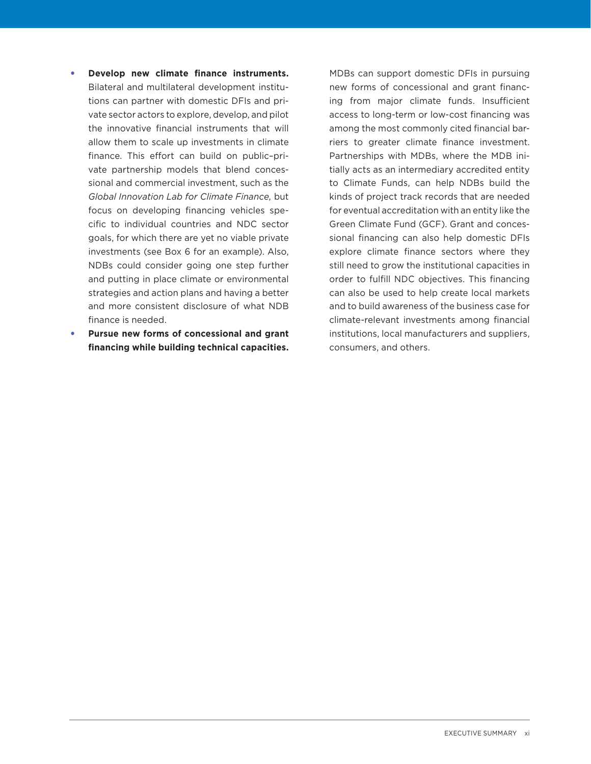- **Develop new climate finance instruments.** Bilateral and multilateral development institutions can partner with domestic DFIs and private sector actors to explore, develop, and pilot the innovative financial instruments that will allow them to scale up investments in climate finance. This effort can build on public–private partnership models that blend concessional and commercial investment, such as the *Global Innovation Lab for Climate Finance,* but focus on developing financing vehicles specific to individual countries and NDC sector goals, for which there are yet no viable private investments (see Box 6 for an example). Also, NDBs could consider going one step further and putting in place climate or environmental strategies and action plans and having a better and more consistent disclosure of what NDB finance is needed.
- **Pursue new forms of concessional and grant financing while building technical capacities.** MDBs can support domestic DFIs in pursuing new forms of concessional and grant financing from major climate funds. Insufficient access to long-term or low-cost financing was among the most commonly cited financial barriers to greater climate finance investment. Partnerships with MDBs, where the MDB initially acts as an intermediary accredited entity to Climate Funds, can help NDBs build the kinds of project track records that are needed for eventual accreditation with an entity like the Green Climate Fund (GCF). Grant and concessional financing can also help domestic DFIs explore climate finance sectors where they still need to grow the institutional capacities in order to fulfill NDC objectives. This financing can also be used to help create local markets and to build awareness of the business case for climate-relevant investments among financial institutions, local manufacturers and suppliers, consumers, and others.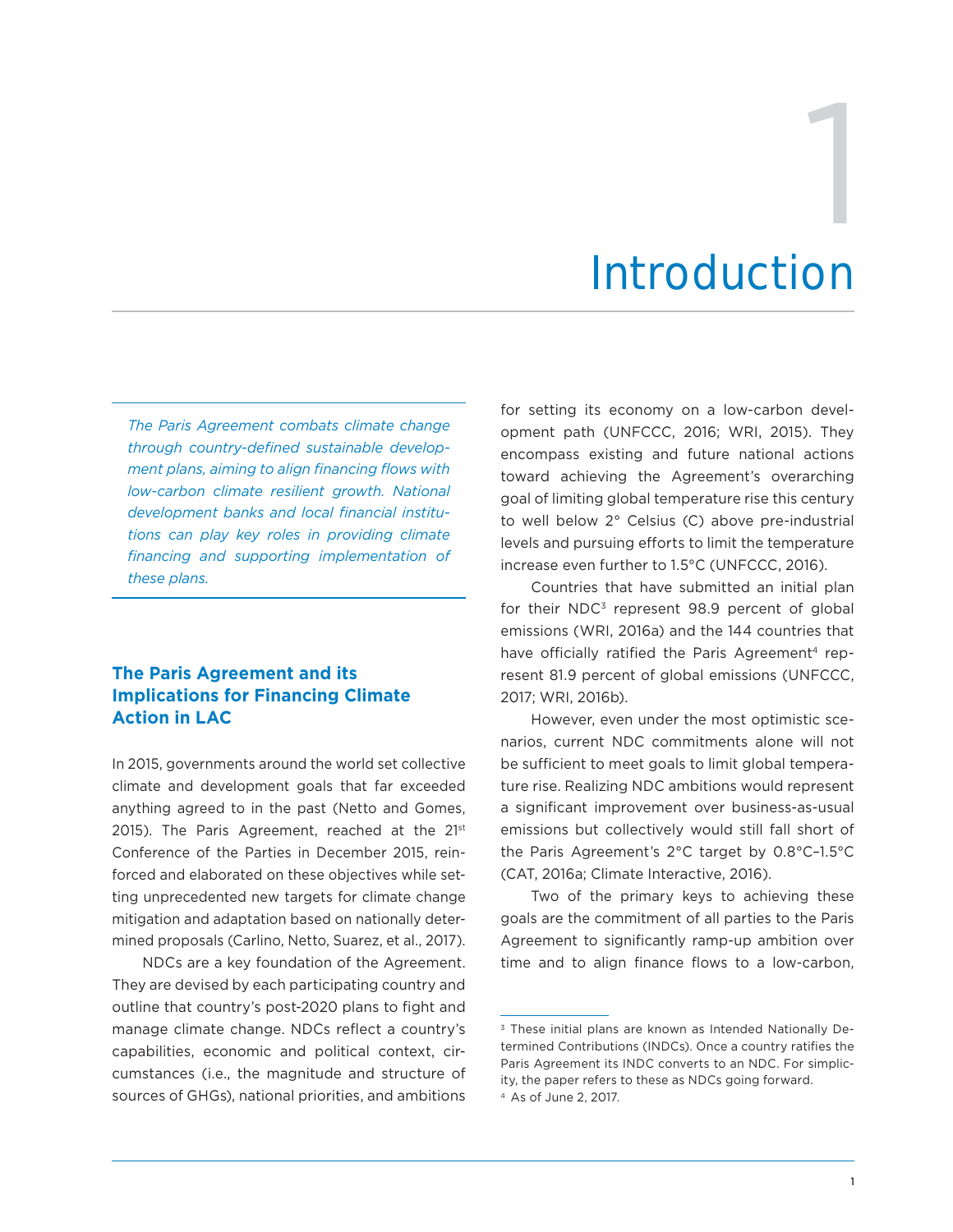# 1 Introduction

*The Paris Agreement combats climate change through country-defined sustainable development plans, aiming to align financing flows with low-carbon climate resilient growth. National development banks and local financial institutions can play key roles in providing climate financing and supporting implementation of these plans.*

## The Paris Agreement and its Implications for Financing Climate Action in LAC

In 2015, governments around the world set collective climate and development goals that far exceeded anything agreed to in the past (Netto and Gomes, 2015). The Paris Agreement, reached at the 21st Conference of the Parties in December 2015, reinforced and elaborated on these objectives while setting unprecedented new targets for climate change mitigation and adaptation based on nationally determined proposals (Carlino, Netto, Suarez, et al., 2017).

NDCs are a key foundation of the Agreement. They are devised by each participating country and outline that country's post-2020 plans to fight and manage climate change. NDCs reflect a country's capabilities, economic and political context, circumstances (i.e., the magnitude and structure of sources of GHGs), national priorities, and ambitions for setting its economy on a low-carbon development path (UNFCCC, 2016; WRI, 2015). They encompass existing and future national actions toward achieving the Agreement's overarching goal of limiting global temperature rise this century to well below 2° Celsius (C) above pre-industrial levels and pursuing efforts to limit the temperature increase even further to 1.5°C (UNFCCC, 2016).

Countries that have submitted an initial plan for their NDC[3] represent 98.9 percent of global emissions (WRI, 2016a) and the 144 countries that have officially ratified the Paris Agreement[4] represent 81.9 percent of global emissions (UNFCCC, 2017; WRI, 2016b).

However, even under the most optimistic scenarios, current NDC commitments alone will not be sufficient to meet goals to limit global temperature rise. Realizing NDC ambitions would represent a significant improvement over business-as-usual emissions but collectively would still fall short of the Paris Agreement's 2°C target by 0.8°C–1.5°C (CAT, 2016a; Climate Interactive, 2016).

Two of the primary keys to achieving these goals are the commitment of all parties to the Paris Agreement to significantly ramp-up ambition over time and to align finance flows to a low-carbon,

[3] These initial plans are known as Intended Nationally Determined Contributions (INDCs). Once a country ratifies the Paris Agreement its INDC converts to an NDC. For simplicity, the paper refers to these as NDCs going forward.

[4] As of June 2, 2017.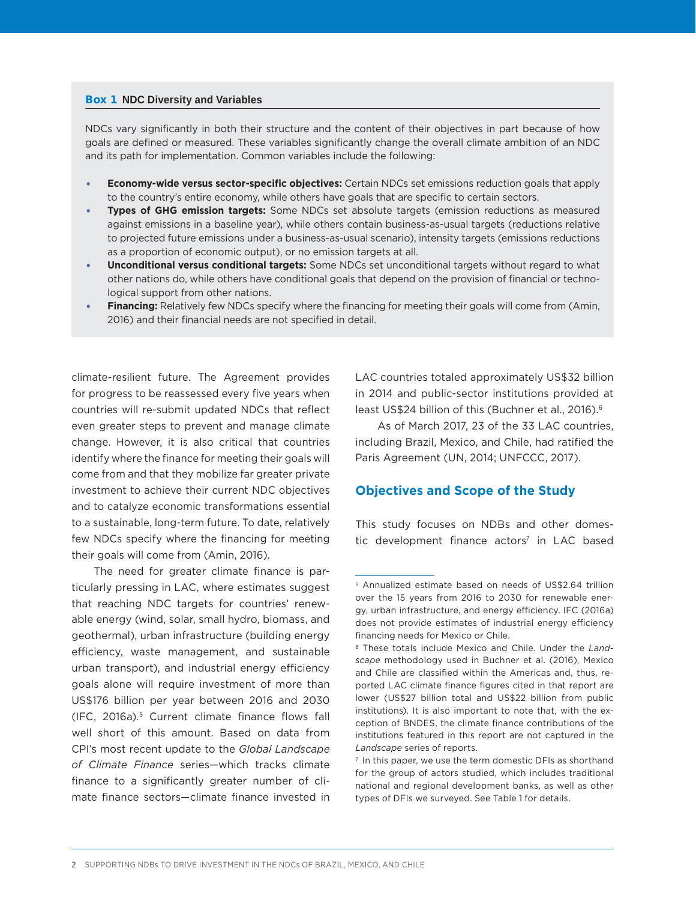**Box 1** **NDC Diversity and Variables**

NDCs vary significantly in both their structure and the content of their objectives in part because of how goals are defined or measured. These variables significantly change the overall climate ambition of an NDC and its path for implementation. Common variables include the following:

- **Economy-wide versus sector-specific objectives:** Certain NDCs set emissions reduction goals that apply to the country's entire economy, while others have goals that are specific to certain sectors.
- **Types of GHG emission targets:** Some NDCs set absolute targets (emission reductions as measured against emissions in a baseline year), while others contain business-as-usual targets (reductions relative to projected future emissions under a business-as-usual scenario), intensity targets (emissions reductions as a proportion of economic output), or no emission targets at all.
- **Unconditional versus conditional targets:** Some NDCs set unconditional targets without regard to what other nations do, while others have conditional goals that depend on the provision of financial or technological support from other nations.
- **Financing:** Relatively few NDCs specify where the financing for meeting their goals will come from (Amin, 2016) and their financial needs are not specified in detail.

climate-resilient future. The Agreement provides for progress to be reassessed every five years when countries will re-submit updated NDCs that reflect even greater steps to prevent and manage climate change. However, it is also critical that countries identify where the finance for meeting their goals will come from and that they mobilize far greater private investment to achieve their current NDC objectives and to catalyze economic transformations essential to a sustainable, long-term future. To date, relatively few NDCs specify where the financing for meeting their goals will come from (Amin, 2016).

The need for greater climate finance is particularly pressing in LAC, where estimates suggest that reaching NDC targets for countries' renewable energy (wind, solar, small hydro, biomass, and geothermal), urban infrastructure (building energy efficiency, waste management, and sustainable urban transport), and industrial energy efficiency goals alone will require investment of more than US$176 billion per year between 2016 and 2030 (IFC, 2016a).[5] Current climate finance flows fall well short of this amount. Based on data from CPI's most recent update to the *Global Landscape of Climate Finance* series—which tracks climate finance to a significantly greater number of climate finance sectors—climate finance invested in LAC countries totaled approximately US$32 billion in 2014 and public-sector institutions provided at least US$24 billion of this (Buchner et al., 2016).[6]

As of March 2017, 23 of the 33 LAC countries, including Brazil, Mexico, and Chile, had ratified the Paris Agreement (UN, 2014; UNFCCC, 2017).

## Objectives and Scope of the Study

This study focuses on NDBs and other domestic development finance actors[7] in LAC based

[5] Annualized estimate based on needs of US$2.64 trillion over the 15 years from 2016 to 2030 for renewable energy, urban infrastructure, and energy efficiency. IFC (2016a) does not provide estimates of industrial energy efficiency financing needs for Mexico or Chile.

[6] These totals include Mexico and Chile. Under the *Landscape* methodology used in Buchner et al. (2016), Mexico and Chile are classified within the Americas and, thus, reported LAC climate finance figures cited in that report are lower (US$27 billion total and US$22 billion from public institutions). It is also important to note that, with the exception of BNDES, the climate finance contributions of the institutions featured in this report are not captured in the *Landscape* series of reports.

[7] In this paper, we use the term domestic DFIs as shorthand for the group of actors studied, which includes traditional national and regional development banks, as well as other types of DFIs we surveyed. See Table 1 for details.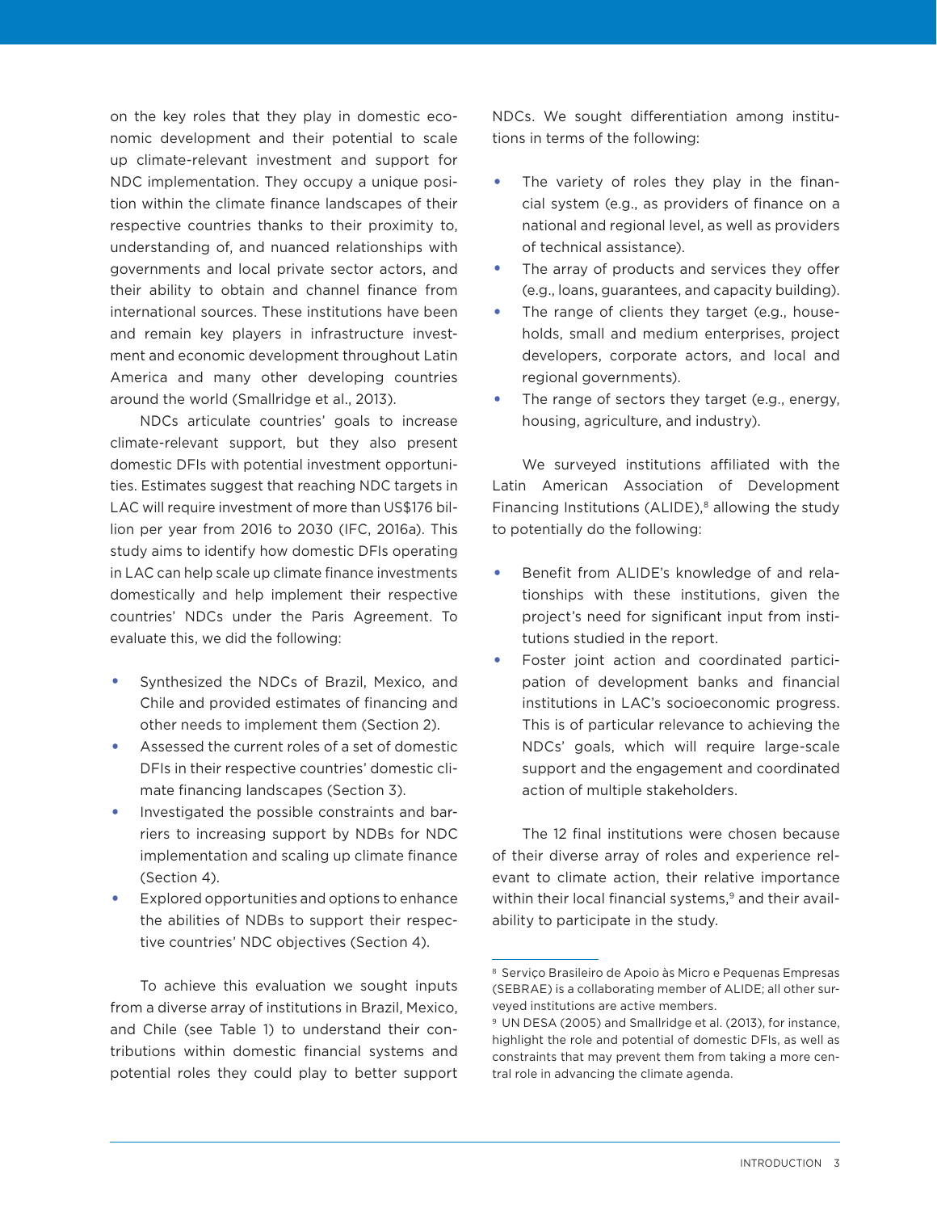on the key roles that they play in domestic economic development and their potential to scale up climate-relevant investment and support for NDC implementation. They occupy a unique position within the climate finance landscapes of their respective countries thanks to their proximity to, understanding of, and nuanced relationships with governments and local private sector actors, and their ability to obtain and channel finance from international sources. These institutions have been and remain key players in infrastructure investment and economic development throughout Latin America and many other developing countries around the world (Smallridge et al., 2013).

NDCs articulate countries' goals to increase climate-relevant support, but they also present domestic DFIs with potential investment opportunities. Estimates suggest that reaching NDC targets in LAC will require investment of more than US$176 billion per year from 2016 to 2030 (IFC, 2016a). This study aims to identify how domestic DFIs operating in LAC can help scale up climate finance investments domestically and help implement their respective countries' NDCs under the Paris Agreement. To evaluate this, we did the following:

- Synthesized the NDCs of Brazil, Mexico, and Chile and provided estimates of financing and other needs to implement them (Section 2).
- Assessed the current roles of a set of domestic DFIs in their respective countries' domestic climate financing landscapes (Section 3).
- Investigated the possible constraints and barriers to increasing support by NDBs for NDC implementation and scaling up climate finance (Section 4).
- Explored opportunities and options to enhance the abilities of NDBs to support their respective countries' NDC objectives (Section 4).

To achieve this evaluation we sought inputs from a diverse array of institutions in Brazil, Mexico, and Chile (see Table 1) to understand their contributions within domestic financial systems and potential roles they could play to better support NDCs. We sought differentiation among institutions in terms of the following:

- The variety of roles they play in the financial system (e.g., as providers of finance on a national and regional level, as well as providers of technical assistance).
- The array of products and services they offer (e.g., loans, guarantees, and capacity building).
- The range of clients they target (e.g., households, small and medium enterprises, project developers, corporate actors, and local and regional governments).
- The range of sectors they target (e.g., energy, housing, agriculture, and industry).

We surveyed institutions affiliated with the Latin American Association of Development Financing Institutions (ALIDE),[8] allowing the study to potentially do the following:

- Benefit from ALIDE's knowledge of and relationships with these institutions, given the project's need for significant input from institutions studied in the report.
- Foster joint action and coordinated participation of development banks and financial institutions in LAC's socioeconomic progress. This is of particular relevance to achieving the NDCs' goals, which will require large-scale support and the engagement and coordinated action of multiple stakeholders.

The 12 final institutions were chosen because of their diverse array of roles and experience relevant to climate action, their relative importance within their local financial systems,[9] and their availability to participate in the study.

---

[8] Serviço Brasileiro de Apoio às Micro e Pequenas Empresas (SEBRAE) is a collaborating member of ALIDE; all other surveyed institutions are active members.

[9] UN DESA (2005) and Smallridge et al. (2013), for instance, highlight the role and potential of domestic DFIs, as well as constraints that may prevent them from taking a more central role in advancing the climate agenda.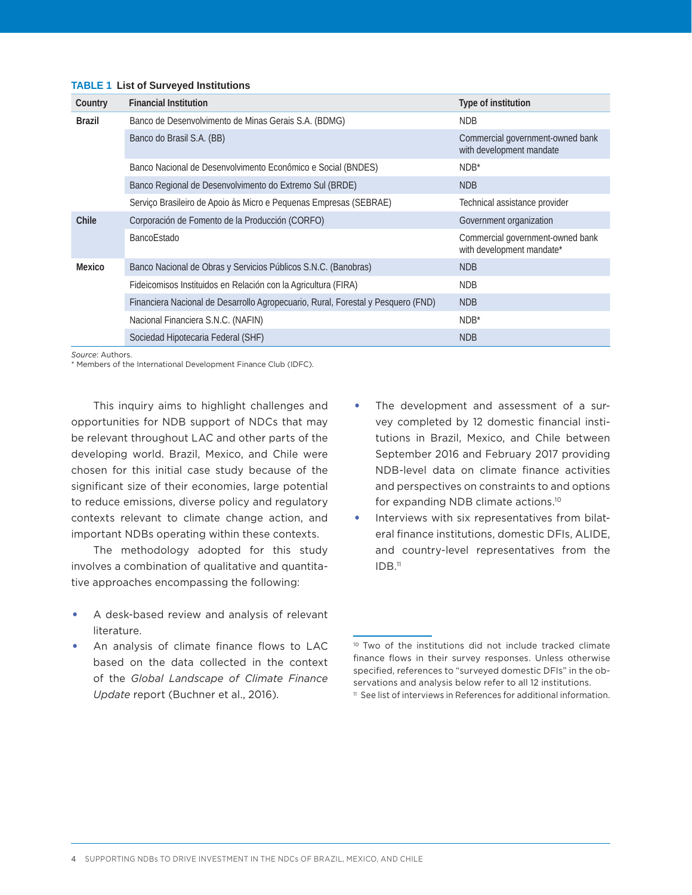**TABLE 1 List of Surveyed Institutions**

| Country | Financial Institution | Type of institution |
| --- | --- | --- |
| Brazil | Banco de Desenvolvimento de Minas Gerais S.A. (BDMG) | NDB |
| | Banco do Brasil S.A. (BB) | Commercial government-owned bank with development mandate |
| | Banco Nacional de Desenvolvimento Econômico e Social (BNDES) | NDB* |
| | Banco Regional de Desenvolvimento do Extremo Sul (BRDE) | NDB |
| | Serviço Brasileiro de Apoio às Micro e Pequenas Empresas (SEBRAE) | Technical assistance provider |
| Chile | Corporación de Fomento de la Producción (CORFO) | Government organization |
| | BancoEstado | Commercial government-owned bank with development mandate* |
| Mexico | Banco Nacional de Obras y Servicios Públicos S.N.C. (Banobras) | NDB |
| | Fideicomisos Instituidos en Relación con la Agricultura (FIRA) | NDB |
| | Financiera Nacional de Desarrollo Agropecuario, Rural, Forestal y Pesquero (FND) | NDB |
| | Nacional Financiera S.N.C. (NAFIN) | NDB* |
| | Sociedad Hipotecaria Federal (SHF) | NDB |

*Source*: Authors.
* Members of the International Development Finance Club (IDFC).

This inquiry aims to highlight challenges and opportunities for NDB support of NDCs that may be relevant throughout LAC and other parts of the developing world. Brazil, Mexico, and Chile were chosen for this initial case study because of the significant size of their economies, large potential to reduce emissions, diverse policy and regulatory contexts relevant to climate change action, and important NDBs operating within these contexts.

The methodology adopted for this study involves a combination of qualitative and quantitative approaches encompassing the following:

- A desk-based review and analysis of relevant literature.
- An analysis of climate finance flows to LAC based on the data collected in the context of the *Global Landscape of Climate Finance Update* report (Buchner et al., 2016).
- The development and assessment of a survey completed by 12 domestic financial institutions in Brazil, Mexico, and Chile between September 2016 and February 2017 providing NDB-level data on climate finance activities and perspectives on constraints to and options for expanding NDB climate actions.[10]
- Interviews with six representatives from bilateral finance institutions, domestic DFIs, ALIDE, and country-level representatives from the IDB.[11]

[10] Two of the institutions did not include tracked climate finance flows in their survey responses. Unless otherwise specified, references to "surveyed domestic DFIs" in the observations and analysis below refer to all 12 institutions.

[11] See list of interviews in References for additional information.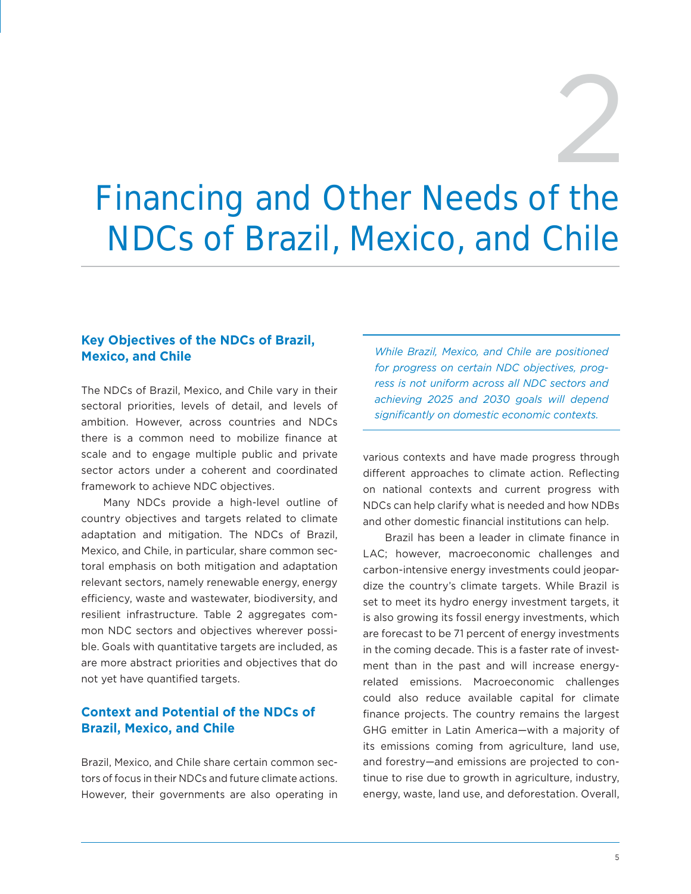# 2

# Financing and Other Needs of the NDCs of Brazil, Mexico, and Chile

## Key Objectives of the NDCs of Brazil, Mexico, and Chile

The NDCs of Brazil, Mexico, and Chile vary in their sectoral priorities, levels of detail, and levels of ambition. However, across countries and NDCs there is a common need to mobilize finance at scale and to engage multiple public and private sector actors under a coherent and coordinated framework to achieve NDC objectives.

Many NDCs provide a high-level outline of country objectives and targets related to climate adaptation and mitigation. The NDCs of Brazil, Mexico, and Chile, in particular, share common sectoral emphasis on both mitigation and adaptation relevant sectors, namely renewable energy, energy efficiency, waste and wastewater, biodiversity, and resilient infrastructure. Table 2 aggregates common NDC sectors and objectives wherever possible. Goals with quantitative targets are included, as are more abstract priorities and objectives that do not yet have quantified targets.

## Context and Potential of the NDCs of Brazil, Mexico, and Chile

Brazil, Mexico, and Chile share certain common sectors of focus in their NDCs and future climate actions. However, their governments are also operating in various contexts and have made progress through different approaches to climate action. Reflecting on national contexts and current progress with NDCs can help clarify what is needed and how NDBs and other domestic financial institutions can help.

*While Brazil, Mexico, and Chile are positioned for progress on certain NDC objectives, progress is not uniform across all NDC sectors and achieving 2025 and 2030 goals will depend significantly on domestic economic contexts.*

Brazil has been a leader in climate finance in LAC; however, macroeconomic challenges and carbon-intensive energy investments could jeopardize the country's climate targets. While Brazil is set to meet its hydro energy investment targets, it is also growing its fossil energy investments, which are forecast to be 71 percent of energy investments in the coming decade. This is a faster rate of investment than in the past and will increase energy-related emissions. Macroeconomic challenges could also reduce available capital for climate finance projects. The country remains the largest GHG emitter in Latin America—with a majority of its emissions coming from agriculture, land use, and forestry—and emissions are projected to continue to rise due to growth in agriculture, industry, energy, waste, land use, and deforestation. Overall,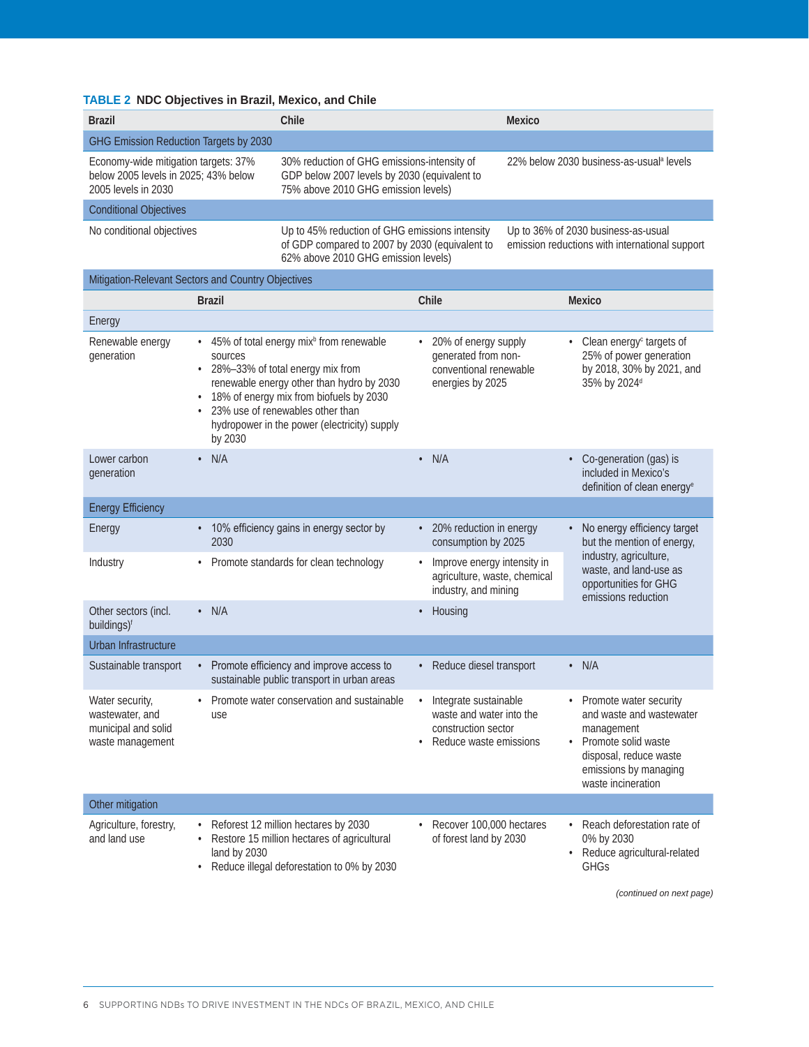**TABLE 2 NDC Objectives in Brazil, Mexico, and Chile**

| Brazil | Chile | Mexico |
|---|---|---|
| **GHG Emission Reduction Targets by 2030** | | |
| Economy-wide mitigation targets: 37% below 2005 levels in 2025; 43% below 2005 levels in 2030 | 30% reduction of GHG emissions-intensity of GDP below 2007 levels by 2030 (equivalent to 75% above 2010 GHG emission levels) | 22% below 2030 business-as-usual[a] levels |
| **Conditional Objectives** | | |
| No conditional objectives | Up to 45% reduction of GHG emissions intensity of GDP compared to 2007 by 2030 (equivalent to 62% above 2010 GHG emission levels) | Up to 36% of 2030 business-as-usual emission reductions with international support |

| Mitigation-Relevant Sectors and Country Objectives | Brazil | Chile | Mexico |
|---|---|---|---|
| **Energy** | | | |
| Renewable energy generation | • 45% of total energy mix[b] from renewable sources<br>• 28%–33% of total energy mix from renewable energy other than hydro by 2030<br>• 18% of energy mix from biofuels by 2030<br>• 23% use of renewables other than hydropower in the power (electricity) supply by 2030 | • 20% of energy supply generated from non-conventional renewable energies by 2025 | • Clean energy[c] targets of 25% of power generation by 2018, 30% by 2021, and 35% by 2024[d] |
| Lower carbon generation | • N/A | • N/A | • Co-generation (gas) is included in Mexico's definition of clean energy[e] |
| **Energy Efficiency** | | | |
| Energy | • 10% efficiency gains in energy sector by 2030 | • 20% reduction in energy consumption by 2025 | • No energy efficiency target but the mention of energy, industry, agriculture, waste, and land-use as opportunities for GHG emissions reduction |
| Industry | • Promote standards for clean technology | • Improve energy intensity in agriculture, waste, chemical industry, and mining | |
| Other sectors (incl. buildings)[f] | • N/A | • Housing | |
| **Urban Infrastructure** | | | |
| Sustainable transport | • Promote efficiency and improve access to sustainable public transport in urban areas | • Reduce diesel transport | • N/A |
| Water security, wastewater, and municipal and solid waste management | • Promote water conservation and sustainable use | • Integrate sustainable waste and water into the construction sector<br>• Reduce waste emissions | • Promote water security and waste and wastewater management<br>• Promote solid waste disposal, reduce waste emissions by managing waste incineration |
| **Other mitigation** | | | |
| Agriculture, forestry, and land use | • Reforest 12 million hectares by 2030<br>• Restore 15 million hectares of agricultural land by 2030<br>• Reduce illegal deforestation to 0% by 2030 | • Recover 100,000 hectares of forest land by 2030 | • Reach deforestation rate of 0% by 2030<br>• Reduce agricultural-related GHGs |

*(continued on next page)*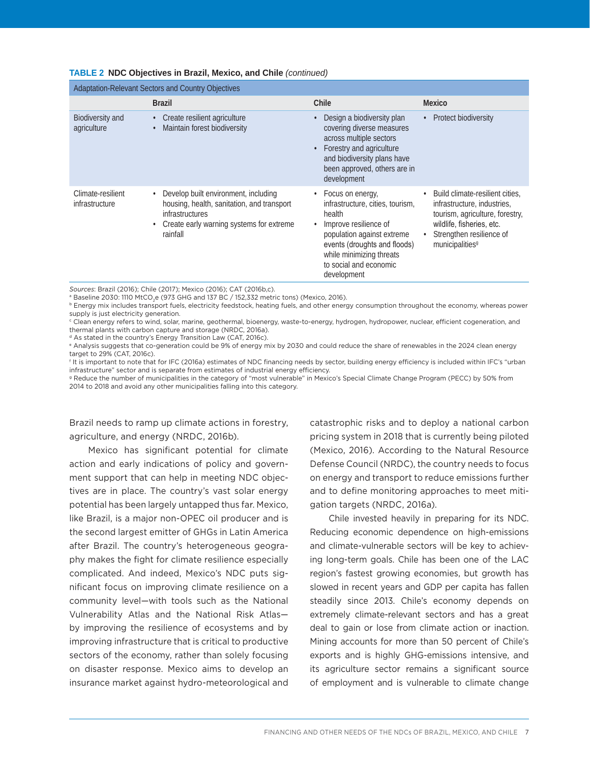**TABLE 2 NDC Objectives in Brazil, Mexico, and Chile** *(continued)*

| Adaptation-Relevant Sectors and Country Objectives | | | |
|---|---|---|---|
| | **Brazil** | **Chile** | **Mexico** |
| Biodiversity and agriculture | • Create resilient agriculture<br>• Maintain forest biodiversity | • Design a biodiversity plan covering diverse measures across multiple sectors<br>• Forestry and agriculture and biodiversity plans have been approved, others are in development | • Protect biodiversity |
| Climate-resilient infrastructure | • Develop built environment, including housing, health, sanitation, and transport infrastructures<br>• Create early warning systems for extreme rainfall | • Focus on energy, infrastructure, cities, tourism, health<br>• Improve resilience of population against extreme events (droughts and floods) while minimizing threats to social and economic development | • Build climate-resilient cities, infrastructure, industries, tourism, agriculture, forestry, wildlife, fisheries, etc.<br>• Strengthen resilience of municipalities[g] |

*Sources*: Brazil (2016); Chile (2017); Mexico (2016); CAT (2016b,c).

[a] Baseline 2030: 1110 $MtCO_2e$ (973 GHG and 137 BC / 152,332 metric tons) (Mexico, 2016).

[b] Energy mix includes transport fuels, electricity feedstock, heating fuels, and other energy consumption throughout the economy, whereas power supply is just electricity generation.

[c] Clean energy refers to wind, solar, marine, geothermal, bioenergy, waste-to-energy, hydrogen, hydropower, nuclear, efficient cogeneration, and thermal plants with carbon capture and storage (NRDC, 2016a).

[d] As stated in the country's Energy Transition Law (CAT, 2016c).

[e] Analysis suggests that co-generation could be 9% of energy mix by 2030 and could reduce the share of renewables in the 2024 clean energy target to 29% (CAT, 2016c).

[f] It is important to note that for IFC (2016a) estimates of NDC financing needs by sector, building energy efficiency is included within IFC's "urban infrastructure" sector and is separate from estimates of industrial energy efficiency.

[g] Reduce the number of municipalities in the category of "most vulnerable" in Mexico's Special Climate Change Program (PECC) by 50% from 2014 to 2018 and avoid any other municipalities falling into this category.

Brazil needs to ramp up climate actions in forestry, agriculture, and energy (NRDC, 2016b).

Mexico has significant potential for climate action and early indications of policy and government support that can help in meeting NDC objectives are in place. The country's vast solar energy potential has been largely untapped thus far. Mexico, like Brazil, is a major non-OPEC oil producer and is the second largest emitter of GHGs in Latin America after Brazil. The country's heterogeneous geography makes the fight for climate resilience especially complicated. And indeed, Mexico's NDC puts significant focus on improving climate resilience on a community level—with tools such as the National Vulnerability Atlas and the National Risk Atlas—by improving the resilience of ecosystems and by improving infrastructure that is critical to productive sectors of the economy, rather than solely focusing on disaster response. Mexico aims to develop an insurance market against hydro-meteorological and catastrophic risks and to deploy a national carbon pricing system in 2018 that is currently being piloted (Mexico, 2016). According to the Natural Resource Defense Council (NRDC), the country needs to focus on energy and transport to reduce emissions further and to define monitoring approaches to meet mitigation targets (NRDC, 2016a).

Chile invested heavily in preparing for its NDC. Reducing economic dependence on high-emissions and climate-vulnerable sectors will be key to achieving long-term goals. Chile has been one of the LAC region's fastest growing economies, but growth has slowed in recent years and GDP per capita has fallen steadily since 2013. Chile's economy depends on extremely climate-relevant sectors and has a great deal to gain or lose from climate action or inaction. Mining accounts for more than 50 percent of Chile's exports and is highly GHG-emissions intensive, and its agriculture sector remains a significant source of employment and is vulnerable to climate change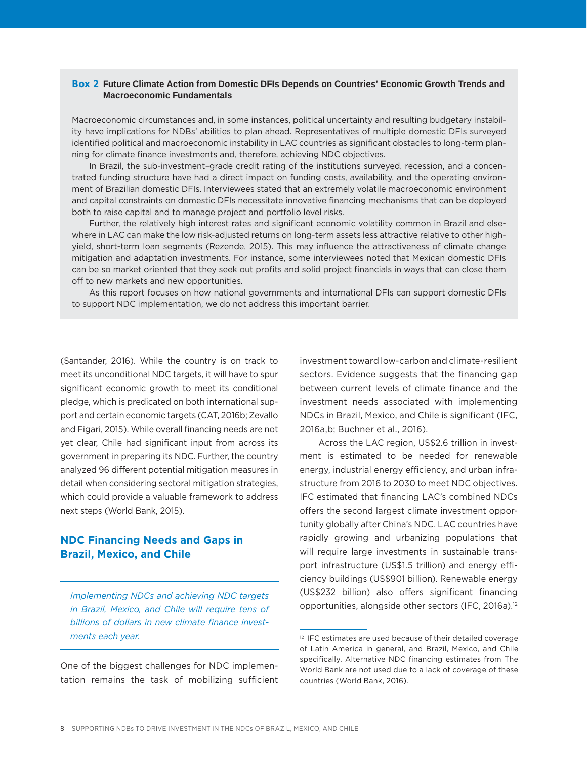**Box 2 Future Climate Action from Domestic DFIs Depends on Countries' Economic Growth Trends and Macroeconomic Fundamentals**

Macroeconomic circumstances and, in some instances, political uncertainty and resulting budgetary instability have implications for NDBs' abilities to plan ahead. Representatives of multiple domestic DFIs surveyed identified political and macroeconomic instability in LAC countries as significant obstacles to long-term planning for climate finance investments and, therefore, achieving NDC objectives.

In Brazil, the sub-investment–grade credit rating of the institutions surveyed, recession, and a concentrated funding structure have had a direct impact on funding costs, availability, and the operating environment of Brazilian domestic DFIs. Interviewees stated that an extremely volatile macroeconomic environment and capital constraints on domestic DFIs necessitate innovative financing mechanisms that can be deployed both to raise capital and to manage project and portfolio level risks.

Further, the relatively high interest rates and significant economic volatility common in Brazil and elsewhere in LAC can make the low risk-adjusted returns on long-term assets less attractive relative to other high-yield, short-term loan segments (Rezende, 2015). This may influence the attractiveness of climate change mitigation and adaptation investments. For instance, some interviewees noted that Mexican domestic DFIs can be so market oriented that they seek out profits and solid project financials in ways that can close them off to new markets and new opportunities.

As this report focuses on how national governments and international DFIs can support domestic DFIs to support NDC implementation, we do not address this important barrier.

(Santander, 2016). While the country is on track to meet its unconditional NDC targets, it will have to spur significant economic growth to meet its conditional pledge, which is predicated on both international support and certain economic targets (CAT, 2016b; Zevallo and Figari, 2015). While overall financing needs are not yet clear, Chile had significant input from across its government in preparing its NDC. Further, the country analyzed 96 different potential mitigation measures in detail when considering sectoral mitigation strategies, which could provide a valuable framework to address next steps (World Bank, 2015).

## NDC Financing Needs and Gaps in Brazil, Mexico, and Chile

*Implementing NDCs and achieving NDC targets in Brazil, Mexico, and Chile will require tens of billions of dollars in new climate finance investments each year.*

One of the biggest challenges for NDC implementation remains the task of mobilizing sufficient investment toward low-carbon and climate-resilient sectors. Evidence suggests that the financing gap between current levels of climate finance and the investment needs associated with implementing NDCs in Brazil, Mexico, and Chile is significant (IFC, 2016a,b; Buchner et al., 2016).

Across the LAC region, US$2.6 trillion in investment is estimated to be needed for renewable energy, industrial energy efficiency, and urban infrastructure from 2016 to 2030 to meet NDC objectives. IFC estimated that financing LAC's combined NDCs offers the second largest climate investment opportunity globally after China's NDC. LAC countries have rapidly growing and urbanizing populations that will require large investments in sustainable transport infrastructure (US$1.5 trillion) and energy efficiency buildings (US$901 billion). Renewable energy (US$232 billion) also offers significant financing opportunities, alongside other sectors (IFC, 2016a).[12]

[12] IFC estimates are used because of their detailed coverage of Latin America in general, and Brazil, Mexico, and Chile specifically. Alternative NDC financing estimates from The World Bank are not used due to a lack of coverage of these countries (World Bank, 2016).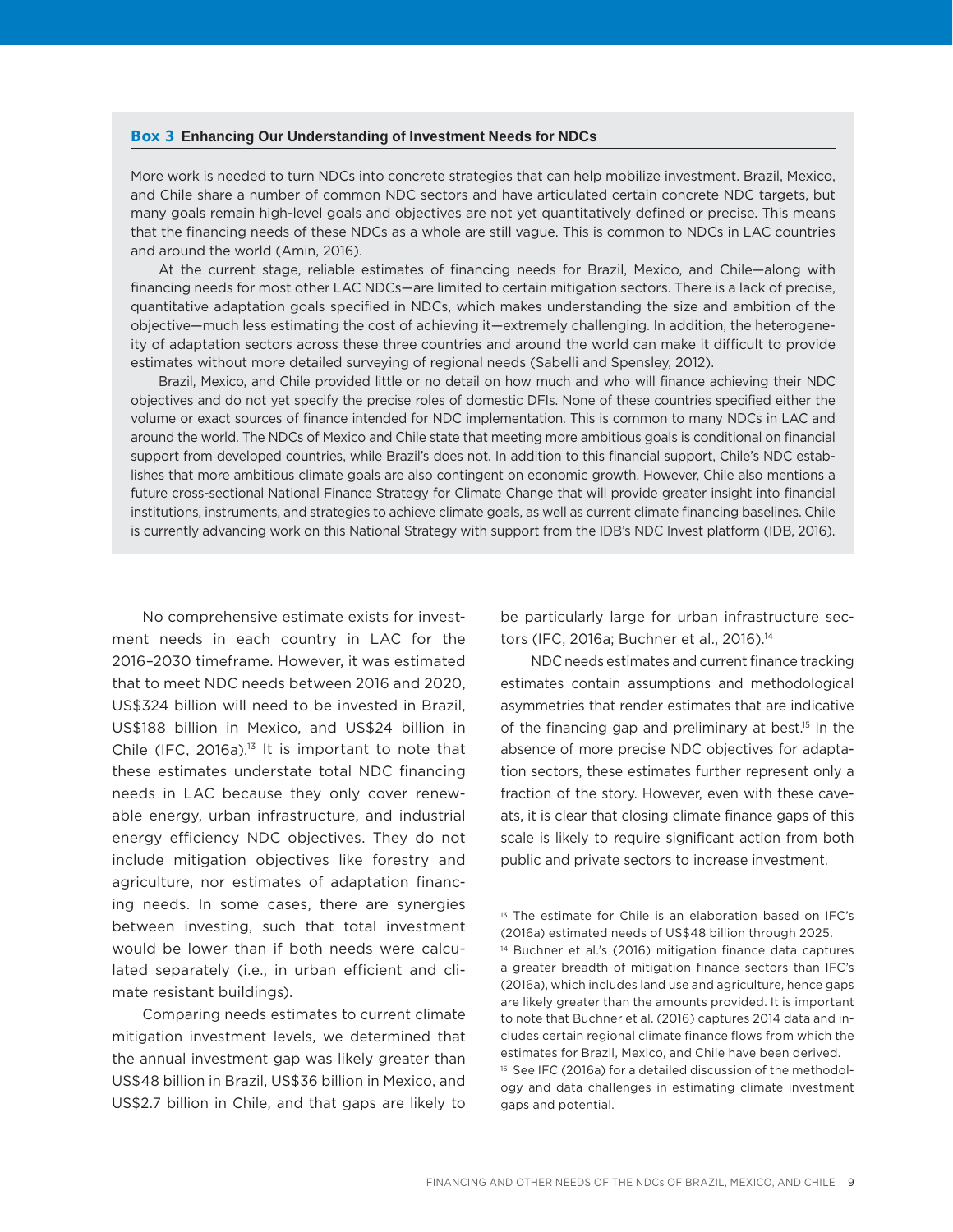### Box 3 Enhancing Our Understanding of Investment Needs for NDCs

More work is needed to turn NDCs into concrete strategies that can help mobilize investment. Brazil, Mexico, and Chile share a number of common NDC sectors and have articulated certain concrete NDC targets, but many goals remain high-level goals and objectives are not yet quantitatively defined or precise. This means that the financing needs of these NDCs as a whole are still vague. This is common to NDCs in LAC countries and around the world (Amin, 2016).

At the current stage, reliable estimates of financing needs for Brazil, Mexico, and Chile—along with financing needs for most other LAC NDCs—are limited to certain mitigation sectors. There is a lack of precise, quantitative adaptation goals specified in NDCs, which makes understanding the size and ambition of the objective—much less estimating the cost of achieving it—extremely challenging. In addition, the heterogeneity of adaptation sectors across these three countries and around the world can make it difficult to provide estimates without more detailed surveying of regional needs (Sabelli and Spensley, 2012).

Brazil, Mexico, and Chile provided little or no detail on how much and who will finance achieving their NDC objectives and do not yet specify the precise roles of domestic DFIs. None of these countries specified either the volume or exact sources of finance intended for NDC implementation. This is common to many NDCs in LAC and around the world. The NDCs of Mexico and Chile state that meeting more ambitious goals is conditional on financial support from developed countries, while Brazil's does not. In addition to this financial support, Chile's NDC establishes that more ambitious climate goals are also contingent on economic growth. However, Chile also mentions a future cross-sectional National Finance Strategy for Climate Change that will provide greater insight into financial institutions, instruments, and strategies to achieve climate goals, as well as current climate financing baselines. Chile is currently advancing work on this National Strategy with support from the IDB's NDC Invest platform (IDB, 2016).

No comprehensive estimate exists for investment needs in each country in LAC for the 2016–2030 timeframe. However, it was estimated that to meet NDC needs between 2016 and 2020, US$324 billion will need to be invested in Brazil, US$188 billion in Mexico, and US$24 billion in Chile (IFC, 2016a).[13] It is important to note that these estimates understate total NDC financing needs in LAC because they only cover renewable energy, urban infrastructure, and industrial energy efficiency NDC objectives. They do not include mitigation objectives like forestry and agriculture, nor estimates of adaptation financing needs. In some cases, there are synergies between investing, such that total investment would be lower than if both needs were calculated separately (i.e., in urban efficient and climate resistant buildings).

Comparing needs estimates to current climate mitigation investment levels, we determined that the annual investment gap was likely greater than US$48 billion in Brazil, US$36 billion in Mexico, and US$2.7 billion in Chile, and that gaps are likely to be particularly large for urban infrastructure sectors (IFC, 2016a; Buchner et al., 2016).[14]

NDC needs estimates and current finance tracking estimates contain assumptions and methodological asymmetries that render estimates that are indicative of the financing gap and preliminary at best.[15] In the absence of more precise NDC objectives for adaptation sectors, these estimates further represent only a fraction of the story. However, even with these caveats, it is clear that closing climate finance gaps of this scale is likely to require significant action from both public and private sectors to increase investment.

---

[13] The estimate for Chile is an elaboration based on IFC's (2016a) estimated needs of US$48 billion through 2025.

[14] Buchner et al.'s (2016) mitigation finance data captures a greater breadth of mitigation finance sectors than IFC's (2016a), which includes land use and agriculture, hence gaps are likely greater than the amounts provided. It is important to note that Buchner et al. (2016) captures 2014 data and includes certain regional climate finance flows from which the estimates for Brazil, Mexico, and Chile have been derived.

[15] See IFC (2016a) for a detailed discussion of the methodology and data challenges in estimating climate investment gaps and potential.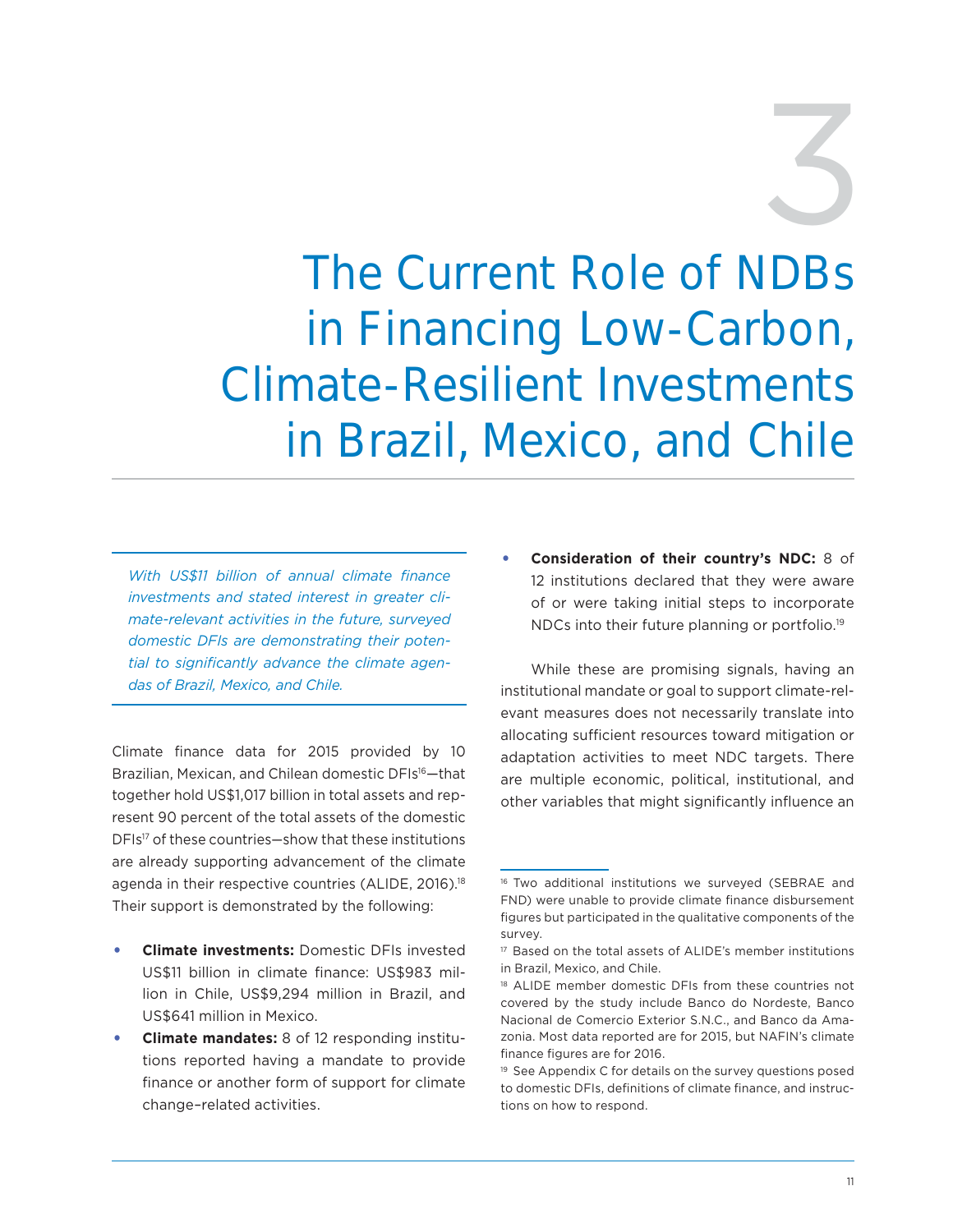# 3 The Current Role of NDBs in Financing Low-Carbon, Climate-Resilient Investments in Brazil, Mexico, and Chile

*With US$11 billion of annual climate finance investments and stated interest in greater climate-relevant activities in the future, surveyed domestic DFIs are demonstrating their potential to significantly advance the climate agendas of Brazil, Mexico, and Chile.*

Climate finance data for 2015 provided by 10 Brazilian, Mexican, and Chilean domestic DFIs[16]—that together hold US$1,017 billion in total assets and represent 90 percent of the total assets of the domestic DFIs[17] of these countries—show that these institutions are already supporting advancement of the climate agenda in their respective countries (ALIDE, 2016).[18] Their support is demonstrated by the following:

- **Climate investments:** Domestic DFIs invested US$11 billion in climate finance: US$983 million in Chile, US$9,294 million in Brazil, and US$641 million in Mexico.
- **Climate mandates:** 8 of 12 responding institutions reported having a mandate to provide finance or another form of support for climate change–related activities.
- **Consideration of their country's NDC:** 8 of 12 institutions declared that they were aware of or were taking initial steps to incorporate NDCs into their future planning or portfolio.[19]

While these are promising signals, having an institutional mandate or goal to support climate-relevant measures does not necessarily translate into allocating sufficient resources toward mitigation or adaptation activities to meet NDC targets. There are multiple economic, political, institutional, and other variables that might significantly influence an

[16] Two additional institutions we surveyed (SEBRAE and FND) were unable to provide climate finance disbursement figures but participated in the qualitative components of the survey.

[17] Based on the total assets of ALIDE's member institutions in Brazil, Mexico, and Chile.

[18] ALIDE member domestic DFIs from these countries not covered by the study include Banco do Nordeste, Banco Nacional de Comercio Exterior S.N.C., and Banco da Amazonia. Most data reported are for 2015, but NAFIN's climate finance figures are for 2016.

[19] See Appendix C for details on the survey questions posed to domestic DFIs, definitions of climate finance, and instructions on how to respond.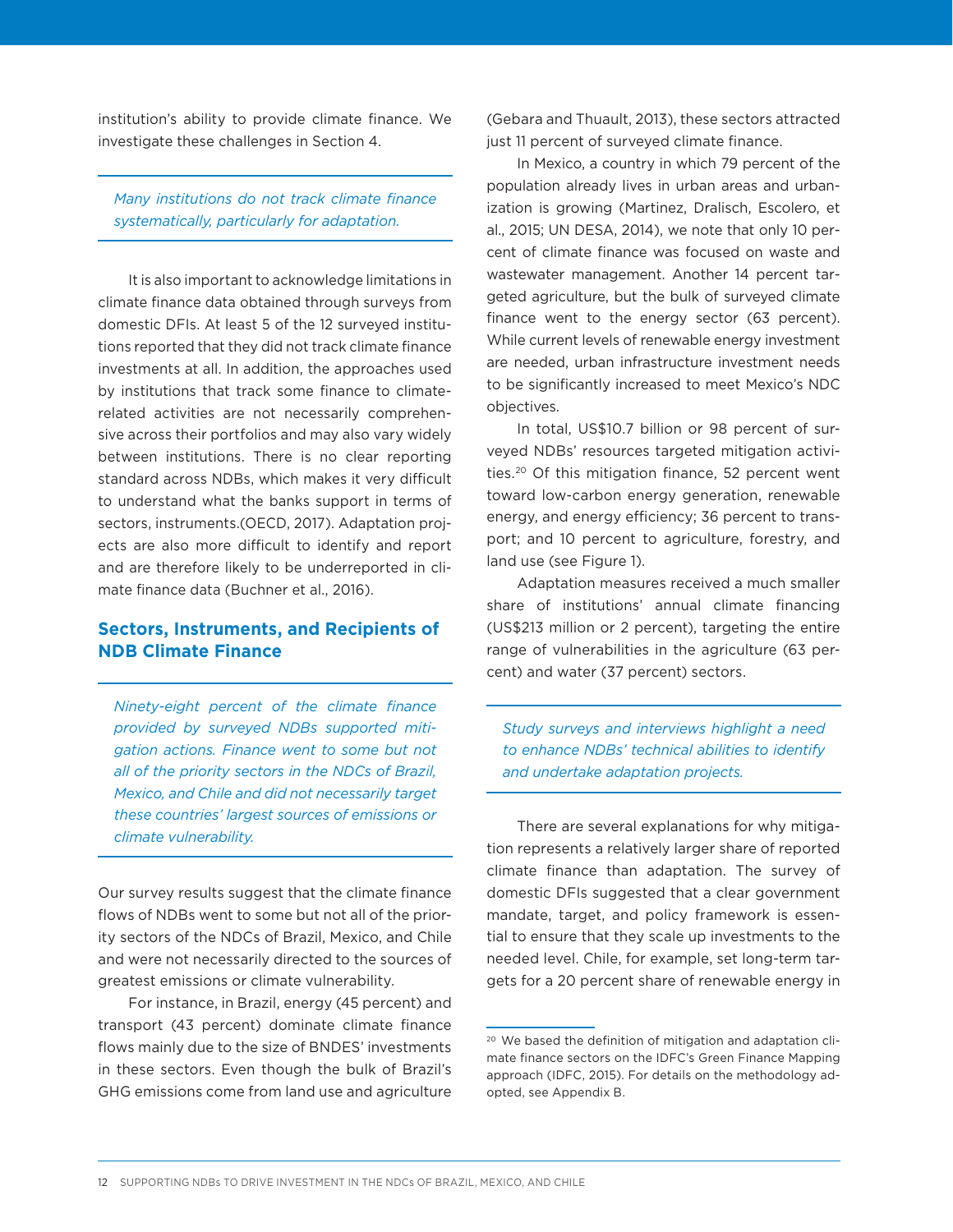institution's ability to provide climate finance. We investigate these challenges in Section 4.

*Many institutions do not track climate finance systematically, particularly for adaptation.*

It is also important to acknowledge limitations in climate finance data obtained through surveys from domestic DFIs. At least 5 of the 12 surveyed institutions reported that they did not track climate finance investments at all. In addition, the approaches used by institutions that track some finance to climate-related activities are not necessarily comprehensive across their portfolios and may also vary widely between institutions. There is no clear reporting standard across NDBs, which makes it very difficult to understand what the banks support in terms of sectors, instruments.(OECD, 2017). Adaptation projects are also more difficult to identify and report and are therefore likely to be underreported in climate finance data (Buchner et al., 2016).

## Sectors, Instruments, and Recipients of NDB Climate Finance

*Ninety-eight percent of the climate finance provided by surveyed NDBs supported mitigation actions. Finance went to some but not all of the priority sectors in the NDCs of Brazil, Mexico, and Chile and did not necessarily target these countries' largest sources of emissions or climate vulnerability.*

Our survey results suggest that the climate finance flows of NDBs went to some but not all of the priority sectors of the NDCs of Brazil, Mexico, and Chile and were not necessarily directed to the sources of greatest emissions or climate vulnerability.

For instance, in Brazil, energy (45 percent) and transport (43 percent) dominate climate finance flows mainly due to the size of BNDES' investments in these sectors. Even though the bulk of Brazil's GHG emissions come from land use and agriculture (Gebara and Thuault, 2013), these sectors attracted just 11 percent of surveyed climate finance.

In Mexico, a country in which 79 percent of the population already lives in urban areas and urbanization is growing (Martinez, Dralisch, Escolero, et al., 2015; UN DESA, 2014), we note that only 10 percent of climate finance was focused on waste and wastewater management. Another 14 percent targeted agriculture, but the bulk of surveyed climate finance went to the energy sector (63 percent). While current levels of renewable energy investment are needed, urban infrastructure investment needs to be significantly increased to meet Mexico's NDC objectives.

In total, US$10.7 billion or 98 percent of surveyed NDBs' resources targeted mitigation activities.[20] Of this mitigation finance, 52 percent went toward low-carbon energy generation, renewable energy, and energy efficiency; 36 percent to transport; and 10 percent to agriculture, forestry, and land use (see Figure 1).

Adaptation measures received a much smaller share of institutions' annual climate financing (US$213 million or 2 percent), targeting the entire range of vulnerabilities in the agriculture (63 percent) and water (37 percent) sectors.

*Study surveys and interviews highlight a need to enhance NDBs' technical abilities to identify and undertake adaptation projects.*

There are several explanations for why mitigation represents a relatively larger share of reported climate finance than adaptation. The survey of domestic DFIs suggested that a clear government mandate, target, and policy framework is essential to ensure that they scale up investments to the needed level. Chile, for example, set long-term targets for a 20 percent share of renewable energy in

[20] We based the definition of mitigation and adaptation climate finance sectors on the IDFC's Green Finance Mapping approach (IDFC, 2015). For details on the methodology adopted, see Appendix B.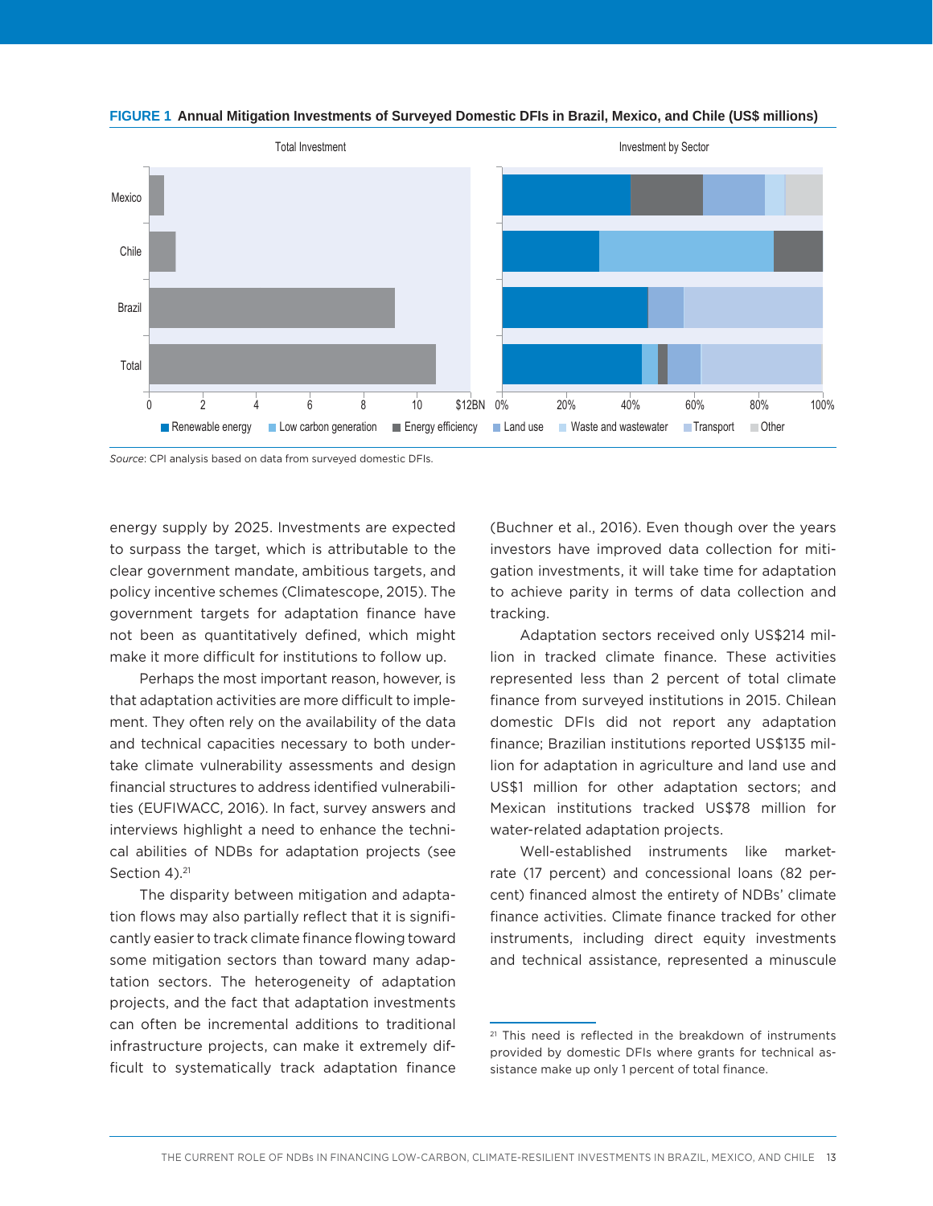**FIGURE 1 Annual Mitigation Investments of Surveyed Domestic DFIs in Brazil, Mexico, and Chile (US$ millions)**

*Source*: CPI analysis based on data from surveyed domestic DFIs.

energy supply by 2025. Investments are expected to surpass the target, which is attributable to the clear government mandate, ambitious targets, and policy incentive schemes (Climatescope, 2015). The government targets for adaptation finance have not been as quantitatively defined, which might make it more difficult for institutions to follow up.

Perhaps the most important reason, however, is that adaptation activities are more difficult to implement. They often rely on the availability of the data and technical capacities necessary to both undertake climate vulnerability assessments and design financial structures to address identified vulnerabilities (EUFIWACC, 2016). In fact, survey answers and interviews highlight a need to enhance the technical abilities of NDBs for adaptation projects (see Section 4).[21]

The disparity between mitigation and adaptation flows may also partially reflect that it is significantly easier to track climate finance flowing toward some mitigation sectors than toward many adaptation sectors. The heterogeneity of adaptation projects, and the fact that adaptation investments can often be incremental additions to traditional infrastructure projects, can make it extremely difficult to systematically track adaptation finance (Buchner et al., 2016). Even though over the years investors have improved data collection for mitigation investments, it will take time for adaptation to achieve parity in terms of data collection and tracking.

Adaptation sectors received only US$214 million in tracked climate finance. These activities represented less than 2 percent of total climate finance from surveyed institutions in 2015. Chilean domestic DFIs did not report any adaptation finance; Brazilian institutions reported US$135 million for adaptation in agriculture and land use and US$1 million for other adaptation sectors; and Mexican institutions tracked US$78 million for water-related adaptation projects.

Well-established instruments like market-rate (17 percent) and concessional loans (82 percent) financed almost the entirety of NDBs' climate finance activities. Climate finance tracked for other instruments, including direct equity investments and technical assistance, represented a minuscule

[21] This need is reflected in the breakdown of instruments provided by domestic DFIs where grants for technical assistance make up only 1 percent of total finance.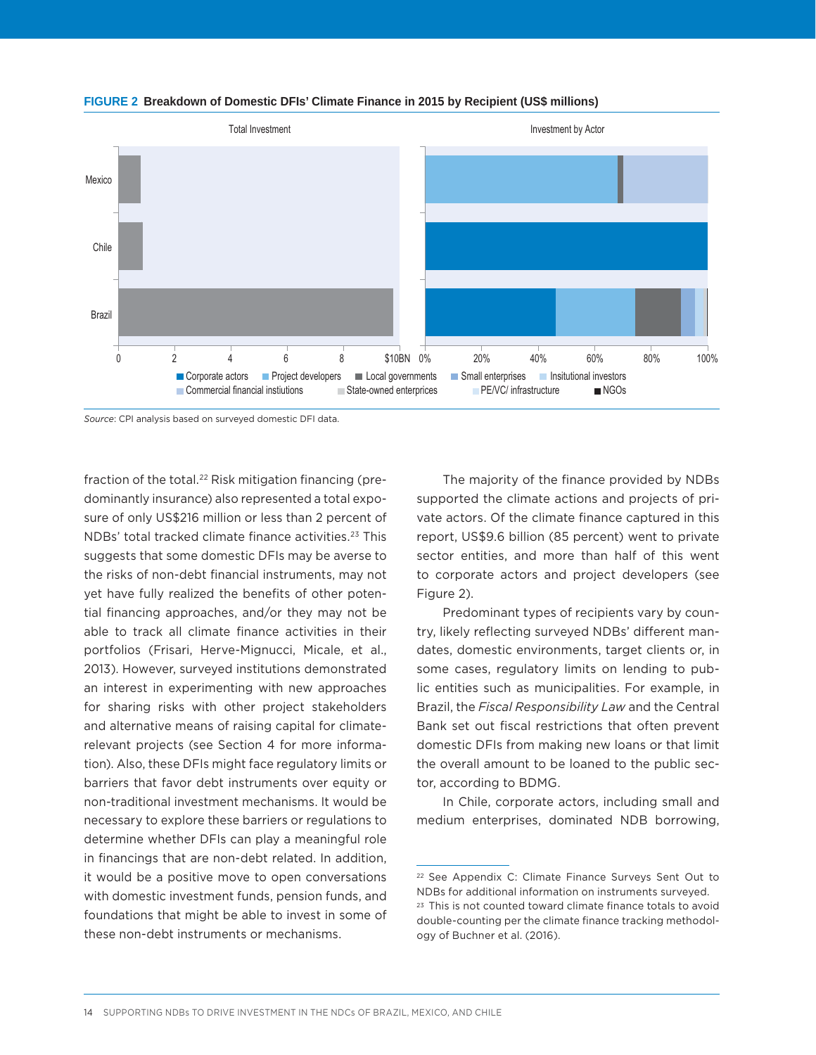**FIGURE 2** **Breakdown of Domestic DFIs' Climate Finance in 2015 by Recipient (US$ millions)**

Total Investment | Investment by Actor

Mexico, Chile, Brazil

0, 2, 4, 6, 8, $10BN | 0%, 20%, 40%, 60%, 80%, 100%

Corporate actors, Project developers, Local governments, Small enterprises, Insitutional investors, Commercial financial instiutions, State-owned enterprises, PE/VC/ infrastructure, NGOs

*Source*: CPI analysis based on surveyed domestic DFI data.

fraction of the total.[22] Risk mitigation financing (predominantly insurance) also represented a total exposure of only US$216 million or less than 2 percent of NDBs' total tracked climate finance activities.[23] This suggests that some domestic DFIs may be averse to the risks of non-debt financial instruments, may not yet have fully realized the benefits of other potential financing approaches, and/or they may not be able to track all climate finance activities in their portfolios (Frisari, Herve-Mignucci, Micale, et al., 2013). However, surveyed institutions demonstrated an interest in experimenting with new approaches for sharing risks with other project stakeholders and alternative means of raising capital for climate-relevant projects (see Section 4 for more information). Also, these DFIs might face regulatory limits or barriers that favor debt instruments over equity or non-traditional investment mechanisms. It would be necessary to explore these barriers or regulations to determine whether DFIs can play a meaningful role in financings that are non-debt related. In addition, it would be a positive move to open conversations with domestic investment funds, pension funds, and foundations that might be able to invest in some of these non-debt instruments or mechanisms.

The majority of the finance provided by NDBs supported the climate actions and projects of private actors. Of the climate finance captured in this report, US$9.6 billion (85 percent) went to private sector entities, and more than half of this went to corporate actors and project developers (see Figure 2).

Predominant types of recipients vary by country, likely reflecting surveyed NDBs' different mandates, domestic environments, target clients or, in some cases, regulatory limits on lending to public entities such as municipalities. For example, in Brazil, the *Fiscal Responsibility Law* and the Central Bank set out fiscal restrictions that often prevent domestic DFIs from making new loans or that limit the overall amount to be loaned to the public sector, according to BDMG.

In Chile, corporate actors, including small and medium enterprises, dominated NDB borrowing,

[22] See Appendix C: Climate Finance Surveys Sent Out to NDBs for additional information on instruments surveyed.

[23] This is not counted toward climate finance totals to avoid double-counting per the climate finance tracking methodology of Buchner et al. (2016).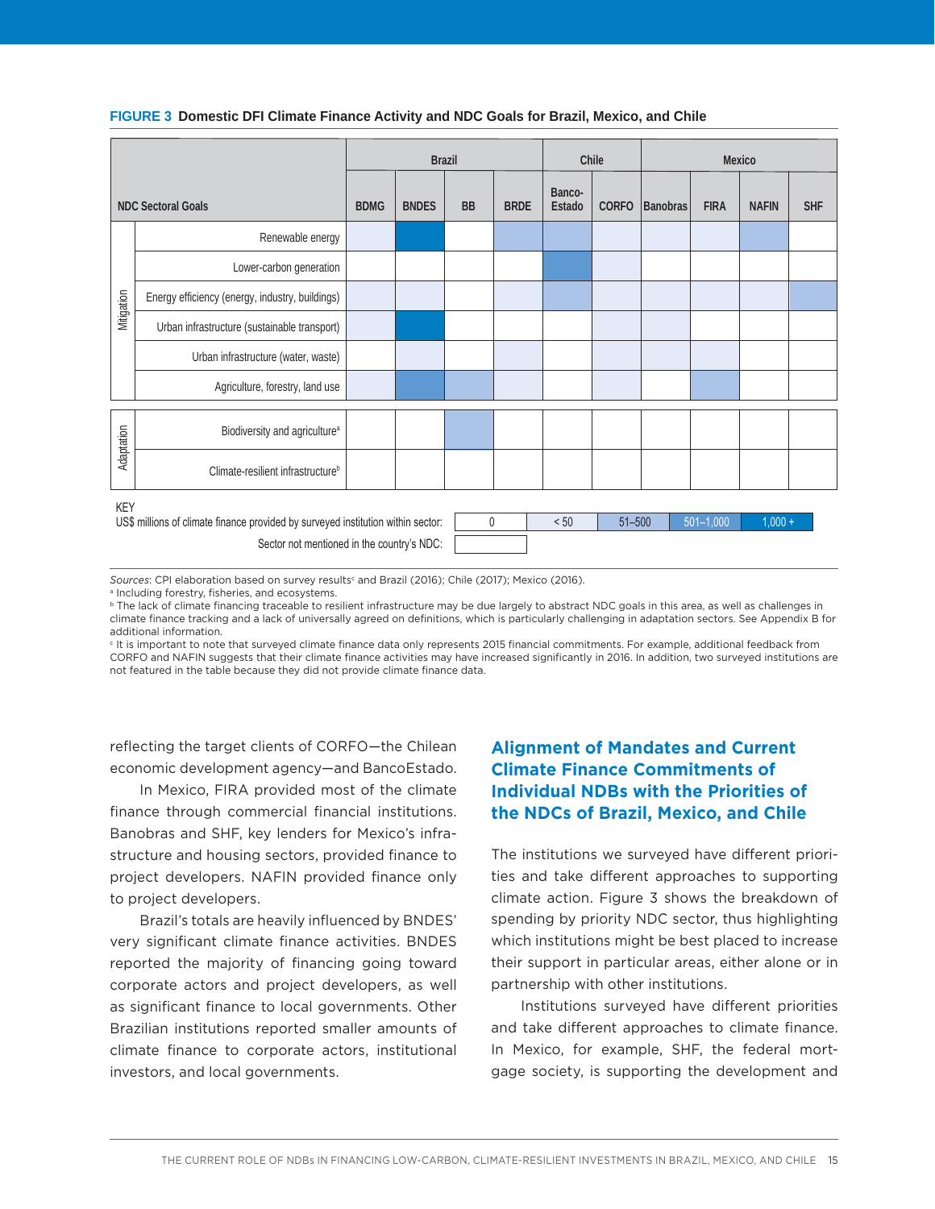**FIGURE 3 Domestic DFI Climate Finance Activity and NDC Goals for Brazil, Mexico, and Chile**

| | NDC Sectoral Goals | Brazil | | | | Chile | | Mexico | | | |
|---|---|---|---|---|---|---|---|---|---|---|---|
| | | BDMG | BNDES | BB | BRDE | Banco-Estado | CORFO | Banobras | FIRA | NAFIN | SHF |
| Mitigation | Renewable energy | < 50 | 1,000 + | | 51–500 | 51–500 | < 50 | < 50 | < 50 | 51–500 | |
| | Lower-carbon generation | | | | | 501–1,000 | < 50 | | | | |
| | Energy efficiency (energy, industry, buildings) | < 50 | < 50 | | < 50 | 51–500 | < 50 | < 50 | < 50 | < 50 | 51–500 |
| | Urban infrastructure (sustainable transport) | < 50 | 1,000 + | | | | < 50 | < 50 | | | |
| | Urban infrastructure (water, waste) | | < 50 | | < 50 | | < 50 | < 50 | < 50 | | |
| | Agriculture, forestry, land use | < 50 | 501–1,000 | 51–500 | < 50 | | < 50 | | 51–500 | | |
| Adaptation | Biodiversity and agriculture[a] | | | 51–500 | | | | | | | |
| | Climate-resilient infrastructure[b] | | | | | | | | | | |

KEY

US$ millions of climate finance provided by surveyed institution within sector: 0 | < 50 | 51–500 | 501–1,000 | 1,000 +

Sector not mentioned in the country's NDC: (blank)

*Sources*: CPI elaboration based on survey results[c] and Brazil (2016); Chile (2017); Mexico (2016).

[a] Including forestry, fisheries, and ecosystems.

[b] The lack of climate financing traceable to resilient infrastructure may be due largely to abstract NDC goals in this area, as well as challenges in climate finance tracking and a lack of universally agreed on definitions, which is particularly challenging in adaptation sectors. See Appendix B for additional information.

[c] It is important to note that surveyed climate finance data only represents 2015 financial commitments. For example, additional feedback from CORFO and NAFIN suggests that their climate finance activities may have increased significantly in 2016. In addition, two surveyed institutions are not featured in the table because they did not provide climate finance data.

reflecting the target clients of CORFO—the Chilean economic development agency—and BancoEstado.

In Mexico, FIRA provided most of the climate finance through commercial financial institutions. Banobras and SHF, key lenders for Mexico's infrastructure and housing sectors, provided finance to project developers. NAFIN provided finance only to project developers.

Brazil's totals are heavily influenced by BNDES' very significant climate finance activities. BNDES reported the majority of financing going toward corporate actors and project developers, as well as significant finance to local governments. Other Brazilian institutions reported smaller amounts of climate finance to corporate actors, institutional investors, and local governments.

## Alignment of Mandates and Current Climate Finance Commitments of Individual NDBs with the Priorities of the NDCs of Brazil, Mexico, and Chile

The institutions we surveyed have different priorities and take different approaches to supporting climate action. Figure 3 shows the breakdown of spending by priority NDC sector, thus highlighting which institutions might be best placed to increase their support in particular areas, either alone or in partnership with other institutions.

Institutions surveyed have different priorities and take different approaches to climate finance. In Mexico, for example, SHF, the federal mortgage society, is supporting the development and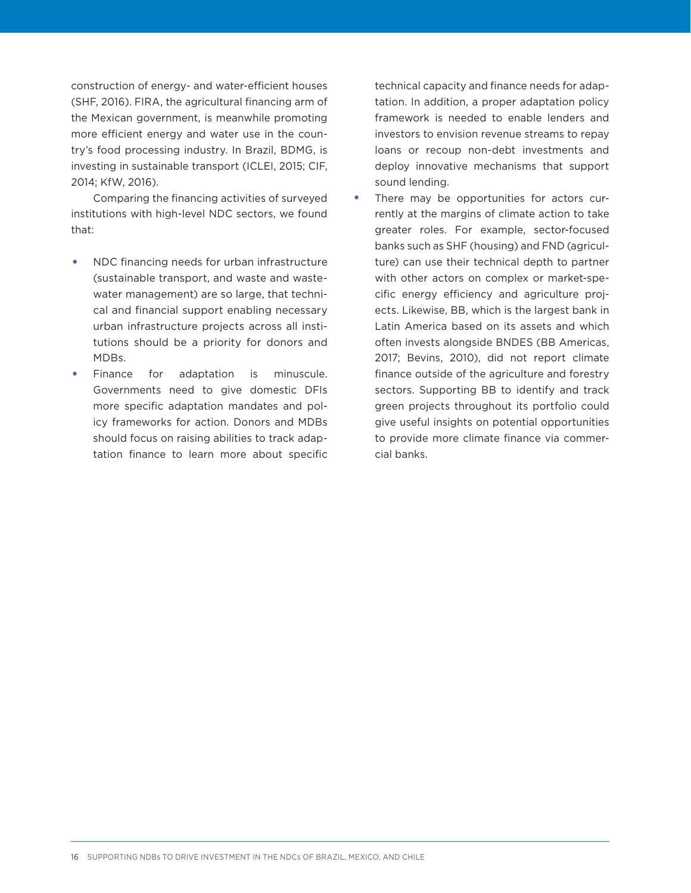construction of energy- and water-efficient houses (SHF, 2016). FIRA, the agricultural financing arm of the Mexican government, is meanwhile promoting more efficient energy and water use in the country's food processing industry. In Brazil, BDMG, is investing in sustainable transport (ICLEI, 2015; CIF, 2014; KfW, 2016).

Comparing the financing activities of surveyed institutions with high-level NDC sectors, we found that:

- NDC financing needs for urban infrastructure (sustainable transport, and waste and wastewater management) are so large, that technical and financial support enabling necessary urban infrastructure projects across all institutions should be a priority for donors and MDBs.
- Finance for adaptation is minuscule. Governments need to give domestic DFIs more specific adaptation mandates and policy frameworks for action. Donors and MDBs should focus on raising abilities to track adaptation finance to learn more about specific technical capacity and finance needs for adaptation. In addition, a proper adaptation policy framework is needed to enable lenders and investors to envision revenue streams to repay loans or recoup non-debt investments and deploy innovative mechanisms that support sound lending.
- There may be opportunities for actors currently at the margins of climate action to take greater roles. For example, sector-focused banks such as SHF (housing) and FND (agriculture) can use their technical depth to partner with other actors on complex or market-specific energy efficiency and agriculture projects. Likewise, BB, which is the largest bank in Latin America based on its assets and which often invests alongside BNDES (BB Americas, 2017; Bevins, 2010), did not report climate finance outside of the agriculture and forestry sectors. Supporting BB to identify and track green projects throughout its portfolio could give useful insights on potential opportunities to provide more climate finance via commercial banks.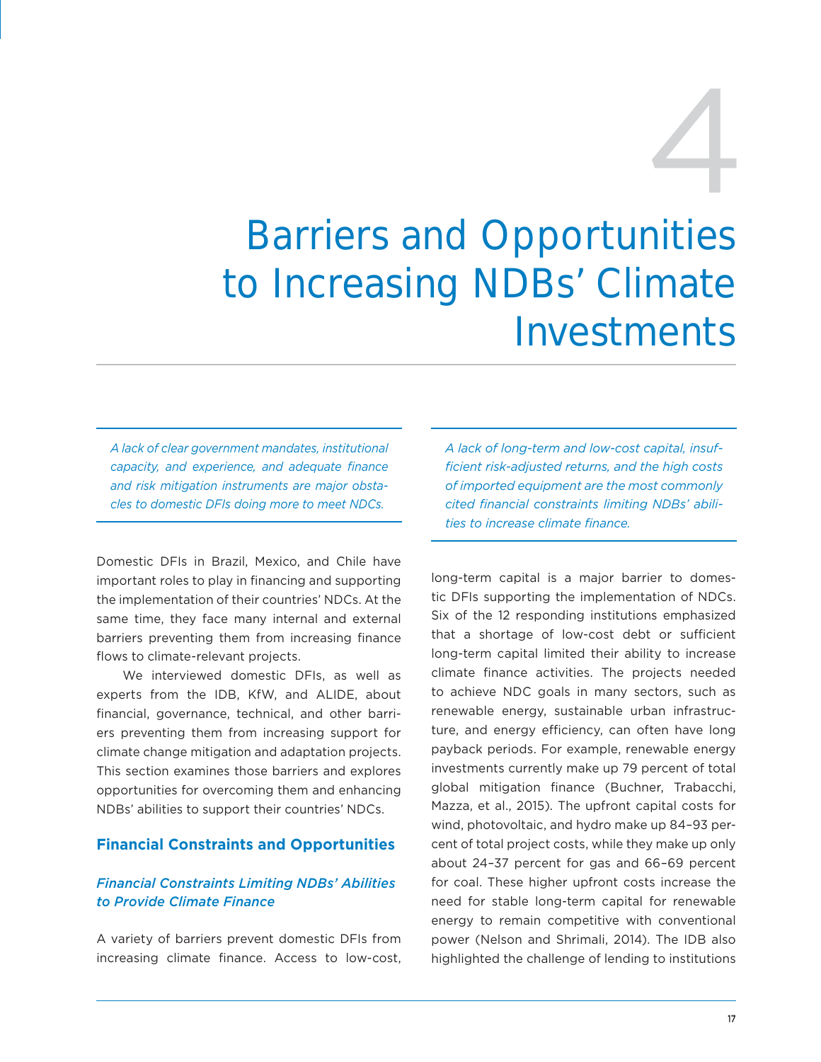# 4 Barriers and Opportunities to Increasing NDBs' Climate Investments

*A lack of clear government mandates, institutional capacity, and experience, and adequate finance and risk mitigation instruments are major obstacles to domestic DFIs doing more to meet NDCs.*

*A lack of long-term and low-cost capital, insufficient risk-adjusted returns, and the high costs of imported equipment are the most commonly cited financial constraints limiting NDBs' abilities to increase climate finance.*

Domestic DFIs in Brazil, Mexico, and Chile have important roles to play in financing and supporting the implementation of their countries' NDCs. At the same time, they face many internal and external barriers preventing them from increasing finance flows to climate-relevant projects.

We interviewed domestic DFIs, as well as experts from the IDB, KfW, and ALIDE, about financial, governance, technical, and other barriers preventing them from increasing support for climate change mitigation and adaptation projects. This section examines those barriers and explores opportunities for overcoming them and enhancing NDBs' abilities to support their countries' NDCs.

## Financial Constraints and Opportunities

### *Financial Constraints Limiting NDBs' Abilities to Provide Climate Finance*

A variety of barriers prevent domestic DFIs from increasing climate finance. Access to low-cost, long-term capital is a major barrier to domestic DFIs supporting the implementation of NDCs. Six of the 12 responding institutions emphasized that a shortage of low-cost debt or sufficient long-term capital limited their ability to increase climate finance activities. The projects needed to achieve NDC goals in many sectors, such as renewable energy, sustainable urban infrastructure, and energy efficiency, can often have long payback periods. For example, renewable energy investments currently make up 79 percent of total global mitigation finance (Buchner, Trabacchi, Mazza, et al., 2015). The upfront capital costs for wind, photovoltaic, and hydro make up 84–93 percent of total project costs, while they make up only about 24–37 percent for gas and 66–69 percent for coal. These higher upfront costs increase the need for stable long-term capital for renewable energy to remain competitive with conventional power (Nelson and Shrimali, 2014). The IDB also highlighted the challenge of lending to institutions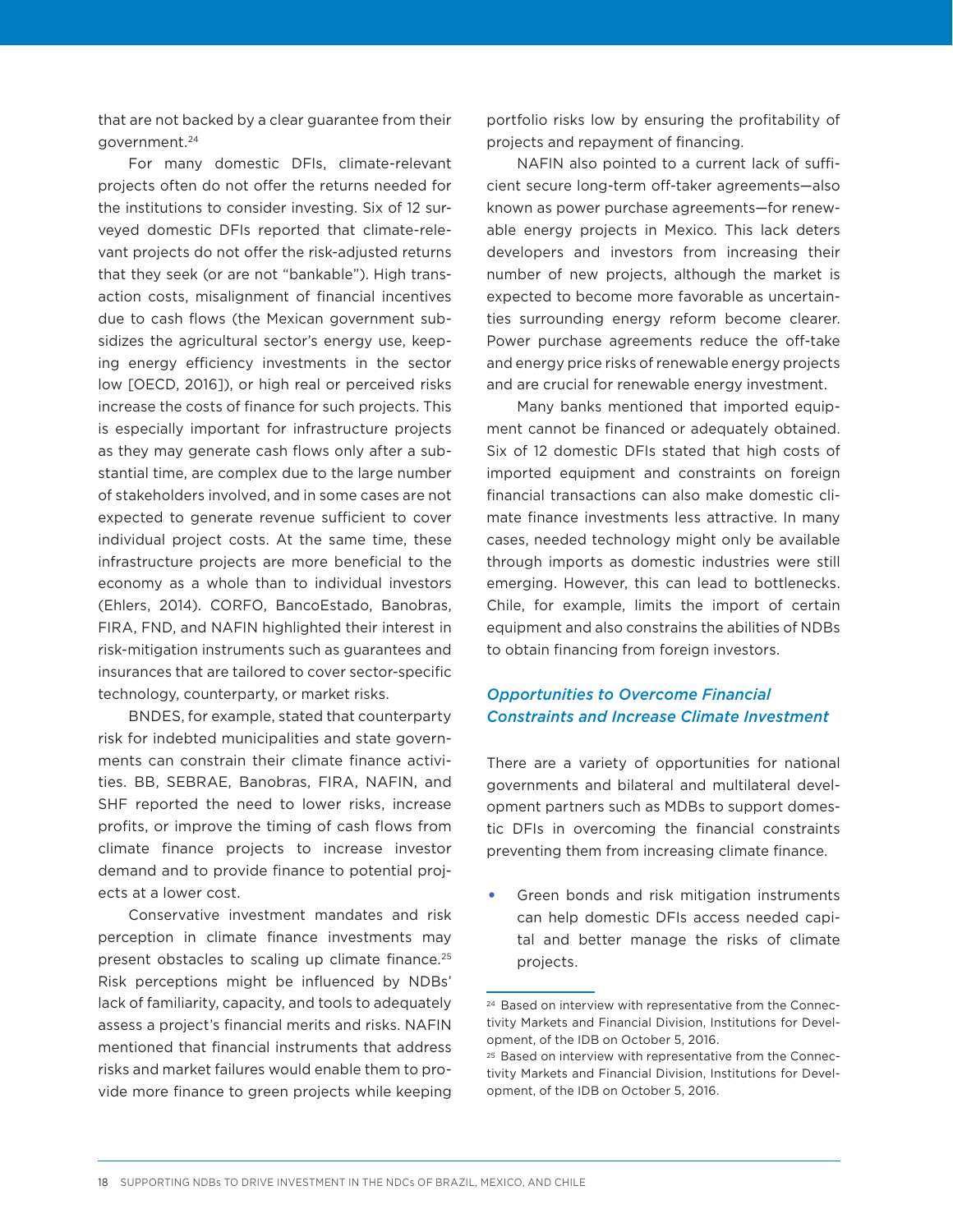that are not backed by a clear guarantee from their government.[24]

For many domestic DFIs, climate-relevant projects often do not offer the returns needed for the institutions to consider investing. Six of 12 surveyed domestic DFIs reported that climate-relevant projects do not offer the risk-adjusted returns that they seek (or are not "bankable"). High transaction costs, misalignment of financial incentives due to cash flows (the Mexican government subsidizes the agricultural sector's energy use, keeping energy efficiency investments in the sector low [OECD, 2016]), or high real or perceived risks increase the costs of finance for such projects. This is especially important for infrastructure projects as they may generate cash flows only after a substantial time, are complex due to the large number of stakeholders involved, and in some cases are not expected to generate revenue sufficient to cover individual project costs. At the same time, these infrastructure projects are more beneficial to the economy as a whole than to individual investors (Ehlers, 2014). CORFO, BancoEstado, Banobras, FIRA, FND, and NAFIN highlighted their interest in risk-mitigation instruments such as guarantees and insurances that are tailored to cover sector-specific technology, counterparty, or market risks.

BNDES, for example, stated that counterparty risk for indebted municipalities and state governments can constrain their climate finance activities. BB, SEBRAE, Banobras, FIRA, NAFIN, and SHF reported the need to lower risks, increase profits, or improve the timing of cash flows from climate finance projects to increase investor demand and to provide finance to potential projects at a lower cost.

Conservative investment mandates and risk perception in climate finance investments may present obstacles to scaling up climate finance.[25] Risk perceptions might be influenced by NDBs' lack of familiarity, capacity, and tools to adequately assess a project's financial merits and risks. NAFIN mentioned that financial instruments that address risks and market failures would enable them to provide more finance to green projects while keeping portfolio risks low by ensuring the profitability of projects and repayment of financing.

NAFIN also pointed to a current lack of sufficient secure long-term off-taker agreements—also known as power purchase agreements—for renewable energy projects in Mexico. This lack deters developers and investors from increasing their number of new projects, although the market is expected to become more favorable as uncertainties surrounding energy reform become clearer. Power purchase agreements reduce the off-take and energy price risks of renewable energy projects and are crucial for renewable energy investment.

Many banks mentioned that imported equipment cannot be financed or adequately obtained. Six of 12 domestic DFIs stated that high costs of imported equipment and constraints on foreign financial transactions can also make domestic climate finance investments less attractive. In many cases, needed technology might only be available through imports as domestic industries were still emerging. However, this can lead to bottlenecks. Chile, for example, limits the import of certain equipment and also constrains the abilities of NDBs to obtain financing from foreign investors.

### *Opportunities to Overcome Financial Constraints and Increase Climate Investment*

There are a variety of opportunities for national governments and bilateral and multilateral development partners such as MDBs to support domestic DFIs in overcoming the financial constraints preventing them from increasing climate finance.

- Green bonds and risk mitigation instruments can help domestic DFIs access needed capital and better manage the risks of climate projects.

---

[24] Based on interview with representative from the Connectivity Markets and Financial Division, Institutions for Development, of the IDB on October 5, 2016.

[25] Based on interview with representative from the Connectivity Markets and Financial Division, Institutions for Development, of the IDB on October 5, 2016.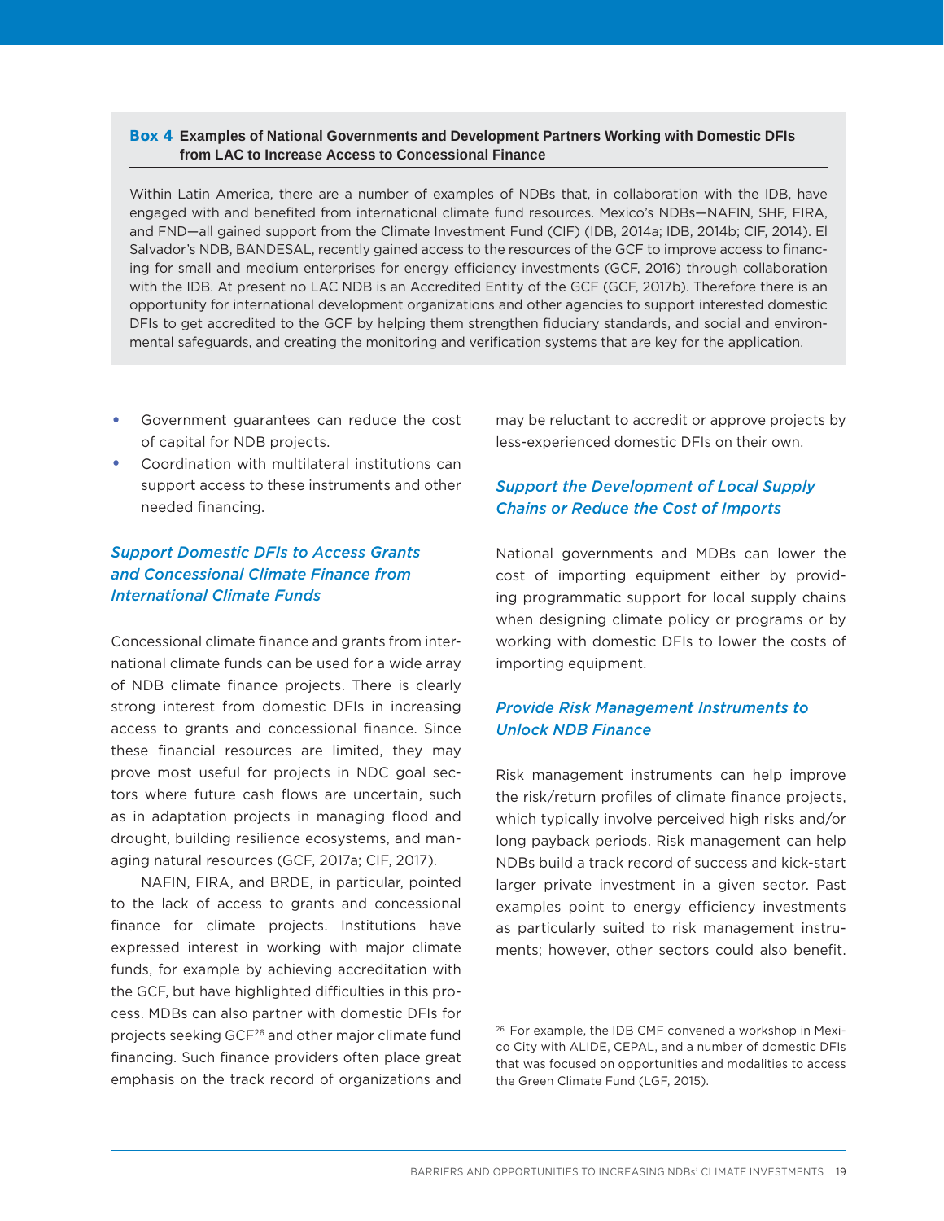**Box 4 Examples of National Governments and Development Partners Working with Domestic DFIs from LAC to Increase Access to Concessional Finance**

Within Latin America, there are a number of examples of NDBs that, in collaboration with the IDB, have engaged with and benefited from international climate fund resources. Mexico's NDBs—NAFIN, SHF, FIRA, and FND—all gained support from the Climate Investment Fund (CIF) (IDB, 2014a; IDB, 2014b; CIF, 2014). El Salvador's NDB, BANDESAL, recently gained access to the resources of the GCF to improve access to financing for small and medium enterprises for energy efficiency investments (GCF, 2016) through collaboration with the IDB. At present no LAC NDB is an Accredited Entity of the GCF (GCF, 2017b). Therefore there is an opportunity for international development organizations and other agencies to support interested domestic DFIs to get accredited to the GCF by helping them strengthen fiduciary standards, and social and environmental safeguards, and creating the monitoring and verification systems that are key for the application.

- Government guarantees can reduce the cost of capital for NDB projects.
- Coordination with multilateral institutions can support access to these instruments and other needed financing.

### *Support Domestic DFIs to Access Grants and Concessional Climate Finance from International Climate Funds*

Concessional climate finance and grants from international climate funds can be used for a wide array of NDB climate finance projects. There is clearly strong interest from domestic DFIs in increasing access to grants and concessional finance. Since these financial resources are limited, they may prove most useful for projects in NDC goal sectors where future cash flows are uncertain, such as in adaptation projects in managing flood and drought, building resilience ecosystems, and managing natural resources (GCF, 2017a; CIF, 2017).

NAFIN, FIRA, and BRDE, in particular, pointed to the lack of access to grants and concessional finance for climate projects. Institutions have expressed interest in working with major climate funds, for example by achieving accreditation with the GCF, but have highlighted difficulties in this process. MDBs can also partner with domestic DFIs for projects seeking GCF[26] and other major climate fund financing. Such finance providers often place great emphasis on the track record of organizations and may be reluctant to accredit or approve projects by less-experienced domestic DFIs on their own.

### *Support the Development of Local Supply Chains or Reduce the Cost of Imports*

National governments and MDBs can lower the cost of importing equipment either by providing programmatic support for local supply chains when designing climate policy or programs or by working with domestic DFIs to lower the costs of importing equipment.

### *Provide Risk Management Instruments to Unlock NDB Finance*

Risk management instruments can help improve the risk/return profiles of climate finance projects, which typically involve perceived high risks and/or long payback periods. Risk management can help NDBs build a track record of success and kick-start larger private investment in a given sector. Past examples point to energy efficiency investments as particularly suited to risk management instruments; however, other sectors could also benefit.

[26] For example, the IDB CMF convened a workshop in Mexico City with ALIDE, CEPAL, and a number of domestic DFIs that was focused on opportunities and modalities to access the Green Climate Fund (LGF, 2015).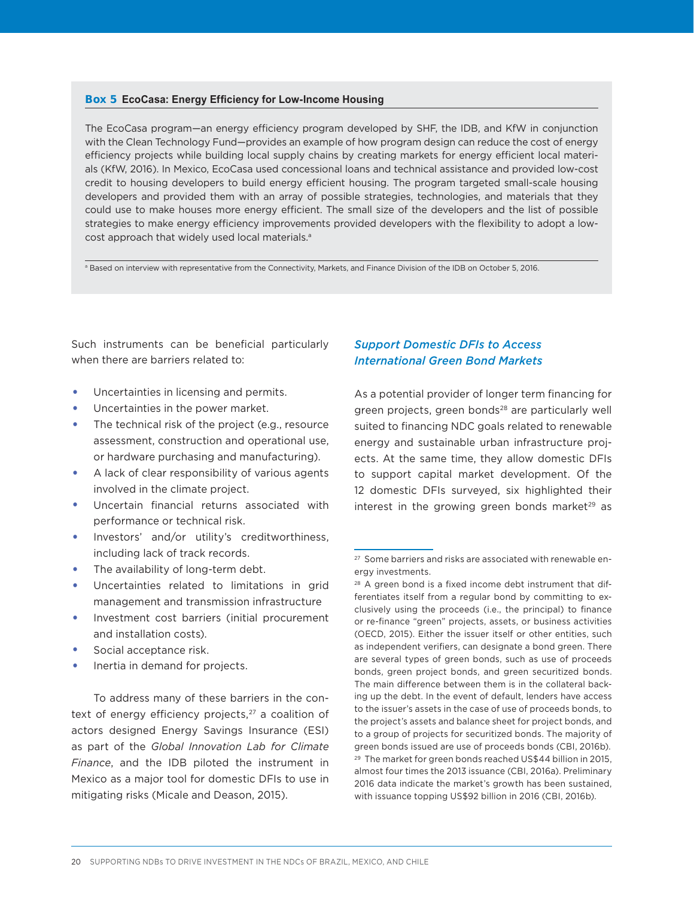**Box 5** **EcoCasa: Energy Efficiency for Low-Income Housing**

The EcoCasa program—an energy efficiency program developed by SHF, the IDB, and KfW in conjunction with the Clean Technology Fund—provides an example of how program design can reduce the cost of energy efficiency projects while building local supply chains by creating markets for energy efficient local materials (KfW, 2016). In Mexico, EcoCasa used concessional loans and technical assistance and provided low-cost credit to housing developers to build energy efficient housing. The program targeted small-scale housing developers and provided them with an array of possible strategies, technologies, and materials that they could use to make houses more energy efficient. The small size of the developers and the list of possible strategies to make energy efficiency improvements provided developers with the flexibility to adopt a low-cost approach that widely used local materials.[a]

[a] Based on interview with representative from the Connectivity, Markets, and Finance Division of the IDB on October 5, 2016.

Such instruments can be beneficial particularly when there are barriers related to:

- Uncertainties in licensing and permits.
- Uncertainties in the power market.
- The technical risk of the project (e.g., resource assessment, construction and operational use, or hardware purchasing and manufacturing).
- A lack of clear responsibility of various agents involved in the climate project.
- Uncertain financial returns associated with performance or technical risk.
- Investors' and/or utility's creditworthiness, including lack of track records.
- The availability of long-term debt.
- Uncertainties related to limitations in grid management and transmission infrastructure
- Investment cost barriers (initial procurement and installation costs).
- Social acceptance risk.
- Inertia in demand for projects.

To address many of these barriers in the context of energy efficiency projects,[27] a coalition of actors designed Energy Savings Insurance (ESI) as part of the *Global Innovation Lab for Climate Finance*, and the IDB piloted the instrument in Mexico as a major tool for domestic DFIs to use in mitigating risks (Micale and Deason, 2015).

### *Support Domestic DFIs to Access International Green Bond Markets*

As a potential provider of longer term financing for green projects, green bonds[28] are particularly well suited to financing NDC goals related to renewable energy and sustainable urban infrastructure projects. At the same time, they allow domestic DFIs to support capital market development. Of the 12 domestic DFIs surveyed, six highlighted their interest in the growing green bonds market[29] as

[27] Some barriers and risks are associated with renewable energy investments.

[28] A green bond is a fixed income debt instrument that differentiates itself from a regular bond by committing to exclusively using the proceeds (i.e., the principal) to finance or re-finance "green" projects, assets, or business activities (OECD, 2015). Either the issuer itself or other entities, such as independent verifiers, can designate a bond green. There are several types of green bonds, such as use of proceeds bonds, green project bonds, and green securitized bonds. The main difference between them is in the collateral backing up the debt. In the event of default, lenders have access to the issuer's assets in the case of use of proceeds bonds, to the project's assets and balance sheet for project bonds, and to a group of projects for securitized bonds. The majority of green bonds issued are use of proceeds bonds (CBI, 2016b).

[29] The market for green bonds reached US$44 billion in 2015, almost four times the 2013 issuance (CBI, 2016a). Preliminary 2016 data indicate the market's growth has been sustained, with issuance topping US$92 billion in 2016 (CBI, 2016b).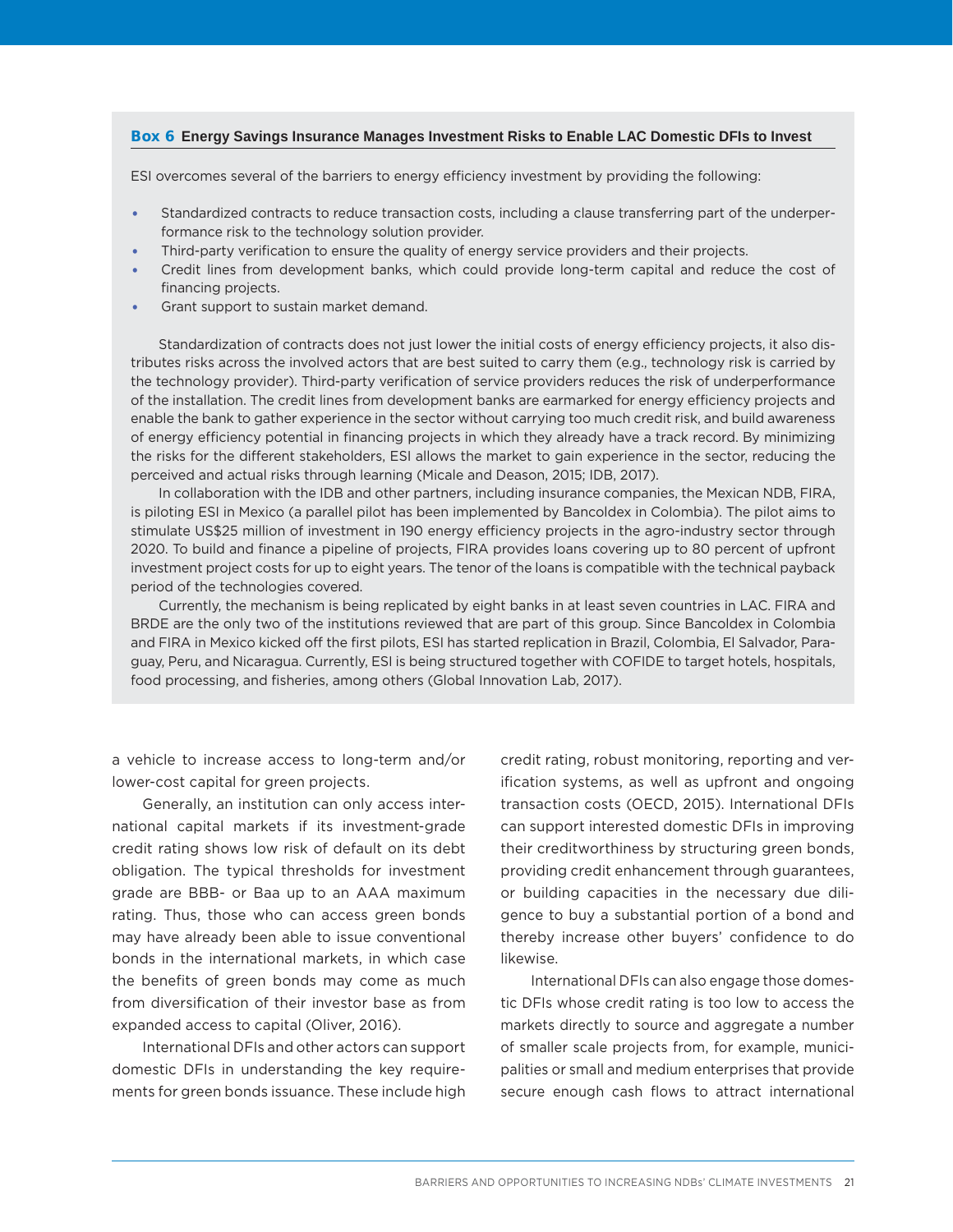### Box 6 Energy Savings Insurance Manages Investment Risks to Enable LAC Domestic DFIs to Invest

ESI overcomes several of the barriers to energy efficiency investment by providing the following:

- Standardized contracts to reduce transaction costs, including a clause transferring part of the underperformance risk to the technology solution provider.
- Third-party verification to ensure the quality of energy service providers and their projects.
- Credit lines from development banks, which could provide long-term capital and reduce the cost of financing projects.
- Grant support to sustain market demand.

Standardization of contracts does not just lower the initial costs of energy efficiency projects, it also distributes risks across the involved actors that are best suited to carry them (e.g., technology risk is carried by the technology provider). Third-party verification of service providers reduces the risk of underperformance of the installation. The credit lines from development banks are earmarked for energy efficiency projects and enable the bank to gather experience in the sector without carrying too much credit risk, and build awareness of energy efficiency potential in financing projects in which they already have a track record. By minimizing the risks for the different stakeholders, ESI allows the market to gain experience in the sector, reducing the perceived and actual risks through learning (Micale and Deason, 2015; IDB, 2017).

In collaboration with the IDB and other partners, including insurance companies, the Mexican NDB, FIRA, is piloting ESI in Mexico (a parallel pilot has been implemented by Bancoldex in Colombia). The pilot aims to stimulate US$25 million of investment in 190 energy efficiency projects in the agro-industry sector through 2020. To build and finance a pipeline of projects, FIRA provides loans covering up to 80 percent of upfront investment project costs for up to eight years. The tenor of the loans is compatible with the technical payback period of the technologies covered.

Currently, the mechanism is being replicated by eight banks in at least seven countries in LAC. FIRA and BRDE are the only two of the institutions reviewed that are part of this group. Since Bancoldex in Colombia and FIRA in Mexico kicked off the first pilots, ESI has started replication in Brazil, Colombia, El Salvador, Paraguay, Peru, and Nicaragua. Currently, ESI is being structured together with COFIDE to target hotels, hospitals, food processing, and fisheries, among others (Global Innovation Lab, 2017).

---

a vehicle to increase access to long-term and/or lower-cost capital for green projects.

Generally, an institution can only access international capital markets if its investment-grade credit rating shows low risk of default on its debt obligation. The typical thresholds for investment grade are BBB- or Baa up to an AAA maximum rating. Thus, those who can access green bonds may have already been able to issue conventional bonds in the international markets, in which case the benefits of green bonds may come as much from diversification of their investor base as from expanded access to capital (Oliver, 2016).

International DFIs and other actors can support domestic DFIs in understanding the key requirements for green bonds issuance. These include high credit rating, robust monitoring, reporting and verification systems, as well as upfront and ongoing transaction costs (OECD, 2015). International DFIs can support interested domestic DFIs in improving their creditworthiness by structuring green bonds, providing credit enhancement through guarantees, or building capacities in the necessary due diligence to buy a substantial portion of a bond and thereby increase other buyers' confidence to do likewise.

International DFIs can also engage those domestic DFIs whose credit rating is too low to access the markets directly to source and aggregate a number of smaller scale projects from, for example, municipalities or small and medium enterprises that provide secure enough cash flows to attract international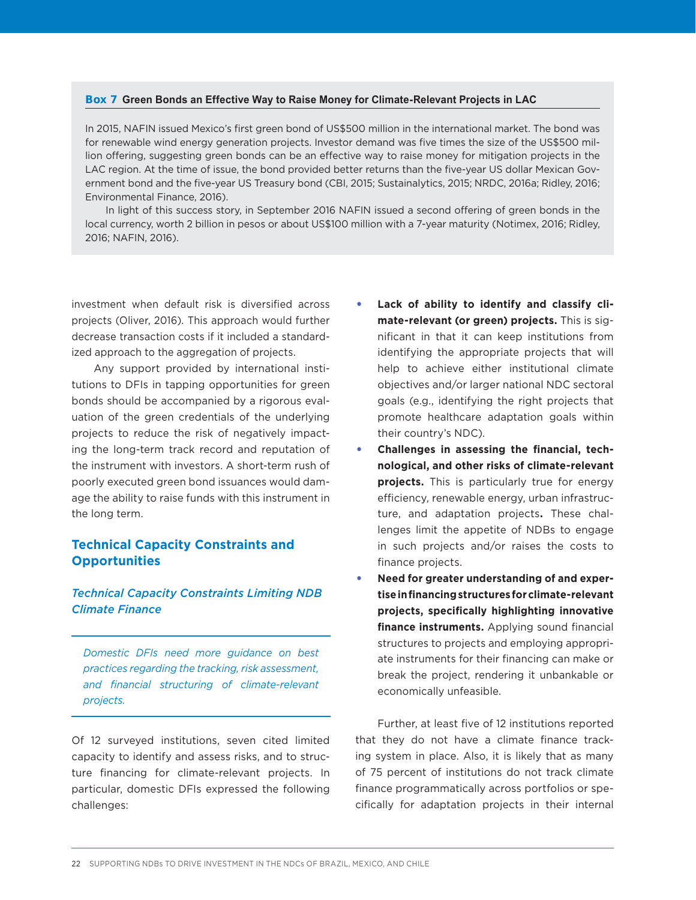**Box 7 Green Bonds an Effective Way to Raise Money for Climate-Relevant Projects in LAC**

In 2015, NAFIN issued Mexico's first green bond of US$500 million in the international market. The bond was for renewable wind energy generation projects. Investor demand was five times the size of the US$500 million offering, suggesting green bonds can be an effective way to raise money for mitigation projects in the LAC region. At the time of issue, the bond provided better returns than the five-year US dollar Mexican Government bond and the five-year US Treasury bond (CBI, 2015; Sustainalytics, 2015; NRDC, 2016a; Ridley, 2016; Environmental Finance, 2016).

In light of this success story, in September 2016 NAFIN issued a second offering of green bonds in the local currency, worth 2 billion in pesos or about US$100 million with a 7-year maturity (Notimex, 2016; Ridley, 2016; NAFIN, 2016).

investment when default risk is diversified across projects (Oliver, 2016). This approach would further decrease transaction costs if it included a standardized approach to the aggregation of projects.

Any support provided by international institutions to DFIs in tapping opportunities for green bonds should be accompanied by a rigorous evaluation of the green credentials of the underlying projects to reduce the risk of negatively impacting the long-term track record and reputation of the instrument with investors. A short-term rush of poorly executed green bond issuances would damage the ability to raise funds with this instrument in the long term.

## Technical Capacity Constraints and Opportunities

### *Technical Capacity Constraints Limiting NDB Climate Finance*

*Domestic DFIs need more guidance on best practices regarding the tracking, risk assessment, and financial structuring of climate-relevant projects.*

Of 12 surveyed institutions, seven cited limited capacity to identify and assess risks, and to structure financing for climate-relevant projects. In particular, domestic DFIs expressed the following challenges:

- **Lack of ability to identify and classify climate-relevant (or green) projects.** This is significant in that it can keep institutions from identifying the appropriate projects that will help to achieve either institutional climate objectives and/or larger national NDC sectoral goals (e.g., identifying the right projects that promote healthcare adaptation goals within their country's NDC).
- **Challenges in assessing the financial, technological, and other risks of climate-relevant projects.** This is particularly true for energy efficiency, renewable energy, urban infrastructure, and adaptation projects**.** These challenges limit the appetite of NDBs to engage in such projects and/or raises the costs to finance projects.
- **Need for greater understanding of and expertise in financing structures for climate-relevant projects, specifically highlighting innovative finance instruments.** Applying sound financial structures to projects and employing appropriate instruments for their financing can make or break the project, rendering it unbankable or economically unfeasible.

Further, at least five of 12 institutions reported that they do not have a climate finance tracking system in place. Also, it is likely that as many of 75 percent of institutions do not track climate finance programmatically across portfolios or specifically for adaptation projects in their internal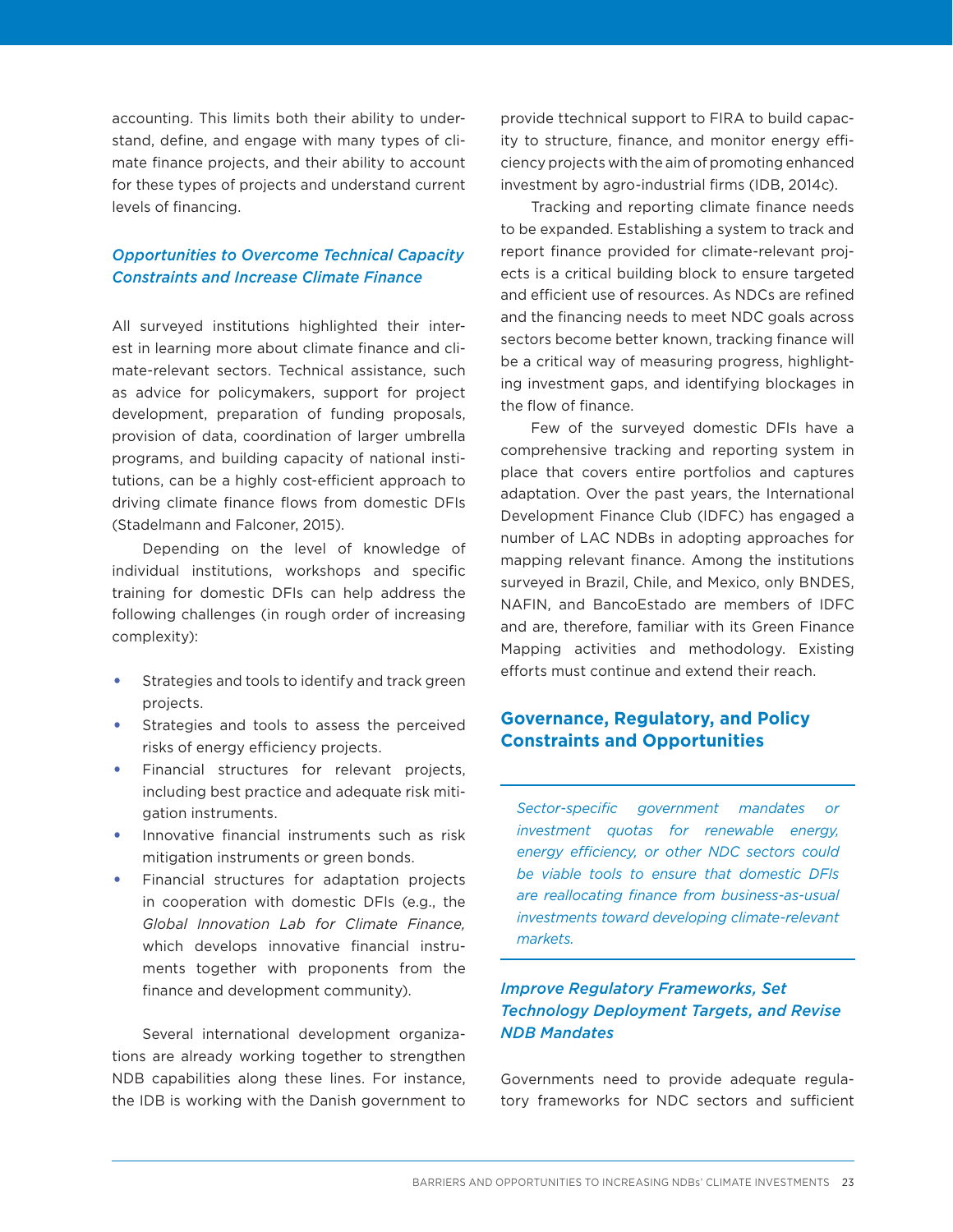accounting. This limits both their ability to understand, define, and engage with many types of climate finance projects, and their ability to account for these types of projects and understand current levels of financing.

### *Opportunities to Overcome Technical Capacity Constraints and Increase Climate Finance*

All surveyed institutions highlighted their interest in learning more about climate finance and climate-relevant sectors. Technical assistance, such as advice for policymakers, support for project development, preparation of funding proposals, provision of data, coordination of larger umbrella programs, and building capacity of national institutions, can be a highly cost-efficient approach to driving climate finance flows from domestic DFIs (Stadelmann and Falconer, 2015).

Depending on the level of knowledge of individual institutions, workshops and specific training for domestic DFIs can help address the following challenges (in rough order of increasing complexity):

- Strategies and tools to identify and track green projects.
- Strategies and tools to assess the perceived risks of energy efficiency projects.
- Financial structures for relevant projects, including best practice and adequate risk mitigation instruments.
- Innovative financial instruments such as risk mitigation instruments or green bonds.
- Financial structures for adaptation projects in cooperation with domestic DFIs (e.g., the *Global Innovation Lab for Climate Finance,* which develops innovative financial instruments together with proponents from the finance and development community).

Several international development organizations are already working together to strengthen NDB capabilities along these lines. For instance, the IDB is working with the Danish government to provide ttechnical support to FIRA to build capacity to structure, finance, and monitor energy efficiency projects with the aim of promoting enhanced investment by agro-industrial firms (IDB, 2014c).

Tracking and reporting climate finance needs to be expanded. Establishing a system to track and report finance provided for climate-relevant projects is a critical building block to ensure targeted and efficient use of resources. As NDCs are refined and the financing needs to meet NDC goals across sectors become better known, tracking finance will be a critical way of measuring progress, highlighting investment gaps, and identifying blockages in the flow of finance.

Few of the surveyed domestic DFIs have a comprehensive tracking and reporting system in place that covers entire portfolios and captures adaptation. Over the past years, the International Development Finance Club (IDFC) has engaged a number of LAC NDBs in adopting approaches for mapping relevant finance. Among the institutions surveyed in Brazil, Chile, and Mexico, only BNDES, NAFIN, and BancoEstado are members of IDFC and are, therefore, familiar with its Green Finance Mapping activities and methodology. Existing efforts must continue and extend their reach.

## Governance, Regulatory, and Policy Constraints and Opportunities

*Sector-specific government mandates or investment quotas for renewable energy, energy efficiency, or other NDC sectors could be viable tools to ensure that domestic DFIs are reallocating finance from business-as-usual investments toward developing climate-relevant markets.*

### *Improve Regulatory Frameworks, Set Technology Deployment Targets, and Revise NDB Mandates*

Governments need to provide adequate regulatory frameworks for NDC sectors and sufficient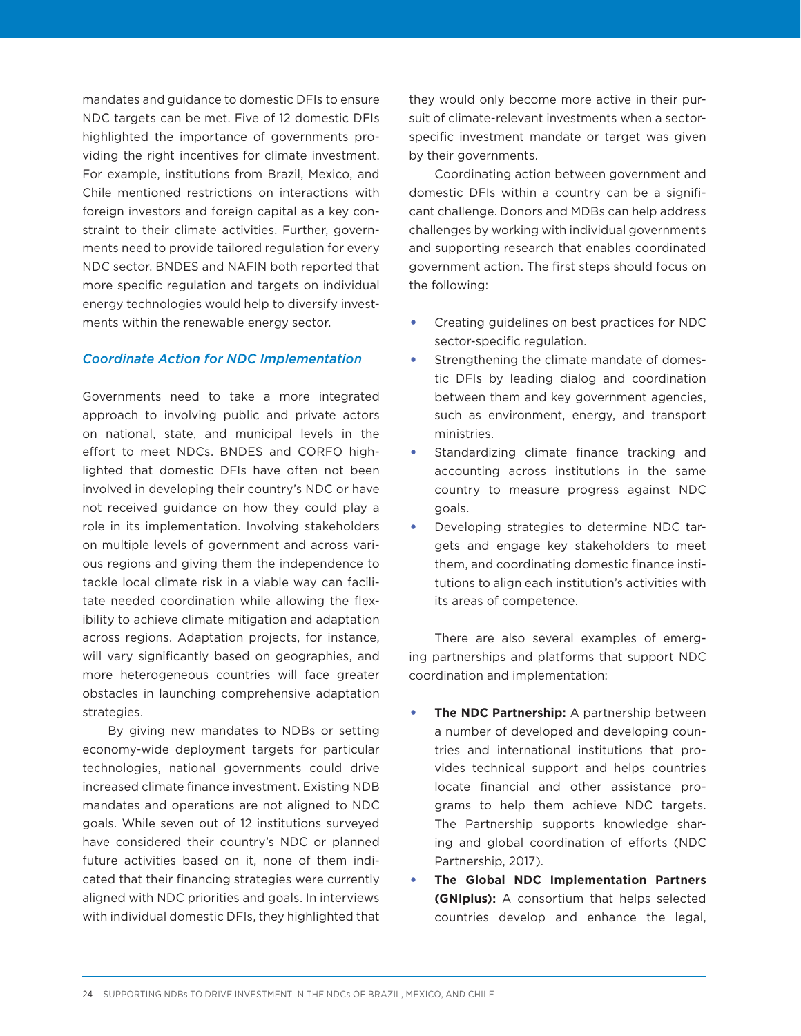mandates and guidance to domestic DFIs to ensure NDC targets can be met. Five of 12 domestic DFIs highlighted the importance of governments providing the right incentives for climate investment. For example, institutions from Brazil, Mexico, and Chile mentioned restrictions on interactions with foreign investors and foreign capital as a key constraint to their climate activities. Further, governments need to provide tailored regulation for every NDC sector. BNDES and NAFIN both reported that more specific regulation and targets on individual energy technologies would help to diversify investments within the renewable energy sector.

### *Coordinate Action for NDC Implementation*

Governments need to take a more integrated approach to involving public and private actors on national, state, and municipal levels in the effort to meet NDCs. BNDES and CORFO highlighted that domestic DFIs have often not been involved in developing their country's NDC or have not received guidance on how they could play a role in its implementation. Involving stakeholders on multiple levels of government and across various regions and giving them the independence to tackle local climate risk in a viable way can facilitate needed coordination while allowing the flexibility to achieve climate mitigation and adaptation across regions. Adaptation projects, for instance, will vary significantly based on geographies, and more heterogeneous countries will face greater obstacles in launching comprehensive adaptation strategies.

By giving new mandates to NDBs or setting economy-wide deployment targets for particular technologies, national governments could drive increased climate finance investment. Existing NDB mandates and operations are not aligned to NDC goals. While seven out of 12 institutions surveyed have considered their country's NDC or planned future activities based on it, none of them indicated that their financing strategies were currently aligned with NDC priorities and goals. In interviews with individual domestic DFIs, they highlighted that they would only become more active in their pursuit of climate-relevant investments when a sector-specific investment mandate or target was given by their governments.

Coordinating action between government and domestic DFIs within a country can be a significant challenge. Donors and MDBs can help address challenges by working with individual governments and supporting research that enables coordinated government action. The first steps should focus on the following:

- Creating guidelines on best practices for NDC sector-specific regulation.
- Strengthening the climate mandate of domestic DFIs by leading dialog and coordination between them and key government agencies, such as environment, energy, and transport ministries.
- Standardizing climate finance tracking and accounting across institutions in the same country to measure progress against NDC goals.
- Developing strategies to determine NDC targets and engage key stakeholders to meet them, and coordinating domestic finance institutions to align each institution's activities with its areas of competence.

There are also several examples of emerging partnerships and platforms that support NDC coordination and implementation:

- **The NDC Partnership:** A partnership between a number of developed and developing countries and international institutions that provides technical support and helps countries locate financial and other assistance programs to help them achieve NDC targets. The Partnership supports knowledge sharing and global coordination of efforts (NDC Partnership, 2017).
- **The Global NDC Implementation Partners (GNIplus):** A consortium that helps selected countries develop and enhance the legal,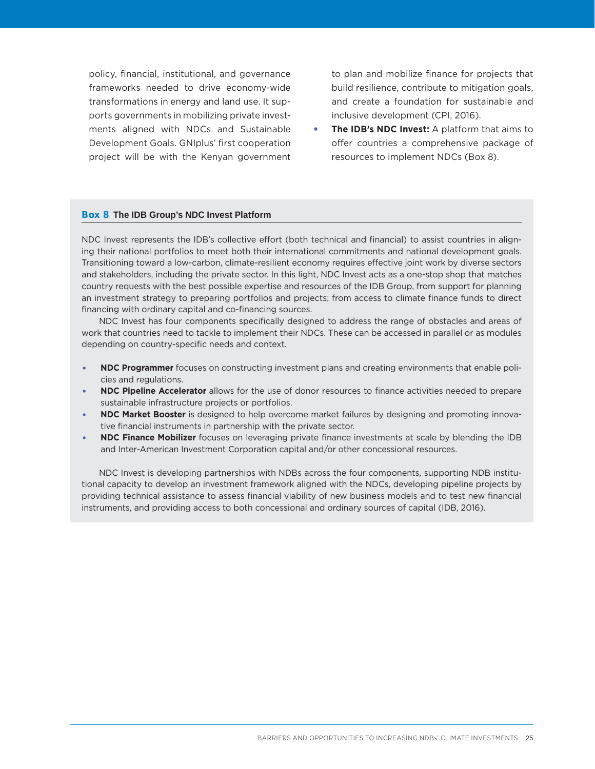policy, financial, institutional, and governance frameworks needed to drive economy-wide transformations in energy and land use. It supports governments in mobilizing private investments aligned with NDCs and Sustainable Development Goals. GNIplus' first cooperation project will be with the Kenyan government to plan and mobilize finance for projects that build resilience, contribute to mitigation goals, and create a foundation for sustainable and inclusive development (CPI, 2016).

- **The IDB's NDC Invest:** A platform that aims to offer countries a comprehensive package of resources to implement NDCs (Box 8).

### Box 8 The IDB Group's NDC Invest Platform

NDC Invest represents the IDB's collective effort (both technical and financial) to assist countries in aligning their national portfolios to meet both their international commitments and national development goals. Transitioning toward a low-carbon, climate-resilient economy requires effective joint work by diverse sectors and stakeholders, including the private sector. In this light, NDC Invest acts as a one-stop shop that matches country requests with the best possible expertise and resources of the IDB Group, from support for planning an investment strategy to preparing portfolios and projects; from access to climate finance funds to direct financing with ordinary capital and co-financing sources.

NDC Invest has four components specifically designed to address the range of obstacles and areas of work that countries need to tackle to implement their NDCs. These can be accessed in parallel or as modules depending on country-specific needs and context.

- **NDC Programmer** focuses on constructing investment plans and creating environments that enable policies and regulations.
- **NDC Pipeline Accelerator** allows for the use of donor resources to finance activities needed to prepare sustainable infrastructure projects or portfolios.
- **NDC Market Booster** is designed to help overcome market failures by designing and promoting innovative financial instruments in partnership with the private sector.
- **NDC Finance Mobilizer** focuses on leveraging private finance investments at scale by blending the IDB and Inter-American Investment Corporation capital and/or other concessional resources.

NDC Invest is developing partnerships with NDBs across the four components, supporting NDB institutional capacity to develop an investment framework aligned with the NDCs, developing pipeline projects by providing technical assistance to assess financial viability of new business models and to test new financial instruments, and providing access to both concessional and ordinary sources of capital (IDB, 2016).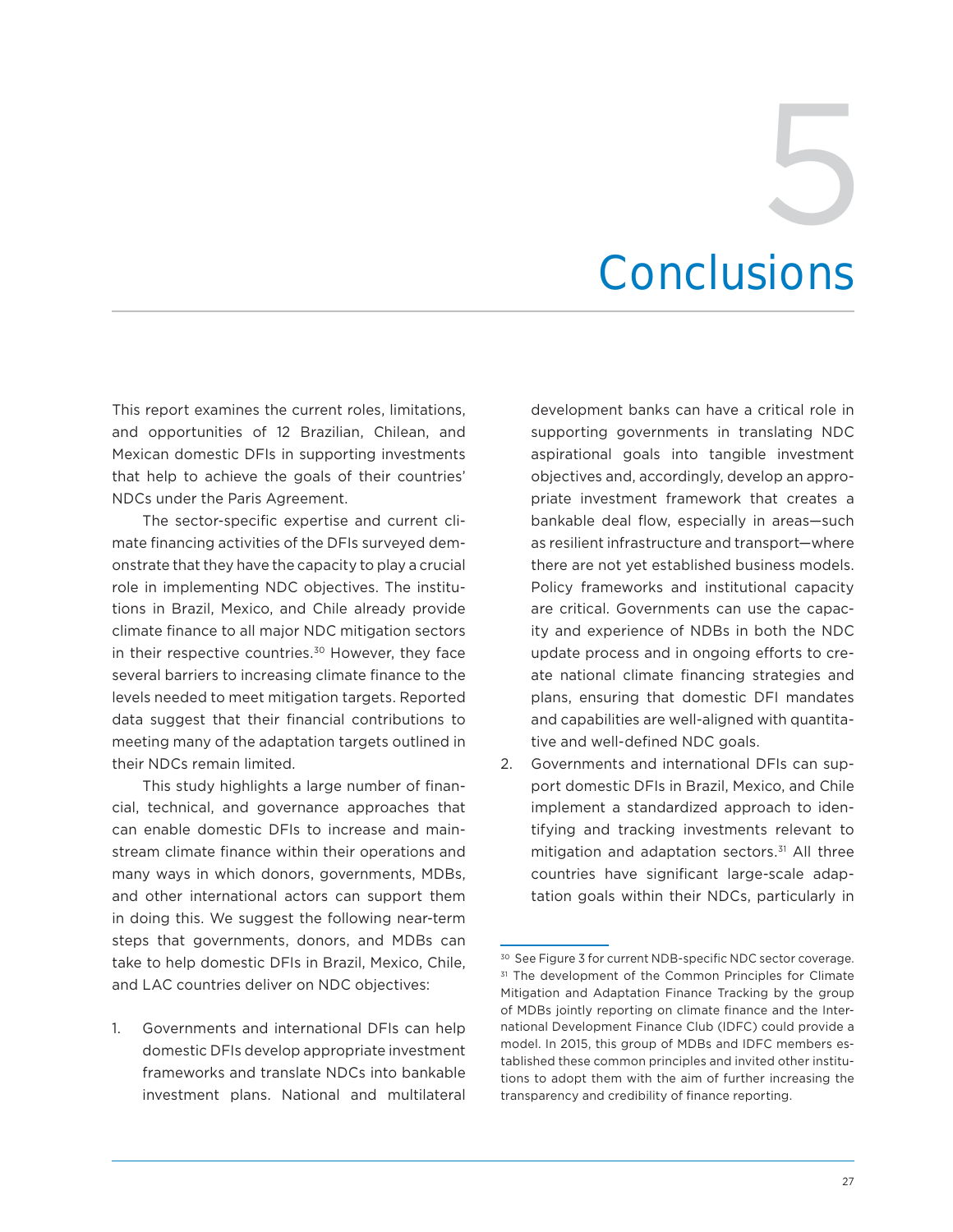# 5 Conclusions

This report examines the current roles, limitations, and opportunities of 12 Brazilian, Chilean, and Mexican domestic DFIs in supporting investments that help to achieve the goals of their countries' NDCs under the Paris Agreement.

The sector-specific expertise and current climate financing activities of the DFIs surveyed demonstrate that they have the capacity to play a crucial role in implementing NDC objectives. The institutions in Brazil, Mexico, and Chile already provide climate finance to all major NDC mitigation sectors in their respective countries.[30] However, they face several barriers to increasing climate finance to the levels needed to meet mitigation targets. Reported data suggest that their financial contributions to meeting many of the adaptation targets outlined in their NDCs remain limited.

This study highlights a large number of financial, technical, and governance approaches that can enable domestic DFIs to increase and mainstream climate finance within their operations and many ways in which donors, governments, MDBs, and other international actors can support them in doing this. We suggest the following near-term steps that governments, donors, and MDBs can take to help domestic DFIs in Brazil, Mexico, Chile, and LAC countries deliver on NDC objectives:

1. Governments and international DFIs can help domestic DFIs develop appropriate investment frameworks and translate NDCs into bankable investment plans. National and multilateral development banks can have a critical role in supporting governments in translating NDC aspirational goals into tangible investment objectives and, accordingly, develop an appropriate investment framework that creates a bankable deal flow, especially in areas—such as resilient infrastructure and transport—where there are not yet established business models. Policy frameworks and institutional capacity are critical. Governments can use the capacity and experience of NDBs in both the NDC update process and in ongoing efforts to create national climate financing strategies and plans, ensuring that domestic DFI mandates and capabilities are well-aligned with quantitative and well-defined NDC goals.
2. Governments and international DFIs can support domestic DFIs in Brazil, Mexico, and Chile implement a standardized approach to identifying and tracking investments relevant to mitigation and adaptation sectors.[31] All three countries have significant large-scale adaptation goals within their NDCs, particularly in

[30] See Figure 3 for current NDB-specific NDC sector coverage.

[31] The development of the Common Principles for Climate Mitigation and Adaptation Finance Tracking by the group of MDBs jointly reporting on climate finance and the International Development Finance Club (IDFC) could provide a model. In 2015, this group of MDBs and IDFC members established these common principles and invited other institutions to adopt them with the aim of further increasing the transparency and credibility of finance reporting.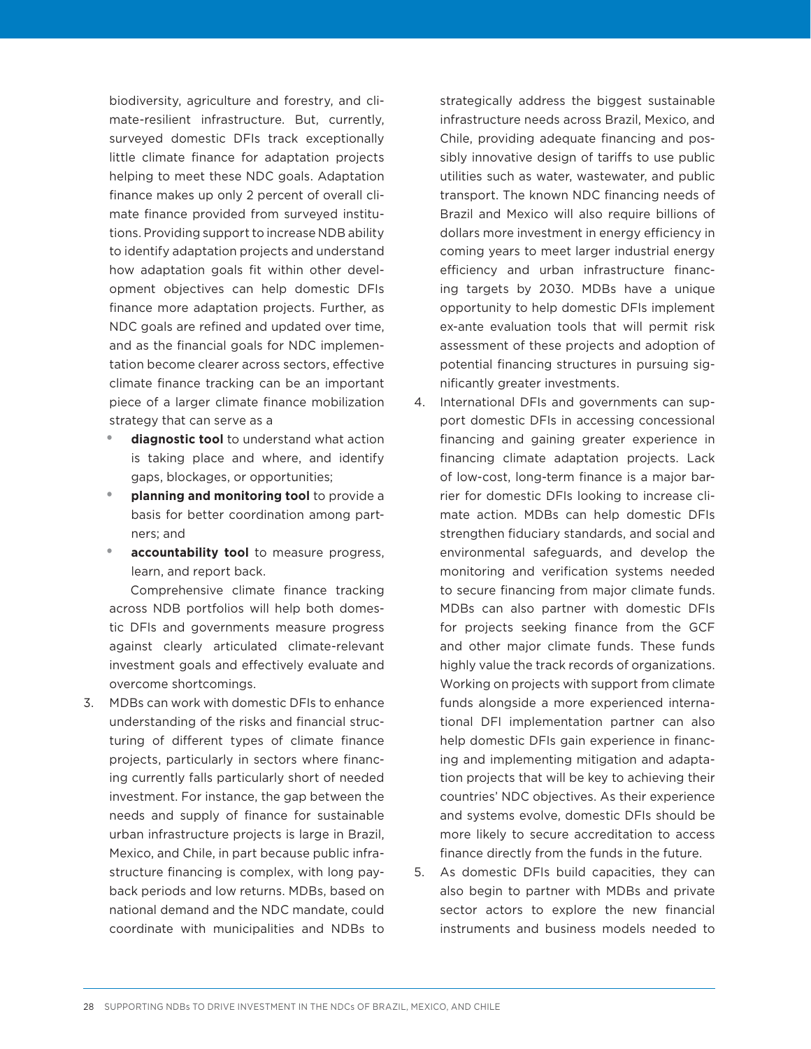biodiversity, agriculture and forestry, and climate-resilient infrastructure. But, currently, surveyed domestic DFIs track exceptionally little climate finance for adaptation projects helping to meet these NDC goals. Adaptation finance makes up only 2 percent of overall climate finance provided from surveyed institutions. Providing support to increase NDB ability to identify adaptation projects and understand how adaptation goals fit within other development objectives can help domestic DFIs finance more adaptation projects. Further, as NDC goals are refined and updated over time, and as the financial goals for NDC implementation become clearer across sectors, effective climate finance tracking can be an important piece of a larger climate finance mobilization strategy that can serve as a

- **diagnostic tool** to understand what action is taking place and where, and identify gaps, blockages, or opportunities;
- **planning and monitoring tool** to provide a basis for better coordination among partners; and
- **accountability tool** to measure progress, learn, and report back.

Comprehensive climate finance tracking across NDB portfolios will help both domestic DFIs and governments measure progress against clearly articulated climate-relevant investment goals and effectively evaluate and overcome shortcomings.

3. MDBs can work with domestic DFIs to enhance understanding of the risks and financial structuring of different types of climate finance projects, particularly in sectors where financing currently falls particularly short of needed investment. For instance, the gap between the needs and supply of finance for sustainable urban infrastructure projects is large in Brazil, Mexico, and Chile, in part because public infrastructure financing is complex, with long payback periods and low returns. MDBs, based on national demand and the NDC mandate, could coordinate with municipalities and NDBs to strategically address the biggest sustainable infrastructure needs across Brazil, Mexico, and Chile, providing adequate financing and possibly innovative design of tariffs to use public utilities such as water, wastewater, and public transport. The known NDC financing needs of Brazil and Mexico will also require billions of dollars more investment in energy efficiency in coming years to meet larger industrial energy efficiency and urban infrastructure financing targets by 2030. MDBs have a unique opportunity to help domestic DFIs implement ex-ante evaluation tools that will permit risk assessment of these projects and adoption of potential financing structures in pursuing significantly greater investments.
4. International DFIs and governments can support domestic DFIs in accessing concessional financing and gaining greater experience in financing climate adaptation projects. Lack of low-cost, long-term finance is a major barrier for domestic DFIs looking to increase climate action. MDBs can help domestic DFIs strengthen fiduciary standards, and social and environmental safeguards, and develop the monitoring and verification systems needed to secure financing from major climate funds. MDBs can also partner with domestic DFIs for projects seeking finance from the GCF and other major climate funds. These funds highly value the track records of organizations. Working on projects with support from climate funds alongside a more experienced international DFI implementation partner can also help domestic DFIs gain experience in financing and implementing mitigation and adaptation projects that will be key to achieving their countries' NDC objectives. As their experience and systems evolve, domestic DFIs should be more likely to secure accreditation to access finance directly from the funds in the future.
5. As domestic DFIs build capacities, they can also begin to partner with MDBs and private sector actors to explore the new financial instruments and business models needed to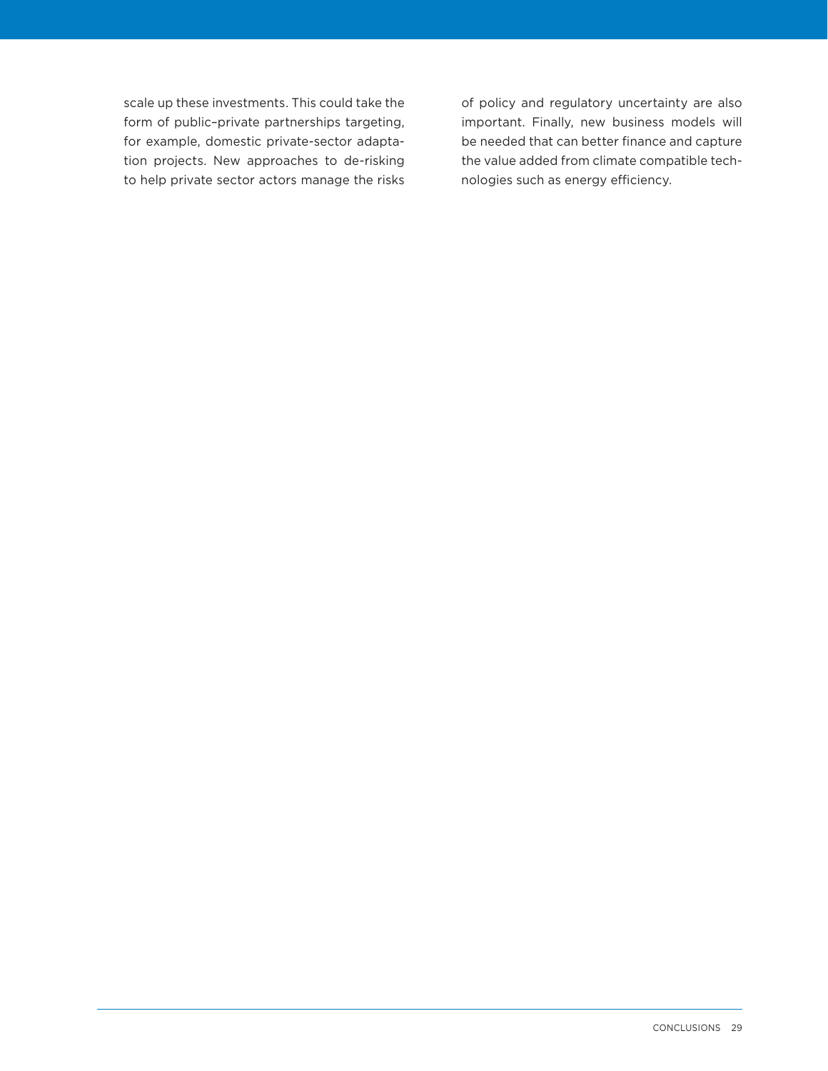scale up these investments. This could take the form of public–private partnerships targeting, for example, domestic private-sector adaptation projects. New approaches to de-risking to help private sector actors manage the risks of policy and regulatory uncertainty are also important. Finally, new business models will be needed that can better finance and capture the value added from climate compatible technologies such as energy efficiency.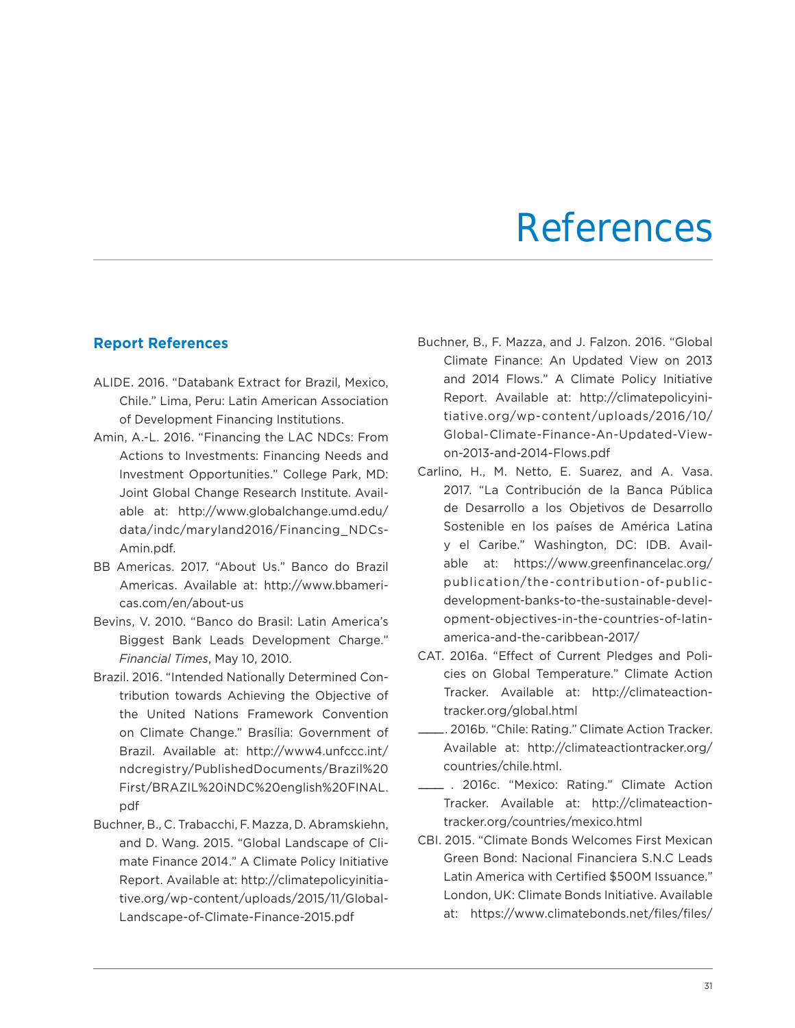# References

## Report References

ALIDE. 2016. "Databank Extract for Brazil, Mexico, Chile." Lima, Peru: Latin American Association of Development Financing Institutions.

Amin, A.-L. 2016. "Financing the LAC NDCs: From Actions to Investments: Financing Needs and Investment Opportunities." College Park, MD: Joint Global Change Research Institute. Available at: http://www.globalchange.umd.edu/data/indc/maryland2016/Financing_NDCs-Amin.pdf.

BB Americas. 2017. "About Us." Banco do Brazil Americas. Available at: http://www.bbamericas.com/en/about-us

Bevins, V. 2010. "Banco do Brasil: Latin America's Biggest Bank Leads Development Charge." *Financial Times*, May 10, 2010.

Brazil. 2016. "Intended Nationally Determined Contribution towards Achieving the Objective of the United Nations Framework Convention on Climate Change." Brasília: Government of Brazil. Available at: http://www4.unfccc.int/ndcregistry/PublishedDocuments/Brazil%20First/BRAZIL%20iNDC%20english%20FINAL.pdf

Buchner, B., C. Trabacchi, F. Mazza, D. Abramskiehn, and D. Wang. 2015. "Global Landscape of Climate Finance 2014." A Climate Policy Initiative Report. Available at: http://climatepolicyinitiative.org/wp-content/uploads/2015/11/Global-Landscape-of-Climate-Finance-2015.pdf

Buchner, B., F. Mazza, and J. Falzon. 2016. "Global Climate Finance: An Updated View on 2013 and 2014 Flows." A Climate Policy Initiative Report. Available at: http://climatepolicyinitiative.org/wp-content/uploads/2016/10/Global-Climate-Finance-An-Updated-View-on-2013-and-2014-Flows.pdf

Carlino, H., M. Netto, E. Suarez, and A. Vasa. 2017. "La Contribución de la Banca Pública de Desarrollo a los Objetivos de Desarrollo Sostenible en los países de América Latina y el Caribe." Washington, DC: IDB. Available at: https://www.greenfinancelac.org/publication/the-contribution-of-public-development-banks-to-the-sustainable-development-objectives-in-the-countries-of-latin-america-and-the-caribbean-2017/

CAT. 2016a. "Effect of Current Pledges and Policies on Global Temperature." Climate Action Tracker. Available at: http://climateactiontracker.org/global.html

———. 2016b. "Chile: Rating." Climate Action Tracker. Available at: http://climateactiontracker.org/countries/chile.html.

———. 2016c. "Mexico: Rating." Climate Action Tracker. Available at: http://climateactiontracker.org/countries/mexico.html

CBI. 2015. "Climate Bonds Welcomes First Mexican Green Bond: Nacional Financiera S.N.C Leads Latin America with Certified $500M Issuance." London, UK: Climate Bonds Initiative. Available at: https://www.climatebonds.net/files/files/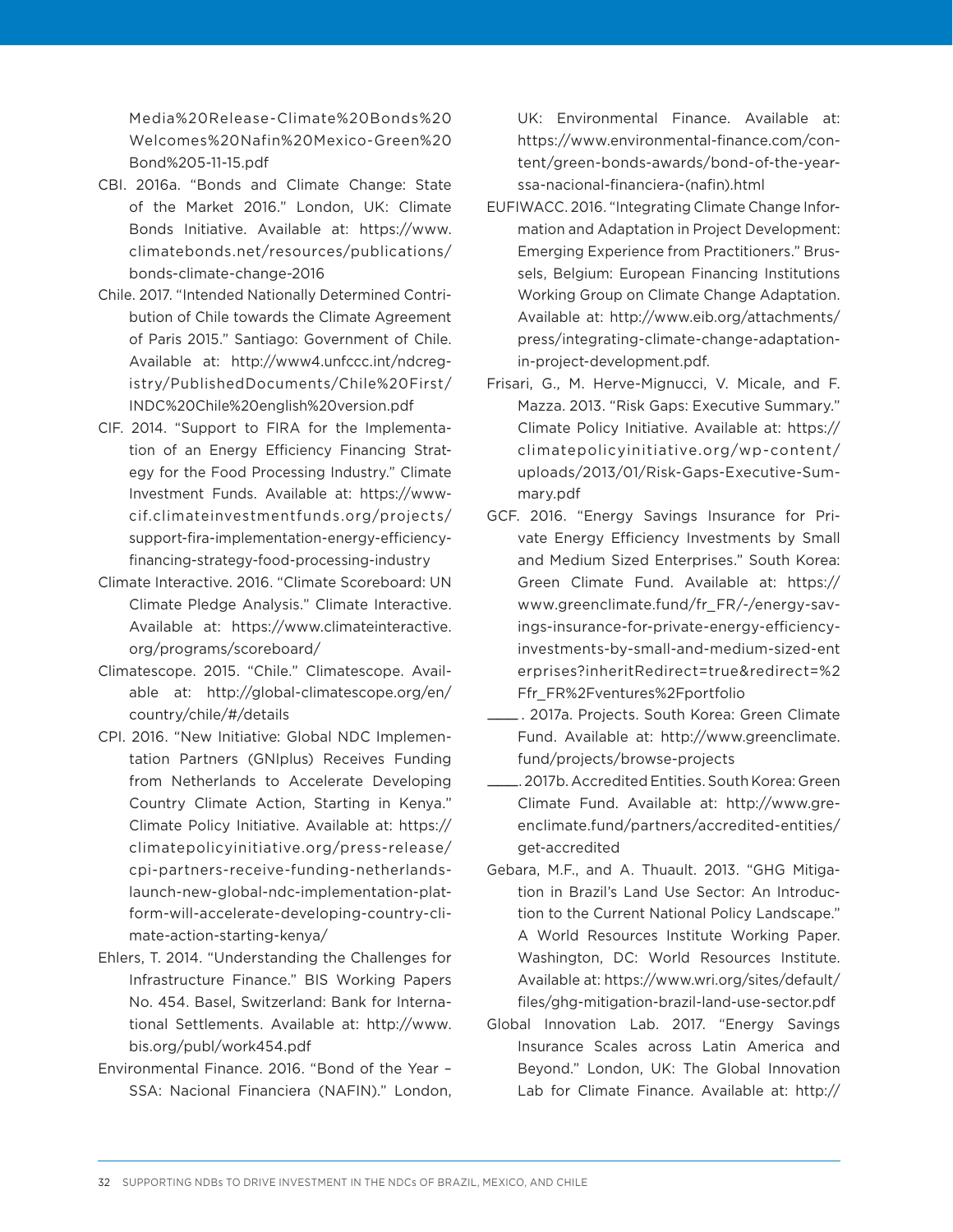Media%20Release-Climate%20Bonds%20Welcomes%20Nafin%20Mexico-Green%20Bond%205-11-15.pdf

CBI. 2016a. "Bonds and Climate Change: State of the Market 2016." London, UK: Climate Bonds Initiative. Available at: https://www.climatebonds.net/resources/publications/bonds-climate-change-2016

Chile. 2017. "Intended Nationally Determined Contribution of Chile towards the Climate Agreement of Paris 2015." Santiago: Government of Chile. Available at: http://www4.unfccc.int/ndcregistry/PublishedDocuments/Chile%20First/INDC%20Chile%20english%20version.pdf

CIF. 2014. "Support to FIRA for the Implementation of an Energy Efficiency Financing Strategy for the Food Processing Industry." Climate Investment Funds. Available at: https://www-cif.climateinvestmentfunds.org/projects/support-fira-implementation-energy-efficiency-financing-strategy-food-processing-industry

Climate Interactive. 2016. "Climate Scoreboard: UN Climate Pledge Analysis." Climate Interactive. Available at: https://www.climateinteractive.org/programs/scoreboard/

Climatescope. 2015. "Chile." Climatescope. Available at: http://global-climatescope.org/en/country/chile/#/details

CPI. 2016. "New Initiative: Global NDC Implementation Partners (GNIplus) Receives Funding from Netherlands to Accelerate Developing Country Climate Action, Starting in Kenya." Climate Policy Initiative. Available at: https://climatepolicyinitiative.org/press-release/cpi-partners-receive-funding-netherlands-launch-new-global-ndc-implementation-platform-will-accelerate-developing-country-climate-action-starting-kenya/

Ehlers, T. 2014. "Understanding the Challenges for Infrastructure Finance." BIS Working Papers No. 454. Basel, Switzerland: Bank for International Settlements. Available at: http://www.bis.org/publ/work454.pdf

Environmental Finance. 2016. "Bond of the Year – SSA: Nacional Financiera (NAFIN)." London, UK: Environmental Finance. Available at: https://www.environmental-finance.com/content/green-bonds-awards/bond-of-the-year-ssa-nacional-financiera-(nafin).html

EUFIWACC. 2016. "Integrating Climate Change Information and Adaptation in Project Development: Emerging Experience from Practitioners." Brussels, Belgium: European Financing Institutions Working Group on Climate Change Adaptation. Available at: http://www.eib.org/attachments/press/integrating-climate-change-adaptation-in-project-development.pdf.

Frisari, G., M. Herve-Mignucci, V. Micale, and F. Mazza. 2013. "Risk Gaps: Executive Summary." Climate Policy Initiative. Available at: https://climatepolicyinitiative.org/wp-content/uploads/2013/01/Risk-Gaps-Executive-Summary.pdf

GCF. 2016. "Energy Savings Insurance for Private Energy Efficiency Investments by Small and Medium Sized Enterprises." South Korea: Green Climate Fund. Available at: https://www.greenclimate.fund/fr_FR/-/energy-savings-insurance-for-private-energy-efficiency-investments-by-small-and-medium-sized-enterprises?inheritRedirect=true&redirect=%2Ffr_FR%2Fventures%2Fportfolio

____. 2017a. Projects. South Korea: Green Climate Fund. Available at: http://www.greenclimate.fund/projects/browse-projects

____. 2017b. Accredited Entities. South Korea: Green Climate Fund. Available at: http://www.greenclimate.fund/partners/accredited-entities/get-accredited

Gebara, M.F., and A. Thuault. 2013. "GHG Mitigation in Brazil's Land Use Sector: An Introduction to the Current National Policy Landscape." A World Resources Institute Working Paper. Washington, DC: World Resources Institute. Available at: https://www.wri.org/sites/default/files/ghg-mitigation-brazil-land-use-sector.pdf

Global Innovation Lab. 2017. "Energy Savings Insurance Scales across Latin America and Beyond." London, UK: The Global Innovation Lab for Climate Finance. Available at: http://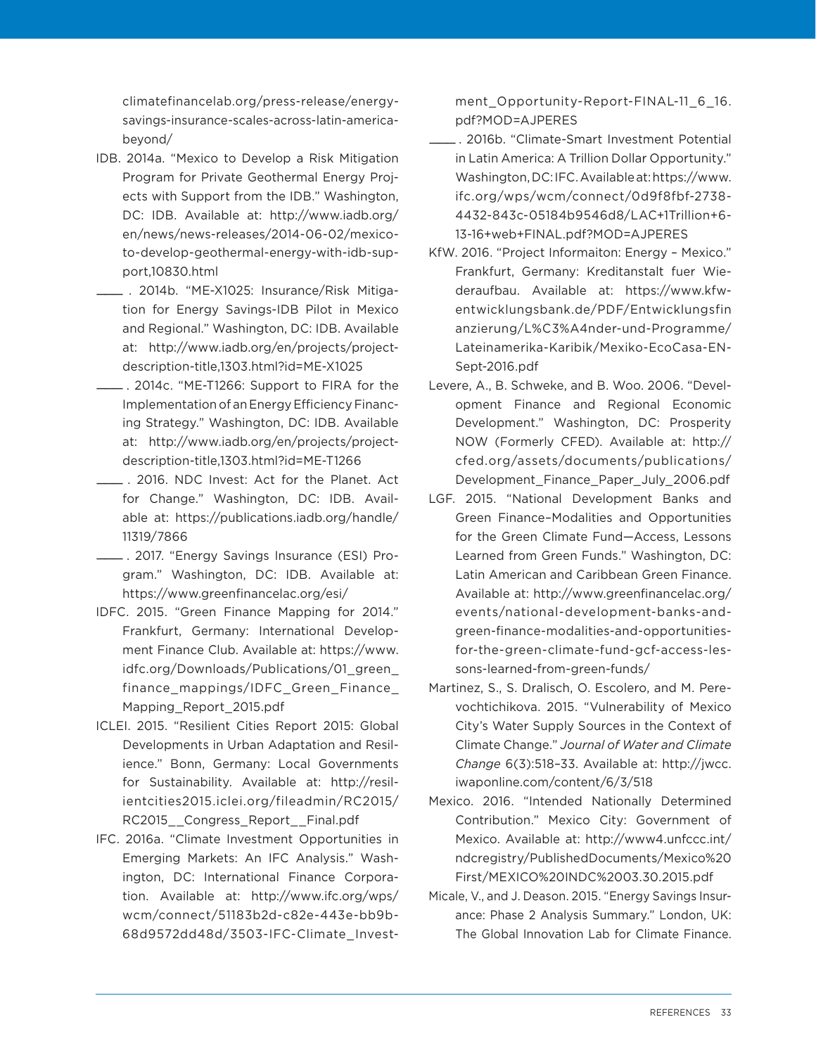climatefinancelab.org/press-release/energy-savings-insurance-scales-across-latin-america-beyond/

IDB. 2014a. "Mexico to Develop a Risk Mitigation Program for Private Geothermal Energy Projects with Support from the IDB." Washington, DC: IDB. Available at: http://www.iadb.org/en/news/news-releases/2014-06-02/mexico-to-develop-geothermal-energy-with-idb-support,10830.html

____. 2014b. "ME-X1025: Insurance/Risk Mitigation for Energy Savings-IDB Pilot in Mexico and Regional." Washington, DC: IDB. Available at: http://www.iadb.org/en/projects/project-description-title,1303.html?id=ME-X1025

____. 2014c. "ME-T1266: Support to FIRA for the Implementation of an Energy Efficiency Financing Strategy." Washington, DC: IDB. Available at: http://www.iadb.org/en/projects/project-description-title,1303.html?id=ME-T1266

____. 2016. NDC Invest: Act for the Planet. Act for Change." Washington, DC: IDB. Available at: https://publications.iadb.org/handle/11319/7866

____. 2017. "Energy Savings Insurance (ESI) Program." Washington, DC: IDB. Available at: https://www.greenfinancelac.org/esi/

IDFC. 2015. "Green Finance Mapping for 2014." Frankfurt, Germany: International Development Finance Club. Available at: https://www.idfc.org/Downloads/Publications/01_green_finance_mappings/IDFC_Green_Finance_Mapping_Report_2015.pdf

ICLEI. 2015. "Resilient Cities Report 2015: Global Developments in Urban Adaptation and Resilience." Bonn, Germany: Local Governments for Sustainability. Available at: http://resilientcities2015.iclei.org/fileadmin/RC2015/RC2015__Congress_Report__Final.pdf

IFC. 2016a. "Climate Investment Opportunities in Emerging Markets: An IFC Analysis." Washington, DC: International Finance Corporation. Available at: http://www.ifc.org/wps/wcm/connect/51183b2d-c82e-443e-bb9b-68d9572dd48d/3503-IFC-Climate_Investment_Opportunity-Report-FINAL-11_6_16.pdf?MOD=AJPERES

____. 2016b. "Climate-Smart Investment Potential in Latin America: A Trillion Dollar Opportunity." Washington, DC: IFC. Available at: https://www.ifc.org/wps/wcm/connect/0d9f8fbf-2738-4432-843c-05184b9546d8/LAC+1Trillion+6-13-16+web+FINAL.pdf?MOD=AJPERES

KfW. 2016. "Project Informaiton: Energy – Mexico." Frankfurt, Germany: Kreditanstalt fuer Wiederaufbau. Available at: https://www.kfw-entwicklungsbank.de/PDF/Entwicklungsfinanzierung/L%C3%A4nder-und-Programme/Lateinamerika-Karibik/Mexiko-EcoCasa-EN-Sept-2016.pdf

Levere, A., B. Schweke, and B. Woo. 2006. "Development Finance and Regional Economic Development." Washington, DC: Prosperity NOW (Formerly CFED). Available at: http://cfed.org/assets/documents/publications/Development_Finance_Paper_July_2006.pdf

LGF. 2015. "National Development Banks and Green Finance–Modalities and Opportunities for the Green Climate Fund—Access, Lessons Learned from Green Funds." Washington, DC: Latin American and Caribbean Green Finance. Available at: http://www.greenfinancelac.org/events/national-development-banks-and-green-finance-modalities-and-opportunities-for-the-green-climate-fund-gcf-access-lessons-learned-from-green-funds/

Martinez, S., S. Dralisch, O. Escolero, and M. Perevochtichikova. 2015. "Vulnerability of Mexico City's Water Supply Sources in the Context of Climate Change." *Journal of Water and Climate Change* 6(3):518–33. Available at: http://jwcc.iwaponline.com/content/6/3/518

Mexico. 2016. "Intended Nationally Determined Contribution." Mexico City: Government of Mexico. Available at: http://www4.unfccc.int/ndcregistry/PublishedDocuments/Mexico%20First/MEXICO%20INDC%2003.30.2015.pdf

Micale, V., and J. Deason. 2015. "Energy Savings Insurance: Phase 2 Analysis Summary." London, UK: The Global Innovation Lab for Climate Finance.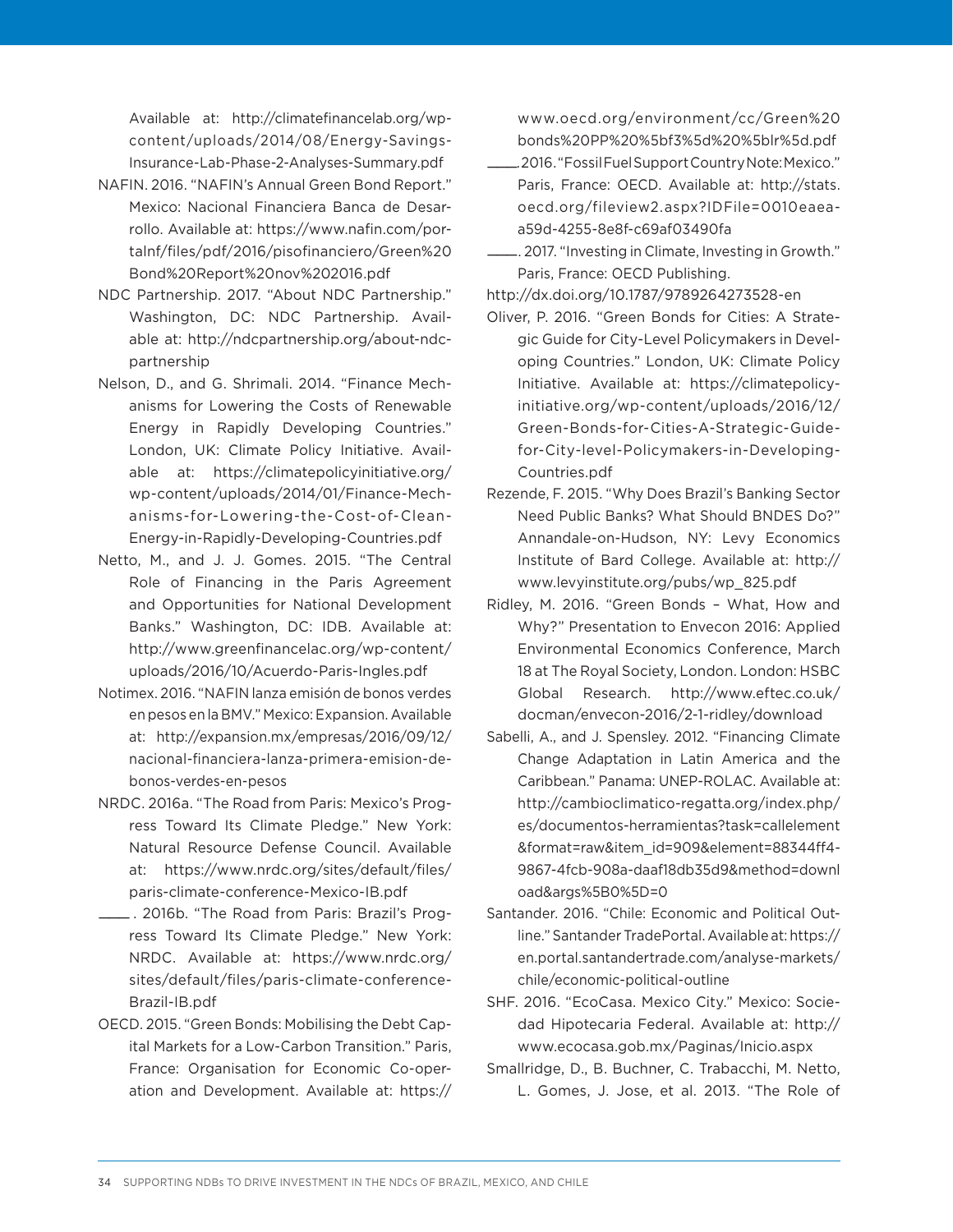Available at: http://climatefinancelab.org/wp-content/uploads/2014/08/Energy-Savings-Insurance-Lab-Phase-2-Analyses-Summary.pdf

NAFIN. 2016. "NAFIN's Annual Green Bond Report." Mexico: Nacional Financiera Banca de Desarrollo. Available at: https://www.nafin.com/portalnf/files/pdf/2016/pisofinanciero/Green%20Bond%20Report%20nov%202016.pdf

NDC Partnership. 2017. "About NDC Partnership." Washington, DC: NDC Partnership. Available at: http://ndcpartnership.org/about-ndc-partnership

Nelson, D., and G. Shrimali. 2014. "Finance Mechanisms for Lowering the Costs of Renewable Energy in Rapidly Developing Countries." London, UK: Climate Policy Initiative. Available at: https://climatepolicyinitiative.org/wp-content/uploads/2014/01/Finance-Mechanisms-for-Lowering-the-Cost-of-Clean-Energy-in-Rapidly-Developing-Countries.pdf

Netto, M., and J. J. Gomes. 2015. "The Central Role of Financing in the Paris Agreement and Opportunities for National Development Banks." Washington, DC: IDB. Available at: http://www.greenfinancelac.org/wp-content/uploads/2016/10/Acuerdo-Paris-Ingles.pdf

Notimex. 2016. "NAFIN lanza emisión de bonos verdes en pesos en la BMV." Mexico: Expansion. Available at: http://expansion.mx/empresas/2016/09/12/nacional-financiera-lanza-primera-emision-de-bonos-verdes-en-pesos

NRDC. 2016a. "The Road from Paris: Mexico's Progress Toward Its Climate Pledge." New York: Natural Resource Defense Council. Available at: https://www.nrdc.org/sites/default/files/paris-climate-conference-Mexico-IB.pdf

\_\_\_\_. 2016b. "The Road from Paris: Brazil's Progress Toward Its Climate Pledge." New York: NRDC. Available at: https://www.nrdc.org/sites/default/files/paris-climate-conference-Brazil-IB.pdf

OECD. 2015. "Green Bonds: Mobilising the Debt Capital Markets for a Low-Carbon Transition." Paris, France: Organisation for Economic Co-operation and Development. Available at: https://www.oecd.org/environment/cc/Green%20bonds%20PP%20%5bf3%5d%20%5blr%5d.pdf

\_\_\_\_. 2016. "Fossil Fuel Support Country Note: Mexico." Paris, France: OECD. Available at: http://stats.oecd.org/fileview2.aspx?IDFile=0010eaea-a59d-4255-8e8f-c69af03490fa

\_\_\_\_. 2017. "Investing in Climate, Investing in Growth." Paris, France: OECD Publishing.

http://dx.doi.org/10.1787/9789264273528-en

Oliver, P. 2016. "Green Bonds for Cities: A Strategic Guide for City-Level Policymakers in Developing Countries." London, UK: Climate Policy Initiative. Available at: https://climatepolicyinitiative.org/wp-content/uploads/2016/12/Green-Bonds-for-Cities-A-Strategic-Guide-for-City-level-Policymakers-in-Developing-Countries.pdf

Rezende, F. 2015. "Why Does Brazil's Banking Sector Need Public Banks? What Should BNDES Do?" Annandale-on-Hudson, NY: Levy Economics Institute of Bard College. Available at: http://www.levyinstitute.org/pubs/wp_825.pdf

Ridley, M. 2016. "Green Bonds – What, How and Why?" Presentation to Envecon 2016: Applied Environmental Economics Conference, March 18 at The Royal Society, London. London: HSBC Global Research. http://www.eftec.co.uk/docman/envecon-2016/2-1-ridley/download

Sabelli, A., and J. Spensley. 2012. "Financing Climate Change Adaptation in Latin America and the Caribbean." Panama: UNEP-ROLAC. Available at: http://cambioclimatico-regatta.org/index.php/es/documentos-herramientas?task=callelement&format=raw&item_id=909&element=88344ff4-9867-4fcb-908a-daaf18db35d9&method=download&args%5B0%5D=0

Santander. 2016. "Chile: Economic and Political Outline." Santander TradePortal. Available at: https://en.portal.santandertrade.com/analyse-markets/chile/economic-political-outline

SHF. 2016. "EcoCasa. Mexico City." Mexico: Sociedad Hipotecaria Federal. Available at: http://www.ecocasa.gob.mx/Paginas/Inicio.aspx

Smallridge, D., B. Buchner, C. Trabacchi, M. Netto, L. Gomes, J. Jose, et al. 2013. "The Role of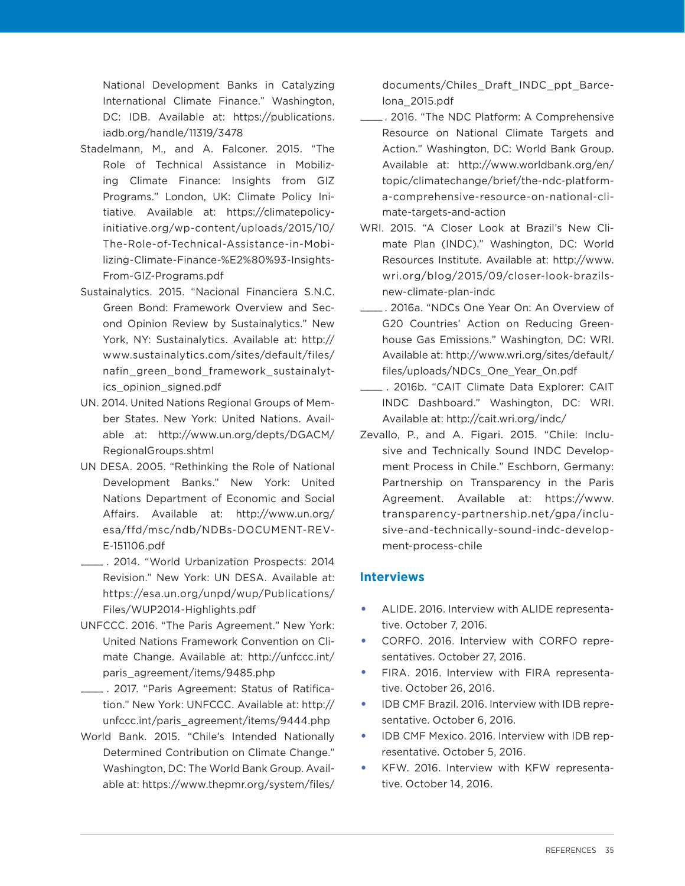National Development Banks in Catalyzing International Climate Finance." Washington, DC: IDB. Available at: https://publications.iadb.org/handle/11319/3478

Stadelmann, M., and A. Falconer. 2015. "The Role of Technical Assistance in Mobilizing Climate Finance: Insights from GIZ Programs." London, UK: Climate Policy Initiative. Available at: https://climatepolicyinitiative.org/wp-content/uploads/2015/10/The-Role-of-Technical-Assistance-in-Mobilizing-Climate-Finance-%E2%80%93-Insights-From-GIZ-Programs.pdf

Sustainalytics. 2015. "Nacional Financiera S.N.C. Green Bond: Framework Overview and Second Opinion Review by Sustainalytics." New York, NY: Sustainalytics. Available at: http://www.sustainalytics.com/sites/default/files/nafin_green_bond_framework_sustainalytics_opinion_signed.pdf

UN. 2014. United Nations Regional Groups of Member States. New York: United Nations. Available at: http://www.un.org/depts/DGACM/RegionalGroups.shtml

UN DESA. 2005. "Rethinking the Role of National Development Banks." New York: United Nations Department of Economic and Social Affairs. Available at: http://www.un.org/esa/ffd/msc/ndb/NDBs-DOCUMENT-REV-E-151106.pdf

____. 2014. "World Urbanization Prospects: 2014 Revision." New York: UN DESA. Available at: https://esa.un.org/unpd/wup/Publications/Files/WUP2014-Highlights.pdf

UNFCCC. 2016. "The Paris Agreement." New York: United Nations Framework Convention on Climate Change. Available at: http://unfccc.int/paris_agreement/items/9485.php

____. 2017. "Paris Agreement: Status of Ratification." New York: UNFCCC. Available at: http://unfccc.int/paris_agreement/items/9444.php

World Bank. 2015. "Chile's Intended Nationally Determined Contribution on Climate Change." Washington, DC: The World Bank Group. Available at: https://www.thepmr.org/system/files/documents/Chiles_Draft_INDC_ppt_Barcelona_2015.pdf

____. 2016. "The NDC Platform: A Comprehensive Resource on National Climate Targets and Action." Washington, DC: World Bank Group. Available at: http://www.worldbank.org/en/topic/climatechange/brief/the-ndc-platform-a-comprehensive-resource-on-national-climate-targets-and-action

WRI. 2015. "A Closer Look at Brazil's New Climate Plan (INDC)." Washington, DC: World Resources Institute. Available at: http://www.wri.org/blog/2015/09/closer-look-brazils-new-climate-plan-indc

____. 2016a. "NDCs One Year On: An Overview of G20 Countries' Action on Reducing Greenhouse Gas Emissions." Washington, DC: WRI. Available at: http://www.wri.org/sites/default/files/uploads/NDCs_One_Year_On.pdf

____. 2016b. "CAIT Climate Data Explorer: CAIT INDC Dashboard." Washington, DC: WRI. Available at: http://cait.wri.org/indc/

Zevallo, P., and A. Figari. 2015. "Chile: Inclusive and Technically Sound INDC Development Process in Chile." Eschborn, Germany: Partnership on Transparency in the Paris Agreement. Available at: https://www.transparency-partnership.net/gpa/inclusive-and-technically-sound-indc-development-process-chile

## Interviews

- ALIDE. 2016. Interview with ALIDE representative. October 7, 2016.
- CORFO. 2016. Interview with CORFO representatives. October 27, 2016.
- FIRA. 2016. Interview with FIRA representative. October 26, 2016.
- IDB CMF Brazil. 2016. Interview with IDB representative. October 6, 2016.
- IDB CMF Mexico. 2016. Interview with IDB representative. October 5, 2016.
- KFW. 2016. Interview with KFW representative. October 14, 2016.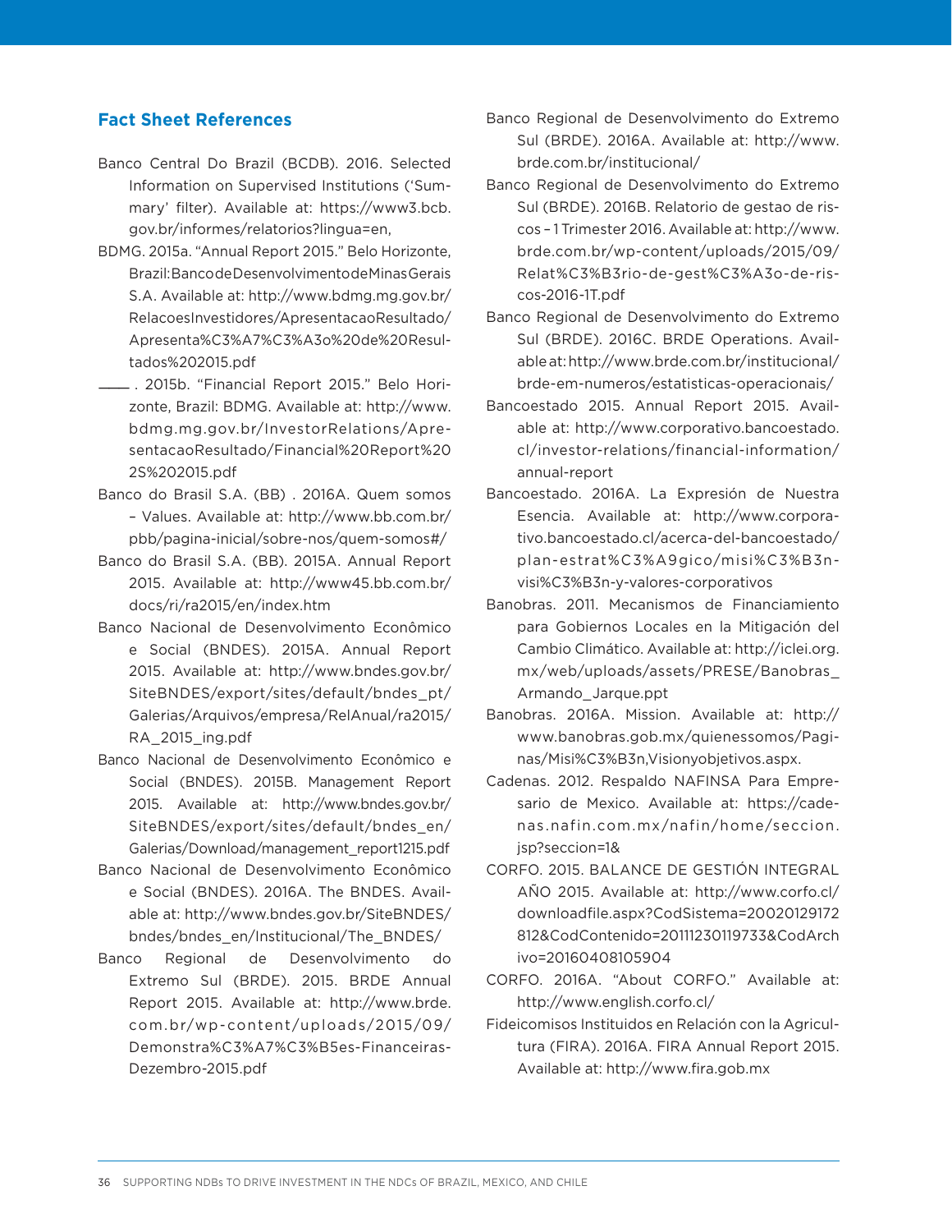## Fact Sheet References

Banco Central Do Brazil (BCDB). 2016. Selected Information on Supervised Institutions ('Summary' filter). Available at: https://www3.bcb.gov.br/informes/relatorios?lingua=en,

BDMG. 2015a. "Annual Report 2015." Belo Horizonte, Brazil: Banco de Desenvolvimento de Minas Gerais S.A. Available at: http://www.bdmg.mg.gov.br/RelacoesInvestidores/ApresentacaoResultado/Apresenta%C3%A7%C3%A3o%20de%20Resultados%202015.pdf

———. 2015b. "Financial Report 2015." Belo Horizonte, Brazil: BDMG. Available at: http://www.bdmg.mg.gov.br/InvestorRelations/ApresentacaoResultado/Financial%20Report%202S%202015.pdf

Banco do Brasil S.A. (BB) . 2016A. Quem somos – Values. Available at: http://www.bb.com.br/pbb/pagina-inicial/sobre-nos/quem-somos#/

Banco do Brasil S.A. (BB). 2015A. Annual Report 2015. Available at: http://www45.bb.com.br/docs/ri/ra2015/en/index.htm

Banco Nacional de Desenvolvimento Econômico e Social (BNDES). 2015A. Annual Report 2015. Available at: http://www.bndes.gov.br/SiteBNDES/export/sites/default/bndes_pt/Galerias/Arquivos/empresa/RelAnual/ra2015/RA_2015_ing.pdf

Banco Nacional de Desenvolvimento Econômico e Social (BNDES). 2015B. Management Report 2015. Available at: http://www.bndes.gov.br/SiteBNDES/export/sites/default/bndes_en/Galerias/Download/management_report1215.pdf

Banco Nacional de Desenvolvimento Econômico e Social (BNDES). 2016A. The BNDES. Available at: http://www.bndes.gov.br/SiteBNDES/bndes/bndes_en/Institucional/The_BNDES/

Banco Regional de Desenvolvimento do Extremo Sul (BRDE). 2015. BRDE Annual Report 2015. Available at: http://www.brde.com.br/wp-content/uploads/2015/09/Demonstra%C3%A7%C3%B5es-Financeiras-Dezembro-2015.pdf

Banco Regional de Desenvolvimento do Extremo Sul (BRDE). 2016A. Available at: http://www.brde.com.br/institucional/

Banco Regional de Desenvolvimento do Extremo Sul (BRDE). 2016B. Relatorio de gestao de riscos – 1 Trimester 2016. Available at: http://www.brde.com.br/wp-content/uploads/2015/09/Relat%C3%B3rio-de-gest%C3%A3o-de-riscos-2016-1T.pdf

Banco Regional de Desenvolvimento do Extremo Sul (BRDE). 2016C. BRDE Operations. Available at: http://www.brde.com.br/institucional/brde-em-numeros/estatisticas-operacionais/

Bancoestado 2015. Annual Report 2015. Available at: http://www.corporativo.bancoestado.cl/investor-relations/financial-information/annual-report

Bancoestado. 2016A. La Expresión de Nuestra Esencia. Available at: http://www.corporativo.bancoestado.cl/acerca-del-bancoestado/plan-estrat%C3%A9gico/misi%C3%B3n-visi%C3%B3n-y-valores-corporativos

Banobras. 2011. Mecanismos de Financiamiento para Gobiernos Locales en la Mitigación del Cambio Climático. Available at: http://iclei.org.mx/web/uploads/assets/PRESE/Banobras_Armando_Jarque.ppt

Banobras. 2016A. Mission. Available at: http://www.banobras.gob.mx/quienessomos/Paginas/Misi%C3%B3n,Visionyobjetivos.aspx.

Cadenas. 2012. Respaldo NAFINSA Para Empresario de Mexico. Available at: https://cadenas.nafin.com.mx/nafin/home/seccion.jsp?seccion=1&

CORFO. 2015. BALANCE DE GESTIÓN INTEGRAL AÑO 2015. Available at: http://www.corfo.cl/downloadfile.aspx?CodSistema=20020129172812&CodContenido=20111230119733&CodArchivo=20160408105904

CORFO. 2016A. "About CORFO." Available at: http://www.english.corfo.cl/

Fideicomisos Instituidos en Relación con la Agricultura (FIRA). 2016A. FIRA Annual Report 2015. Available at: http://www.fira.gob.mx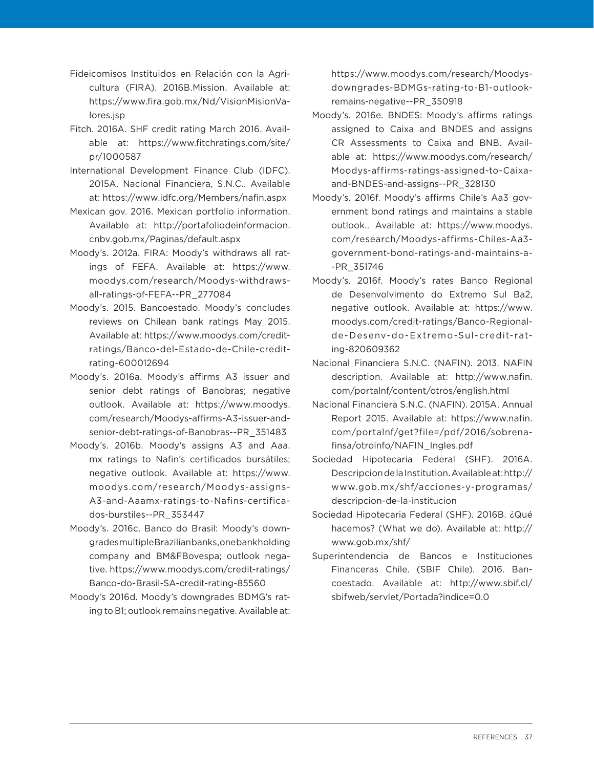Fideicomisos Instituidos en Relación con la Agricultura (FIRA). 2016B.Mission. Available at: https://www.fira.gob.mx/Nd/VisionMisionValores.jsp

Fitch. 2016A. SHF credit rating March 2016. Available at: https://www.fitchratings.com/site/pr/1000587

International Development Finance Club (IDFC). 2015A. Nacional Financiera, S.N.C.. Available at: https://www.idfc.org/Members/nafin.aspx

Mexican gov. 2016. Mexican portfolio information. Available at: http://portafoliodeinformacion.cnbv.gob.mx/Paginas/default.aspx

Moody's. 2012a. FIRA: Moody's withdraws all ratings of FEFA. Available at: https://www.moodys.com/research/Moodys-withdraws-all-ratings-of-FEFA--PR_277084

Moody's. 2015. Bancoestado. Moody's concludes reviews on Chilean bank ratings May 2015. Available at: https://www.moodys.com/credit-ratings/Banco-del-Estado-de-Chile-credit-rating-600012694

Moody's. 2016a. Moody's affirms A3 issuer and senior debt ratings of Banobras; negative outlook. Available at: https://www.moodys.com/research/Moodys-affirms-A3-issuer-and-senior-debt-ratings-of-Banobras--PR_351483

Moody's. 2016b. Moody's assigns A3 and Aaa.mx ratings to Nafin's certificados bursátiles; negative outlook. Available at: https://www.moodys.com/research/Moodys-assigns-A3-and-Aaamx-ratings-to-Nafins-certificados-burstiles--PR_353447

Moody's. 2016c. Banco do Brasil: Moody's downgrades multiple Brazilian banks, one bank holding company and BM&FBovespa; outlook negative. https://www.moodys.com/credit-ratings/Banco-do-Brasil-SA-credit-rating-85560

Moody's 2016d. Moody's downgrades BDMG's rating to B1; outlook remains negative. Available at: https://www.moodys.com/research/Moodys-downgrades-BDMGs-rating-to-B1-outlook-remains-negative--PR_350918

Moody's. 2016e. BNDES: Moody's affirms ratings assigned to Caixa and BNDES and assigns CR Assessments to Caixa and BNB. Available at: https://www.moodys.com/research/Moodys-affirms-ratings-assigned-to-Caixa-and-BNDES-and-assigns--PR_328130

Moody's. 2016f. Moody's affirms Chile's Aa3 government bond ratings and maintains a stable outlook.. Available at: https://www.moodys.com/research/Moodys-affirms-Chiles-Aa3-government-bond-ratings-and-maintains-a--PR_351746

Moody's. 2016f. Moody's rates Banco Regional de Desenvolvimento do Extremo Sul Ba2, negative outlook. Available at: https://www.moodys.com/credit-ratings/Banco-Regional-de-Desenv-do-Extremo-Sul-credit-rating-820609362

Nacional Financiera S.N.C. (NAFIN). 2013. NAFIN description. Available at: http://www.nafin.com/portalnf/content/otros/english.html

Nacional Financiera S.N.C. (NAFIN). 2015A. Annual Report 2015. Available at: https://www.nafin.com/portalnf/get?file=/pdf/2016/sobrenafinsa/otroinfo/NAFIN_Ingles.pdf

Sociedad Hipotecaria Federal (SHF). 2016A. Descripcion de la Institution. Available at: http://www.gob.mx/shf/acciones-y-programas/descripcion-de-la-institucion

Sociedad Hipotecaria Federal (SHF). 2016B. ¿Qué hacemos? (What we do). Available at: http://www.gob.mx/shf/

Superintendencia de Bancos e Instituciones Financeras Chile. (SBIF Chile). 2016. Bancoestado. Available at: http://www.sbif.cl/sbifweb/servlet/Portada?indice=0.0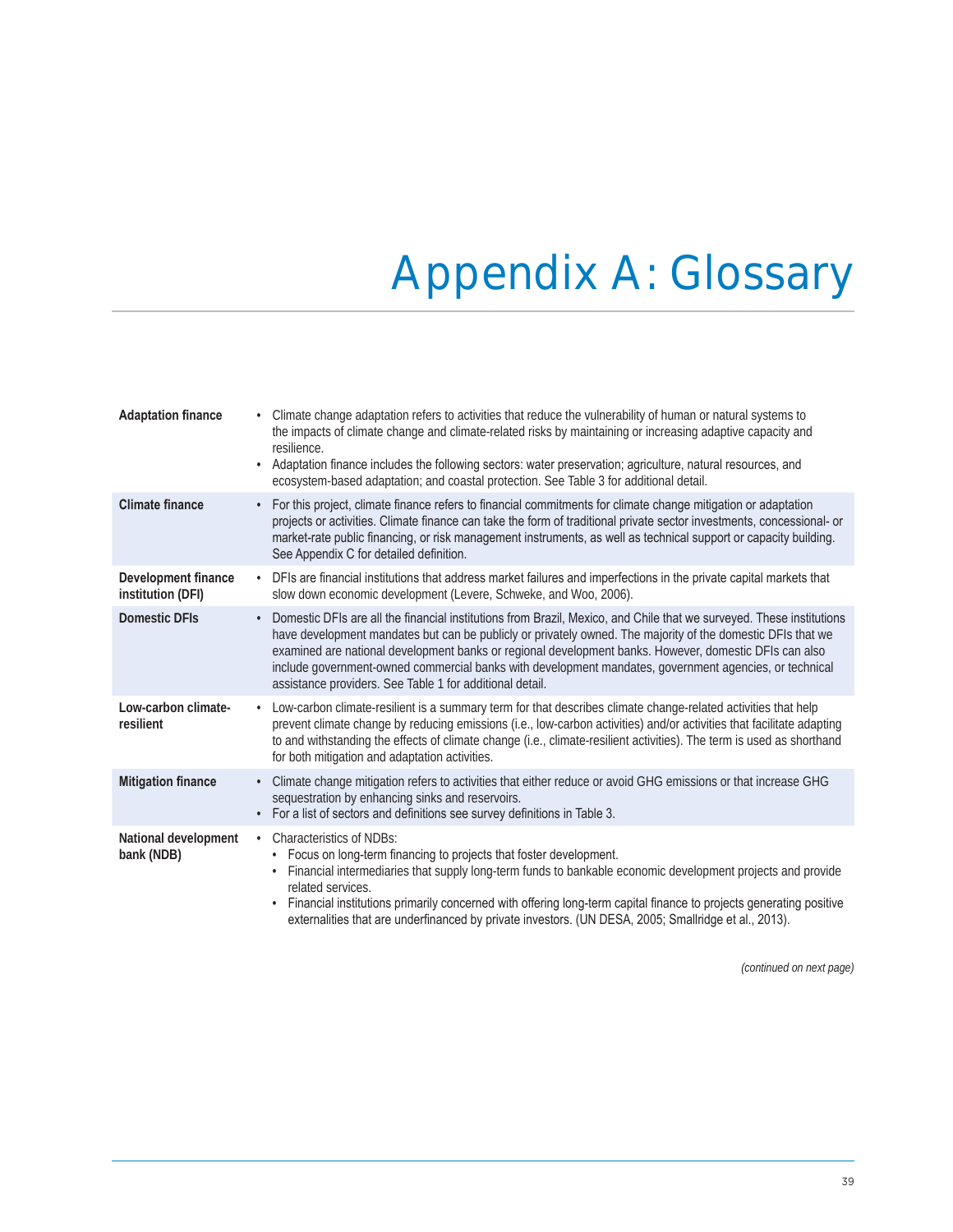# Appendix A: Glossary

| Term | Definition |
| --- | --- |
| **Adaptation finance** | • Climate change adaptation refers to activities that reduce the vulnerability of human or natural systems to the impacts of climate change and climate-related risks by maintaining or increasing adaptive capacity and resilience.<br>• Adaptation finance includes the following sectors: water preservation; agriculture, natural resources, and ecosystem-based adaptation; and coastal protection. See Table 3 for additional detail. |
| **Climate finance** | • For this project, climate finance refers to financial commitments for climate change mitigation or adaptation projects or activities. Climate finance can take the form of traditional private sector investments, concessional- or market-rate public financing, or risk management instruments, as well as technical support or capacity building. See Appendix C for detailed definition. |
| **Development finance institution (DFI)** | • DFIs are financial institutions that address market failures and imperfections in the private capital markets that slow down economic development (Levere, Schweke, and Woo, 2006). |
| **Domestic DFIs** | • Domestic DFIs are all the financial institutions from Brazil, Mexico, and Chile that we surveyed. These institutions have development mandates but can be publicly or privately owned. The majority of the domestic DFIs that we examined are national development banks or regional development banks. However, domestic DFIs can also include government-owned commercial banks with development mandates, government agencies, or technical assistance providers. See Table 1 for additional detail. |
| **Low-carbon climate-resilient** | • Low-carbon climate-resilient is a summary term for that describes climate change-related activities that help prevent climate change by reducing emissions (i.e., low-carbon activities) and/or activities that facilitate adapting to and withstanding the effects of climate change (i.e., climate-resilient activities). The term is used as shorthand for both mitigation and adaptation activities. |
| **Mitigation finance** | • Climate change mitigation refers to activities that either reduce or avoid GHG emissions or that increase GHG sequestration by enhancing sinks and reservoirs.<br>• For a list of sectors and definitions see survey definitions in Table 3. |
| **National development bank (NDB)** | • Characteristics of NDBs:<br>&nbsp;&nbsp;• Focus on long-term financing to projects that foster development.<br>&nbsp;&nbsp;• Financial intermediaries that supply long-term funds to bankable economic development projects and provide related services.<br>&nbsp;&nbsp;• Financial institutions primarily concerned with offering long-term capital finance to projects generating positive externalities that are underfinanced by private investors. (UN DESA, 2005; Smallridge et al., 2013). |

*(continued on next page)*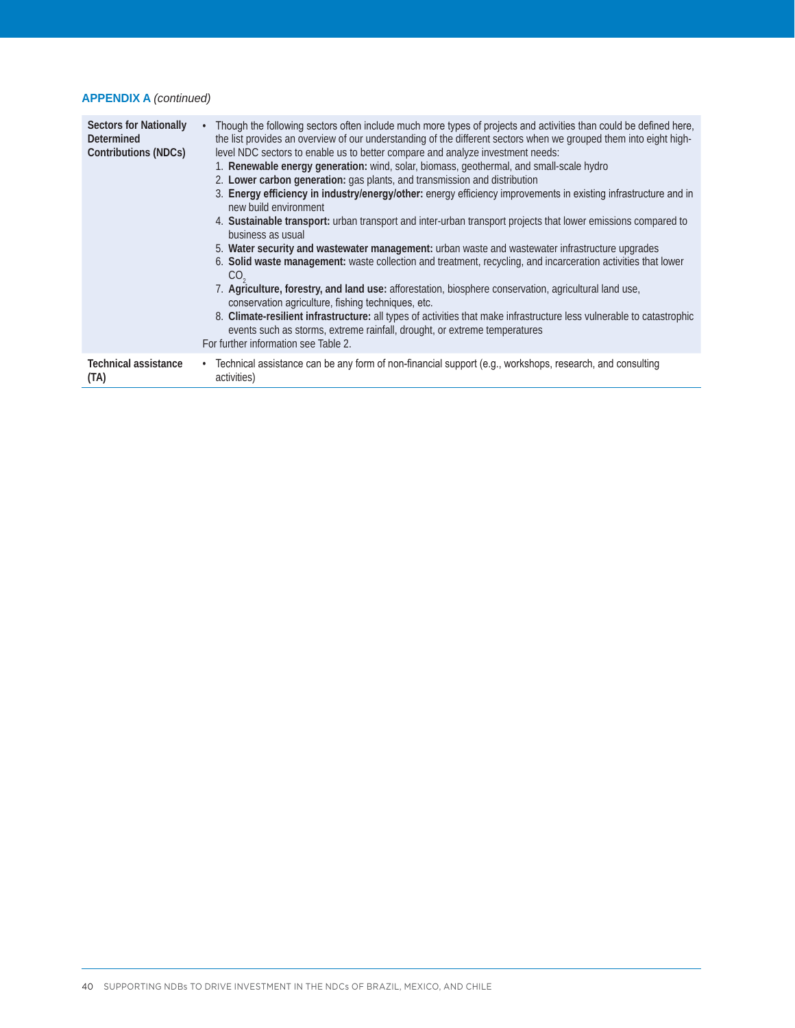**APPENDIX A** *(continued)*

| | |
|---|---|
| **Sectors for Nationally Determined Contributions (NDCs)** | • Though the following sectors often include much more types of projects and activities than could be defined here, the list provides an overview of our understanding of the different sectors when we grouped them into eight high-level NDC sectors to enable us to better compare and analyze investment needs:<br>1. **Renewable energy generation:** wind, solar, biomass, geothermal, and small-scale hydro<br>2. **Lower carbon generation:** gas plants, and transmission and distribution<br>3. **Energy efficiency in industry/energy/other:** energy efficiency improvements in existing infrastructure and in new build environment<br>4. **Sustainable transport:** urban transport and inter-urban transport projects that lower emissions compared to business as usual<br>5. **Water security and wastewater management:** urban waste and wastewater infrastructure upgrades<br>6. **Solid waste management:** waste collection and treatment, recycling, and incarceration activities that lower $CO_2$<br>7. **Agriculture, forestry, and land use:** afforestation, biosphere conservation, agricultural land use, conservation agriculture, fishing techniques, etc.<br>8. **Climate-resilient infrastructure:** all types of activities that make infrastructure less vulnerable to catastrophic events such as storms, extreme rainfall, drought, or extreme temperatures<br>For further information see Table 2. |
| **Technical assistance (TA)** | • Technical assistance can be any form of non-financial support (e.g., workshops, research, and consulting activities) |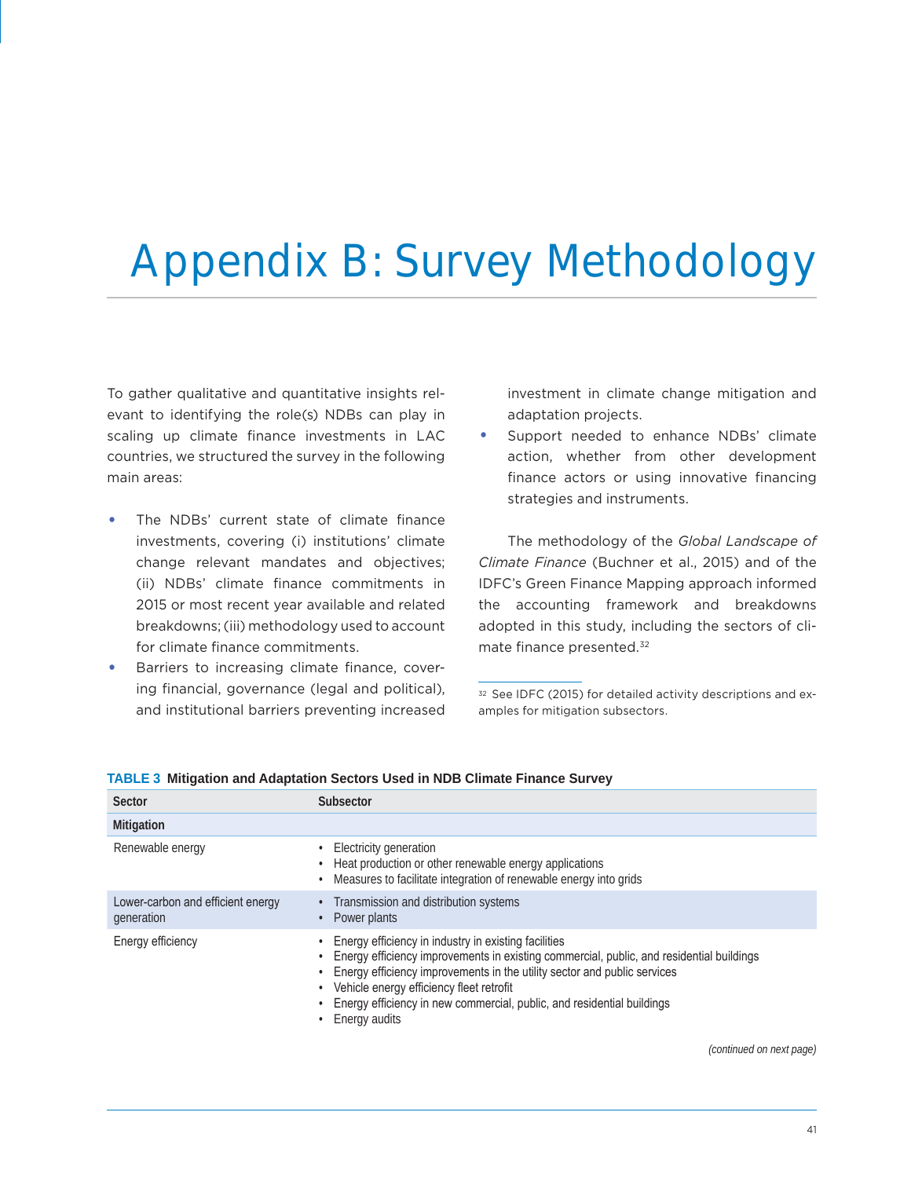# Appendix B: Survey Methodology

To gather qualitative and quantitative insights relevant to identifying the role(s) NDBs can play in scaling up climate finance investments in LAC countries, we structured the survey in the following main areas:

- The NDBs' current state of climate finance investments, covering (i) institutions' climate change relevant mandates and objectives; (ii) NDBs' climate finance commitments in 2015 or most recent year available and related breakdowns; (iii) methodology used to account for climate finance commitments.
- Barriers to increasing climate finance, covering financial, governance (legal and political), and institutional barriers preventing increased investment in climate change mitigation and adaptation projects.
- Support needed to enhance NDBs' climate action, whether from other development finance actors or using innovative financing strategies and instruments.

The methodology of the *Global Landscape of Climate Finance* (Buchner et al., 2015) and of the IDFC's Green Finance Mapping approach informed the accounting framework and breakdowns adopted in this study, including the sectors of climate finance presented.[32]

[32] See IDFC (2015) for detailed activity descriptions and examples for mitigation subsectors.

**TABLE 3 Mitigation and Adaptation Sectors Used in NDB Climate Finance Survey**

| Sector | Subsector |
|---|---|
| **Mitigation** | |
| Renewable energy | • Electricity generation<br>• Heat production or other renewable energy applications<br>• Measures to facilitate integration of renewable energy into grids |
| Lower-carbon and efficient energy generation | • Transmission and distribution systems<br>• Power plants |
| Energy efficiency | • Energy efficiency in industry in existing facilities<br>• Energy efficiency improvements in existing commercial, public, and residential buildings<br>• Energy efficiency improvements in the utility sector and public services<br>• Vehicle energy efficiency fleet retrofit<br>• Energy efficiency in new commercial, public, and residential buildings<br>• Energy audits |

*(continued on next page)*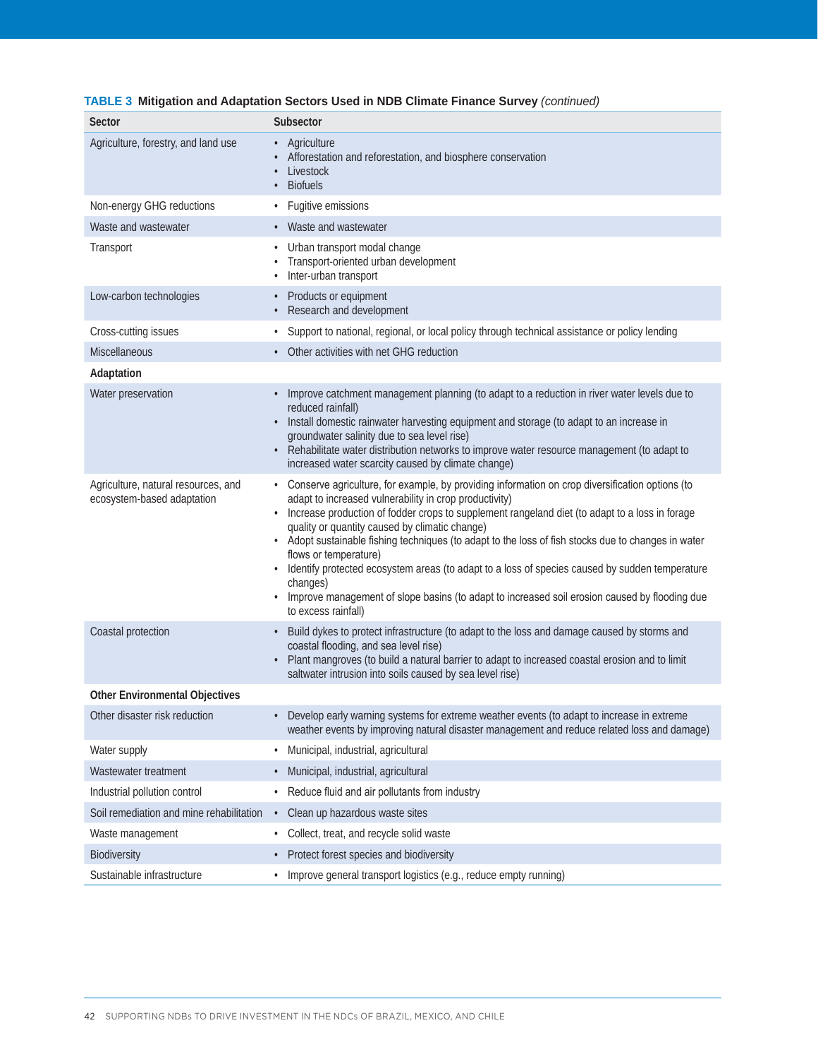**TABLE 3 Mitigation and Adaptation Sectors Used in NDB Climate Finance Survey** *(continued)*

| Sector | Subsector |
|---|---|
| Agriculture, forestry, and land use | • Agriculture<br>• Afforestation and reforestation, and biosphere conservation<br>• Livestock<br>• Biofuels |
| Non-energy GHG reductions | • Fugitive emissions |
| Waste and wastewater | • Waste and wastewater |
| Transport | • Urban transport modal change<br>• Transport-oriented urban development<br>• Inter-urban transport |
| Low-carbon technologies | • Products or equipment<br>• Research and development |
| Cross-cutting issues | • Support to national, regional, or local policy through technical assistance or policy lending |
| Miscellaneous | • Other activities with net GHG reduction |
| **Adaptation** | |
| Water preservation | • Improve catchment management planning (to adapt to a reduction in river water levels due to reduced rainfall)<br>• Install domestic rainwater harvesting equipment and storage (to adapt to an increase in groundwater salinity due to sea level rise)<br>• Rehabilitate water distribution networks to improve water resource management (to adapt to increased water scarcity caused by climate change) |
| Agriculture, natural resources, and ecosystem-based adaptation | • Conserve agriculture, for example, by providing information on crop diversification options (to adapt to increased vulnerability in crop productivity)<br>• Increase production of fodder crops to supplement rangeland diet (to adapt to a loss in forage quality or quantity caused by climatic change)<br>• Adopt sustainable fishing techniques (to adapt to the loss of fish stocks due to changes in water flows or temperature)<br>• Identify protected ecosystem areas (to adapt to a loss of species caused by sudden temperature changes)<br>• Improve management of slope basins (to adapt to increased soil erosion caused by flooding due to excess rainfall) |
| Coastal protection | • Build dykes to protect infrastructure (to adapt to the loss and damage caused by storms and coastal flooding, and sea level rise)<br>• Plant mangroves (to build a natural barrier to adapt to increased coastal erosion and to limit saltwater intrusion into soils caused by sea level rise) |
| **Other Environmental Objectives** | |
| Other disaster risk reduction | • Develop early warning systems for extreme weather events (to adapt to increase in extreme weather events by improving natural disaster management and reduce related loss and damage) |
| Water supply | • Municipal, industrial, agricultural |
| Wastewater treatment | • Municipal, industrial, agricultural |
| Industrial pollution control | • Reduce fluid and air pollutants from industry |
| Soil remediation and mine rehabilitation | • Clean up hazardous waste sites |
| Waste management | • Collect, treat, and recycle solid waste |
| Biodiversity | • Protect forest species and biodiversity |
| Sustainable infrastructure | • Improve general transport logistics (e.g., reduce empty running) |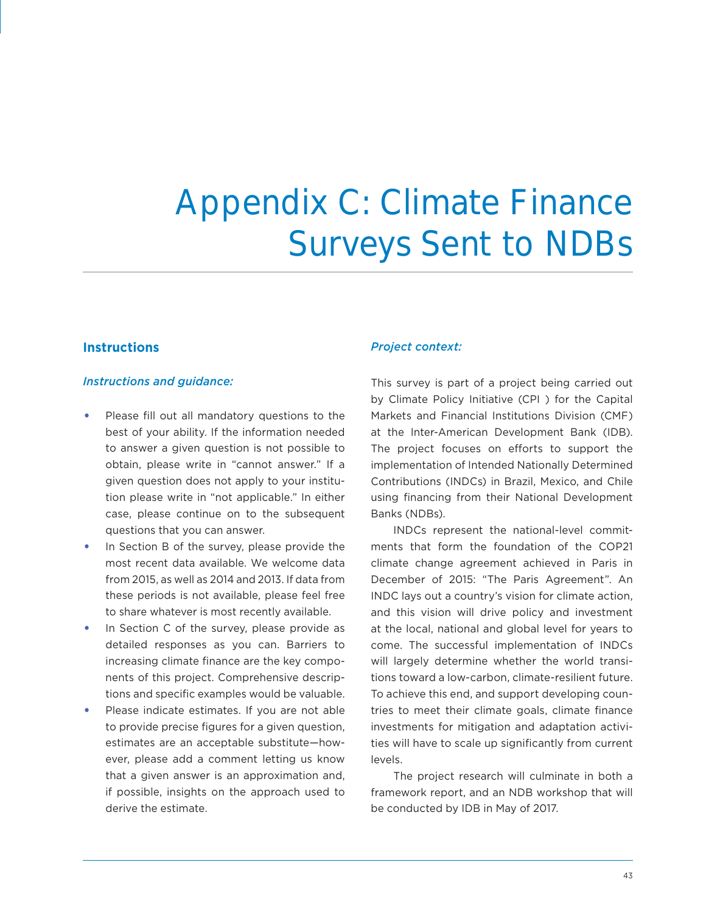# Appendix C: Climate Finance Surveys Sent to NDBs

## Instructions

*Instructions and guidance:*

- Please fill out all mandatory questions to the best of your ability. If the information needed to answer a given question is not possible to obtain, please write in "cannot answer." If a given question does not apply to your institution please write in "not applicable." In either case, please continue on to the subsequent questions that you can answer.
- In Section B of the survey, please provide the most recent data available. We welcome data from 2015, as well as 2014 and 2013. If data from these periods is not available, please feel free to share whatever is most recently available.
- In Section C of the survey, please provide as detailed responses as you can. Barriers to increasing climate finance are the key components of this project. Comprehensive descriptions and specific examples would be valuable.
- Please indicate estimates. If you are not able to provide precise figures for a given question, estimates are an acceptable substitute—however, please add a comment letting us know that a given answer is an approximation and, if possible, insights on the approach used to derive the estimate.

*Project context:*

This survey is part of a project being carried out by Climate Policy Initiative (CPI ) for the Capital Markets and Financial Institutions Division (CMF) at the Inter-American Development Bank (IDB). The project focuses on efforts to support the implementation of Intended Nationally Determined Contributions (INDCs) in Brazil, Mexico, and Chile using financing from their National Development Banks (NDBs).

INDCs represent the national-level commitments that form the foundation of the COP21 climate change agreement achieved in Paris in December of 2015: "The Paris Agreement". An INDC lays out a country's vision for climate action, and this vision will drive policy and investment at the local, national and global level for years to come. The successful implementation of INDCs will largely determine whether the world transitions toward a low-carbon, climate-resilient future. To achieve this end, and support developing countries to meet their climate goals, climate finance investments for mitigation and adaptation activities will have to scale up significantly from current levels.

The project research will culminate in both a framework report, and an NDB workshop that will be conducted by IDB in May of 2017.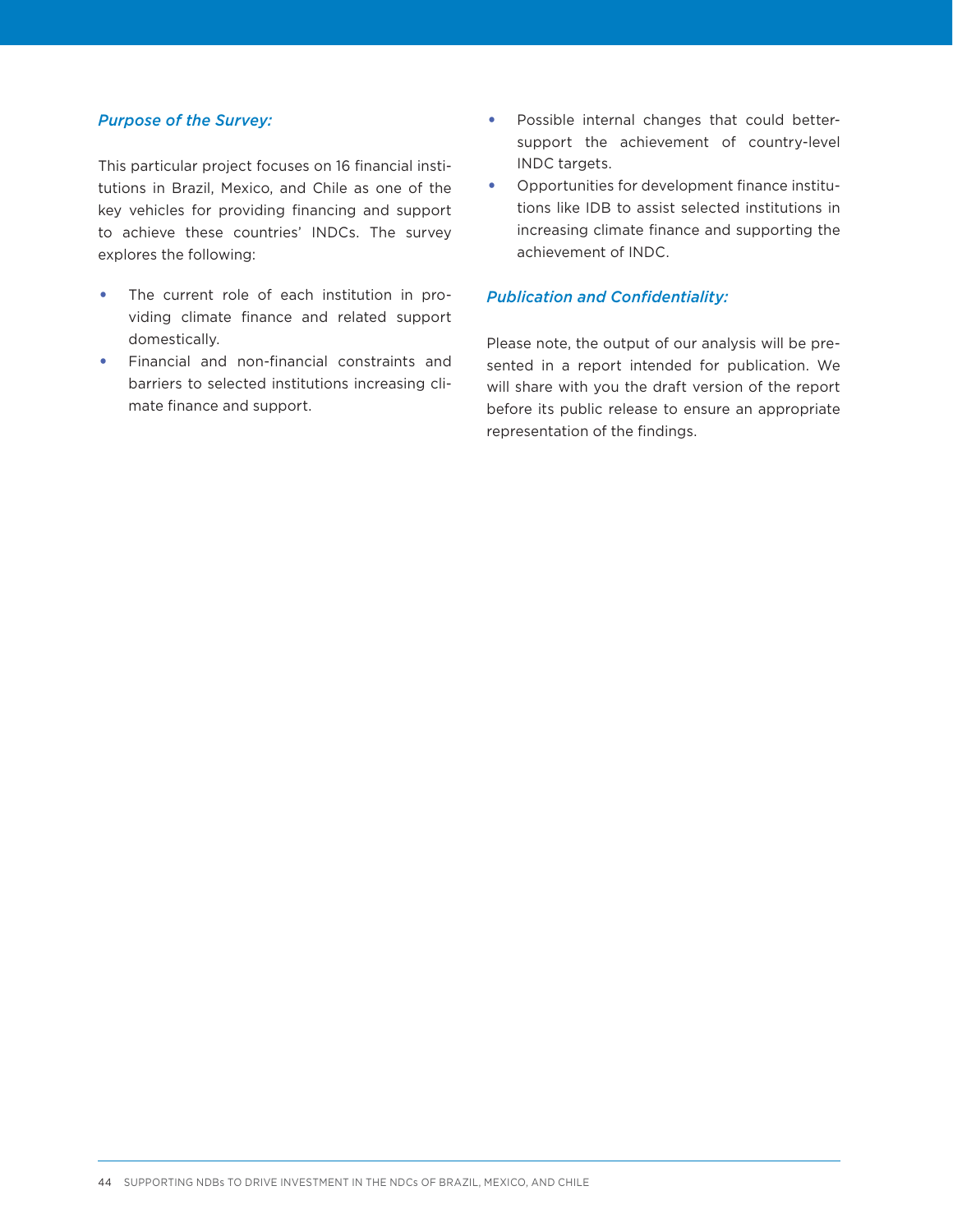*Purpose of the Survey:*

This particular project focuses on 16 financial institutions in Brazil, Mexico, and Chile as one of the key vehicles for providing financing and support to achieve these countries' INDCs. The survey explores the following:

- The current role of each institution in providing climate finance and related support domestically.
- Financial and non-financial constraints and barriers to selected institutions increasing climate finance and support.
- Possible internal changes that could better-support the achievement of country-level INDC targets.
- Opportunities for development finance institutions like IDB to assist selected institutions in increasing climate finance and supporting the achievement of INDC.

*Publication and Confidentiality:*

Please note, the output of our analysis will be presented in a report intended for publication. We will share with you the draft version of the report before its public release to ensure an appropriate representation of the findings.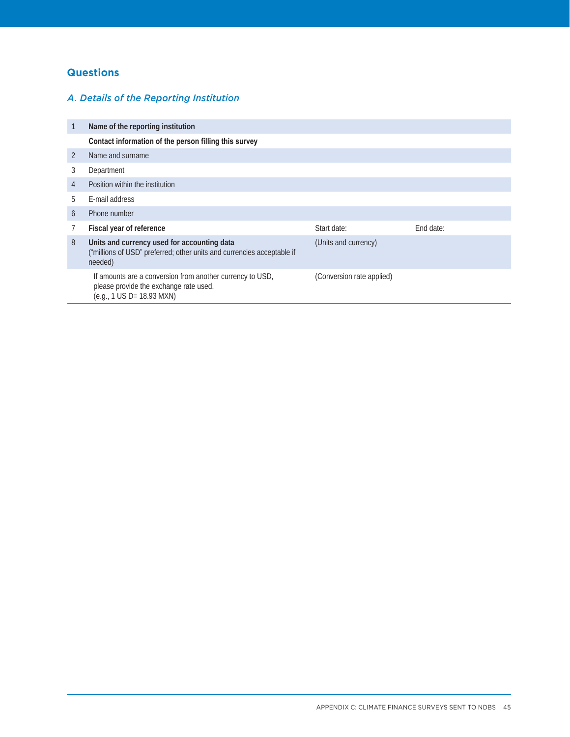## Questions

### *A. Details of the Reporting Institution*

| | | | |
|---|---|---|---|
| 1 | **Name of the reporting institution** | | |
| | **Contact information of the person filling this survey** | | |
| 2 | Name and surname | | |
| 3 | Department | | |
| 4 | Position within the institution | | |
| 5 | E-mail address | | |
| 6 | Phone number | | |
| 7 | **Fiscal year of reference** | Start date: | End date: |
| 8 | **Units and currency used for accounting data** ("millions of USD" preferred; other units and currencies acceptable if needed) | (Units and currency) | |
| | If amounts are a conversion from another currency to USD, please provide the exchange rate used. (e.g., 1 US D= 18.93 MXN) | (Conversion rate applied) | |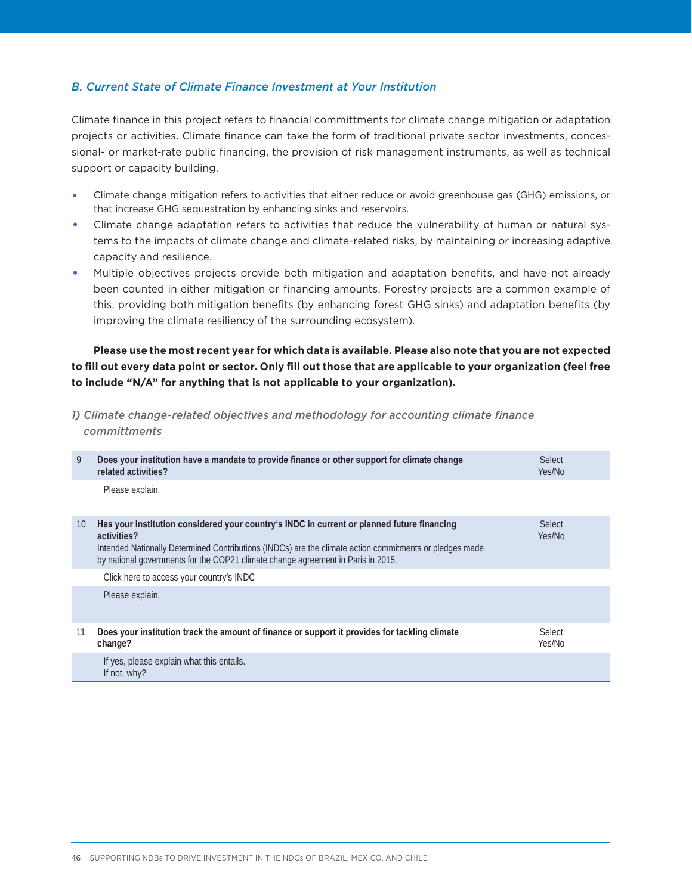### *B. Current State of Climate Finance Investment at Your Institution*

Climate finance in this project refers to financial committments for climate change mitigation or adaptation projects or activities. Climate finance can take the form of traditional private sector investments, concessional- or market-rate public financing, the provision of risk management instruments, as well as technical support or capacity building.

- Climate change mitigation refers to activities that either reduce or avoid greenhouse gas (GHG) emissions, or that increase GHG sequestration by enhancing sinks and reservoirs.
- Climate change adaptation refers to activities that reduce the vulnerability of human or natural systems to the impacts of climate change and climate-related risks, by maintaining or increasing adaptive capacity and resilience.
- Multiple objectives projects provide both mitigation and adaptation benefits, and have not already been counted in either mitigation or financing amounts. Forestry projects are a common example of this, providing both mitigation benefits (by enhancing forest GHG sinks) and adaptation benefits (by improving the climate resiliency of the surrounding ecosystem).

**Please use the most recent year for which data is available. Please also note that you are not expected to fill out every data point or sector. Only fill out those that are applicable to your organization (feel free to include "N/A" for anything that is not applicable to your organization).**

#### *1) Climate change-related objectives and methodology for accounting climate finance committments*

| | | |
|---|---|---|
| 9 | **Does your institution have a mandate to provide finance or other support for climate change related activities?** | Select Yes/No |
| | Please explain. | |
| 10 | **Has your institution considered your country's INDC in current or planned future financing activities?**<br>Intended Nationally Determined Contributions (INDCs) are the climate action commitments or pledges made by national governments for the COP21 climate change agreement in Paris in 2015. | Select Yes/No |
| | Click here to access your country's INDC | |
| | Please explain. | |
| 11 | **Does your institution track the amount of finance or support it provides for tackling climate change?** | Select Yes/No |
| | If yes, please explain what this entails.<br>If not, why? | |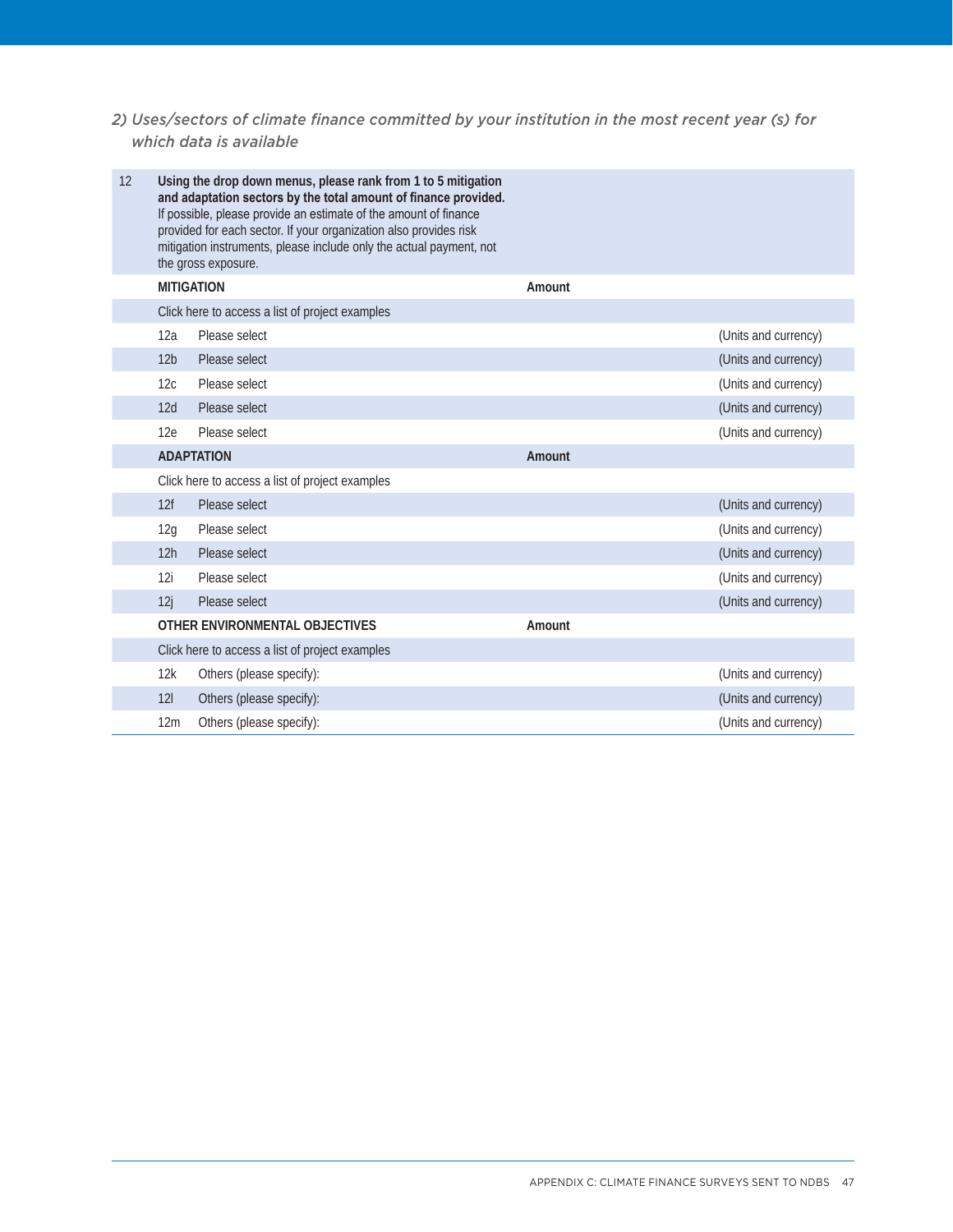*2) Uses/sectors of climate finance committed by your institution in the most recent year (s) for which data is available*

| 12 | **Using the drop down menus, please rank from 1 to 5 mitigation and adaptation sectors by the total amount of finance provided.** If possible, please provide an estimate of the amount of finance provided for each sector. If your organization also provides risk mitigation instruments, please include only the actual payment, not the gross exposure. | | |
|---|---|---|---|
| | **MITIGATION** | **Amount** | |
| | Click here to access a list of project examples | | |
| | 12a Please select | | (Units and currency) |
| | 12b Please select | | (Units and currency) |
| | 12c Please select | | (Units and currency) |
| | 12d Please select | | (Units and currency) |
| | 12e Please select | | (Units and currency) |
| | **ADAPTATION** | **Amount** | |
| | Click here to access a list of project examples | | |
| | 12f Please select | | (Units and currency) |
| | 12g Please select | | (Units and currency) |
| | 12h Please select | | (Units and currency) |
| | 12i Please select | | (Units and currency) |
| | 12j Please select | | (Units and currency) |
| | **OTHER ENVIRONMENTAL OBJECTIVES** | **Amount** | |
| | Click here to access a list of project examples | | |
| | 12k Others (please specify): | | (Units and currency) |
| | 12l Others (please specify): | | (Units and currency) |
| | 12m Others (please specify): | | (Units and currency) |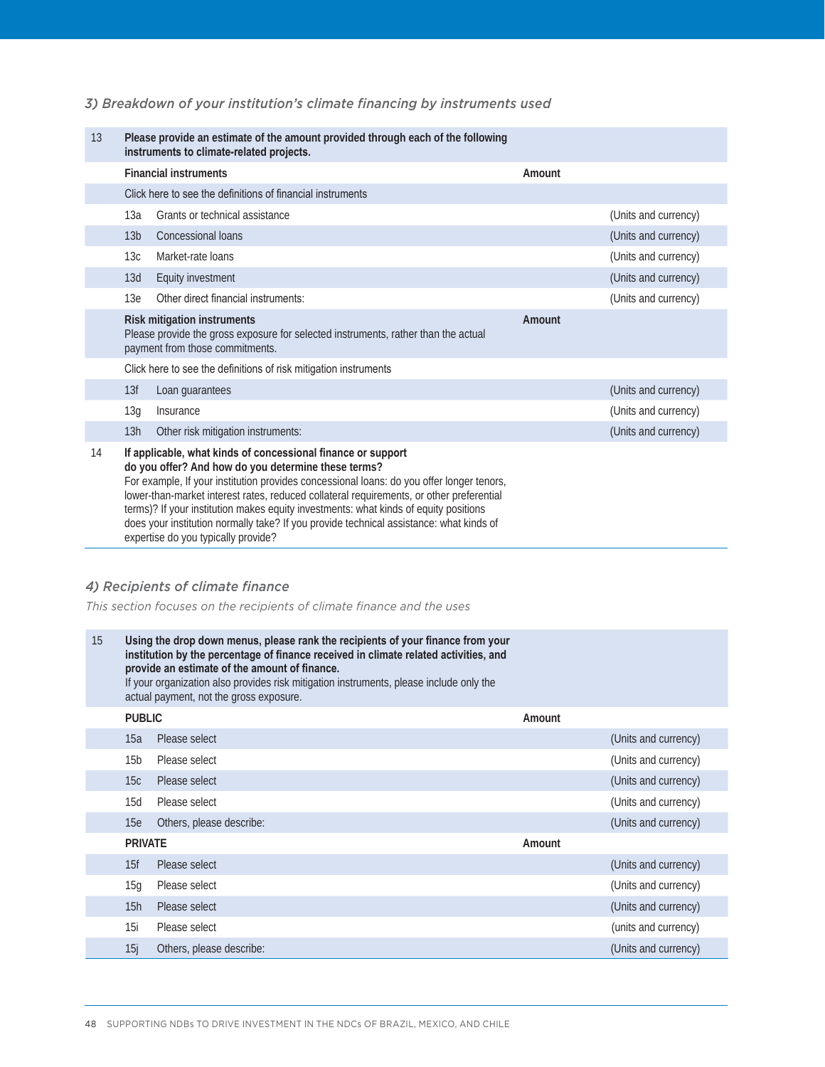### *3) Breakdown of your institution's climate financing by instruments used*

| | | | |
|---|---|---|---|
| 13 | **Please provide an estimate of the amount provided through each of the following instruments to climate-related projects.** | | |
| | **Financial instruments** | **Amount** | |
| | Click here to see the definitions of financial instruments | | |
| | 13a Grants or technical assistance | | (Units and currency) |
| | 13b Concessional loans | | (Units and currency) |
| | 13c Market-rate loans | | (Units and currency) |
| | 13d Equity investment | | (Units and currency) |
| | 13e Other direct financial instruments: | | (Units and currency) |
| | **Risk mitigation instruments** Please provide the gross exposure for selected instruments, rather than the actual payment from those commitments. | **Amount** | |
| | Click here to see the definitions of risk mitigation instruments | | |
| | 13f Loan guarantees | | (Units and currency) |
| | 13g Insurance | | (Units and currency) |
| | 13h Other risk mitigation instruments: | | (Units and currency) |
| 14 | **If applicable, what kinds of concessional finance or support do you offer? And how do you determine these terms?** For example, If your institution provides concessional loans: do you offer longer tenors, lower-than-market interest rates, reduced collateral requirements, or other preferential terms)? If your institution makes equity investments: what kinds of equity positions does your institution normally take? If you provide technical assistance: what kinds of expertise do you typically provide? | | |

### *4) Recipients of climate finance*

*This section focuses on the recipients of climate finance and the uses*

| | | | |
|---|---|---|---|
| 15 | **Using the drop down menus, please rank the recipients of your finance from your institution by the percentage of finance received in climate related activities, and provide an estimate of the amount of finance.** If your organization also provides risk mitigation instruments, please include only the actual payment, not the gross exposure. | | |
| | **PUBLIC** | **Amount** | |
| | 15a Please select | | (Units and currency) |
| | 15b Please select | | (Units and currency) |
| | 15c Please select | | (Units and currency) |
| | 15d Please select | | (Units and currency) |
| | 15e Others, please describe: | | (Units and currency) |
| | **PRIVATE** | **Amount** | |
| | 15f Please select | | (Units and currency) |
| | 15g Please select | | (Units and currency) |
| | 15h Please select | | (Units and currency) |
| | 15i Please select | | (units and currency) |
| | 15j Others, please describe: | | (Units and currency) |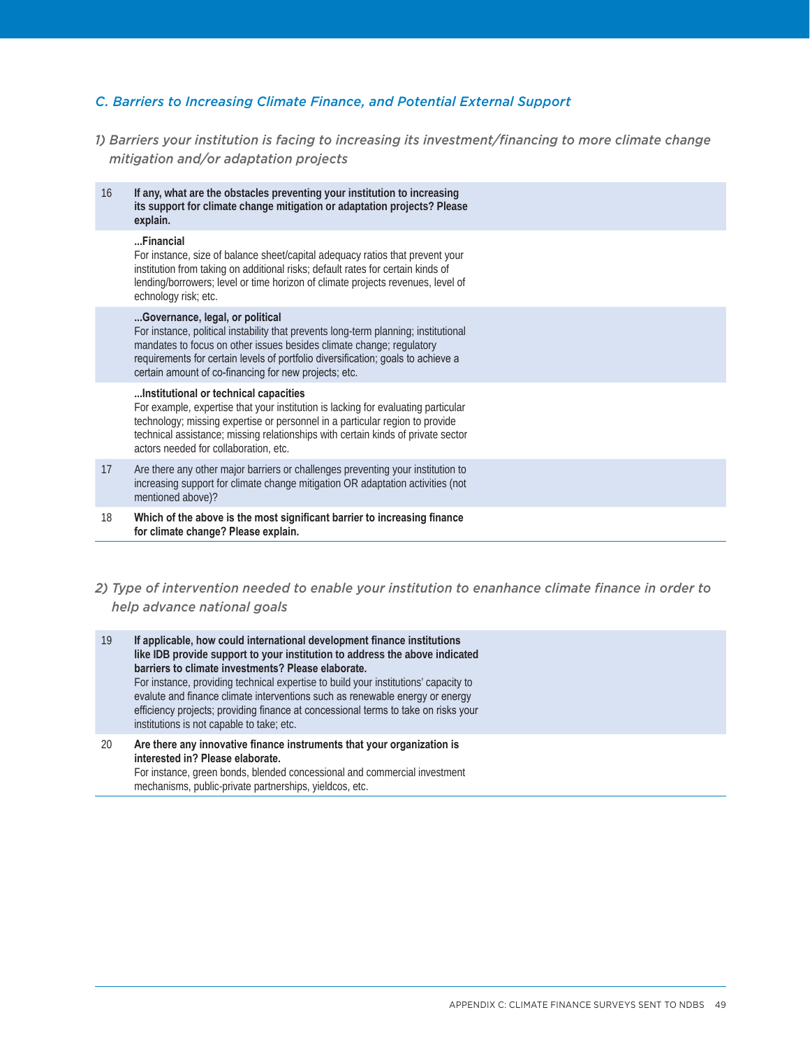### *C. Barriers to Increasing Climate Finance, and Potential External Support*

*1) Barriers your institution is facing to increasing its investment/financing to more climate change mitigation and/or adaptation projects*

| | | |
|---|---|---|
| 16 | **If any, what are the obstacles preventing your institution to increasing its support for climate change mitigation or adaptation projects? Please explain.** | |
| | **...Financial**<br>For instance, size of balance sheet/capital adequacy ratios that prevent your institution from taking on additional risks; default rates for certain kinds of lending/borrowers; level or time horizon of climate projects revenues, level of echnology risk; etc. | |
| | **...Governance, legal, or political**<br>For instance, political instability that prevents long-term planning; institutional mandates to focus on other issues besides climate change; regulatory requirements for certain levels of portfolio diversification; goals to achieve a certain amount of co-financing for new projects; etc. | |
| | **...Institutional or technical capacities**<br>For example, expertise that your institution is lacking for evaluating particular technology; missing expertise or personnel in a particular region to provide technical assistance; missing relationships with certain kinds of private sector actors needed for collaboration, etc. | |
| 17 | Are there any other major barriers or challenges preventing your institution to increasing support for climate change mitigation OR adaptation activities (not mentioned above)? | |
| 18 | **Which of the above is the most significant barrier to increasing finance for climate change? Please explain.** | |

*2) Type of intervention needed to enable your institution to enanhance climate finance in order to help advance national goals*

| | | |
|---|---|---|
| 19 | **If applicable, how could international development finance institutions like IDB provide support to your institution to address the above indicated barriers to climate investments? Please elaborate.**<br>For instance, providing technical expertise to build your institutions' capacity to evalute and finance climate interventions such as renewable energy or energy efficiency projects; providing finance at concessional terms to take on risks your institutions is not capable to take; etc. | |
| 20 | **Are there any innovative finance instruments that your organization is interested in? Please elaborate.**<br>For instance, green bonds, blended concessional and commercial investment mechanisms, public-private partnerships, yieldcos, etc. | |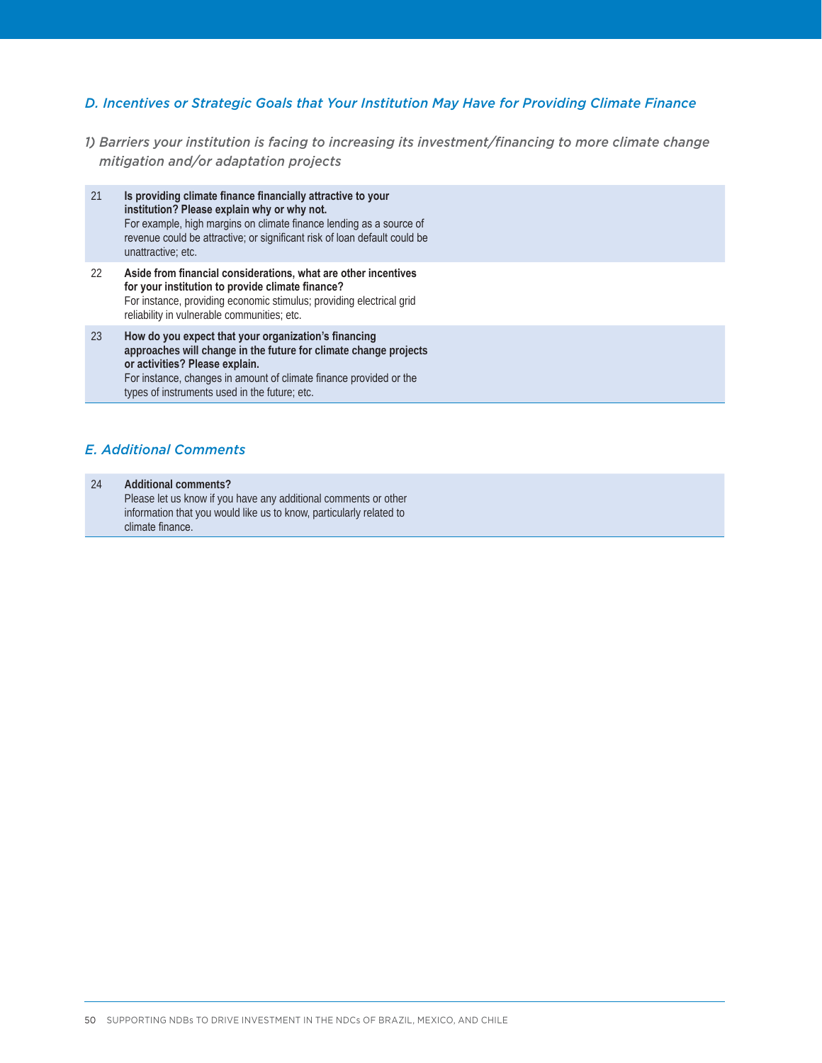## *D. Incentives or Strategic Goals that Your Institution May Have for Providing Climate Finance*

### *1) Barriers your institution is facing to increasing its investment/financing to more climate change mitigation and/or adaptation projects*

| | | |
|---|---|---|
| 21 | **Is providing climate finance financially attractive to your institution? Please explain why or why not.** For example, high margins on climate finance lending as a source of revenue could be attractive; or significant risk of loan default could be unattractive; etc. | |
| 22 | **Aside from financial considerations, what are other incentives for your institution to provide climate finance?** For instance, providing economic stimulus; providing electrical grid reliability in vulnerable communities; etc. | |
| 23 | **How do you expect that your organization's financing approaches will change in the future for climate change projects or activities? Please explain.** For instance, changes in amount of climate finance provided or the types of instruments used in the future; etc. | |

## *E. Additional Comments*

| | | |
|---|---|---|
| 24 | **Additional comments?** Please let us know if you have any additional comments or other information that you would like us to know, particularly related to climate finance. | |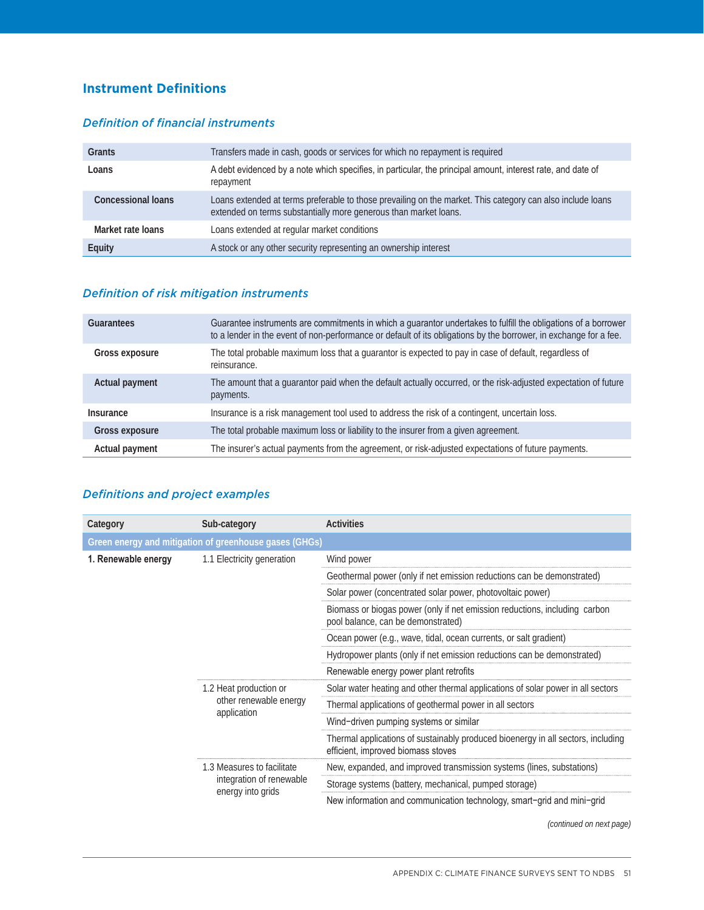## Instrument Definitions

### *Definition of financial instruments*

| | |
|---|---|
| **Grants** | Transfers made in cash, goods or services for which no repayment is required |
| **Loans** | A debt evidenced by a note which specifies, in particular, the principal amount, interest rate, and date of repayment |
| **Concessional loans** | Loans extended at terms preferable to those prevailing on the market. This category can also include loans extended on terms substantially more generous than market loans. |
| **Market rate loans** | Loans extended at regular market conditions |
| **Equity** | A stock or any other security representing an ownership interest |

### *Definition of risk mitigation instruments*

| | |
|---|---|
| **Guarantees** | Guarantee instruments are commitments in which a guarantor undertakes to fulfill the obligations of a borrower to a lender in the event of non-performance or default of its obligations by the borrower, in exchange for a fee. |
| **Gross exposure** | The total probable maximum loss that a guarantor is expected to pay in case of default, regardless of reinsurance. |
| **Actual payment** | The amount that a guarantor paid when the default actually occurred, or the risk-adjusted expectation of future payments. |
| **Insurance** | Insurance is a risk management tool used to address the risk of a contingent, uncertain loss. |
| **Gross exposure** | The total probable maximum loss or liability to the insurer from a given agreement. |
| **Actual payment** | The insurer's actual payments from the agreement, or risk-adjusted expectations of future payments. |

### *Definitions and project examples*

| Category | Sub-category | Activities |
|---|---|---|
| **Green energy and mitigation of greenhouse gases (GHGs)** | | |
| **1. Renewable energy** | 1.1 Electricity generation | Wind power |
| | | Geothermal power (only if net emission reductions can be demonstrated) |
| | | Solar power (concentrated solar power, photovoltaic power) |
| | | Biomass or biogas power (only if net emission reductions, including carbon pool balance, can be demonstrated) |
| | | Ocean power (e.g., wave, tidal, ocean currents, or salt gradient) |
| | | Hydropower plants (only if net emission reductions can be demonstrated) |
| | | Renewable energy power plant retrofits |
| | 1.2 Heat production or other renewable energy application | Solar water heating and other thermal applications of solar power in all sectors |
| | | Thermal applications of geothermal power in all sectors |
| | | Wind−driven pumping systems or similar |
| | | Thermal applications of sustainably produced bioenergy in all sectors, including efficient, improved biomass stoves |
| | 1.3 Measures to facilitate integration of renewable energy into grids | New, expanded, and improved transmission systems (lines, substations) |
| | | Storage systems (battery, mechanical, pumped storage) |
| | | New information and communication technology, smart−grid and mini−grid |

*(continued on next page)*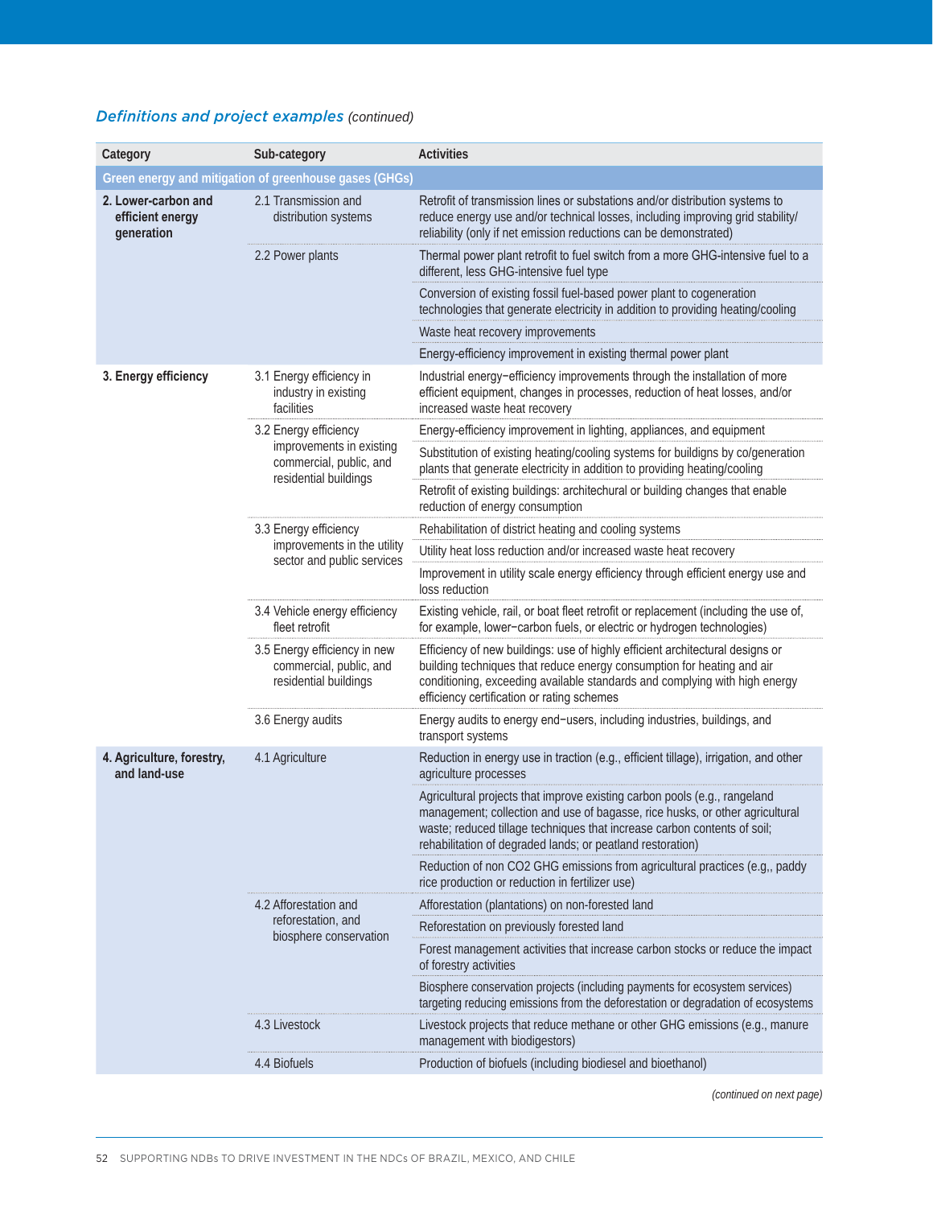### *Definitions and project examples* *(continued)*

| Category | Sub-category | Activities |
|---|---|---|
| **Green energy and mitigation of greenhouse gases (GHGs)** | | |
| **2. Lower-carbon and efficient energy generation** | 2.1 Transmission and distribution systems | Retrofit of transmission lines or substations and/or distribution systems to reduce energy use and/or technical losses, including improving grid stability/ reliability (only if net emission reductions can be demonstrated) |
| | 2.2 Power plants | Thermal power plant retrofit to fuel switch from a more GHG-intensive fuel to a different, less GHG-intensive fuel type |
| | | Conversion of existing fossil fuel-based power plant to cogeneration technologies that generate electricity in addition to providing heating/cooling |
| | | Waste heat recovery improvements |
| | | Energy-efficiency improvement in existing thermal power plant |
| **3. Energy efficiency** | 3.1 Energy efficiency in industry in existing facilities | Industrial energy−efficiency improvements through the installation of more efficient equipment, changes in processes, reduction of heat losses, and/or increased waste heat recovery |
| | 3.2 Energy efficiency improvements in existing commercial, public, and residential buildings | Energy-efficiency improvement in lighting, appliances, and equipment |
| | | Substitution of existing heating/cooling systems for buildings by co/generation plants that generate electricity in addition to providing heating/cooling |
| | | Retrofit of existing buildings: architechural or building changes that enable reduction of energy consumption |
| | 3.3 Energy efficiency improvements in the utility sector and public services | Rehabilitation of district heating and cooling systems |
| | | Utility heat loss reduction and/or increased waste heat recovery |
| | | Improvement in utility scale energy efficiency through efficient energy use and loss reduction |
| | 3.4 Vehicle energy efficiency fleet retrofit | Existing vehicle, rail, or boat fleet retrofit or replacement (including the use of, for example, lower−carbon fuels, or electric or hydrogen technologies) |
| | 3.5 Energy efficiency in new commercial, public, and residential buildings | Efficiency of new buildings: use of highly efficient architectural designs or building techniques that reduce energy consumption for heating and air conditioning, exceeding available standards and complying with high energy efficiency certification or rating schemes |
| | 3.6 Energy audits | Energy audits to energy end−users, including industries, buildings, and transport systems |
| **4. Agriculture, forestry, and land-use** | 4.1 Agriculture | Reduction in energy use in traction (e.g., efficient tillage), irrigation, and other agriculture processes |
| | | Agricultural projects that improve existing carbon pools (e.g., rangeland management; collection and use of bagasse, rice husks, or other agricultural waste; reduced tillage techniques that increase carbon contents of soil; rehabilitation of degraded lands; or peatland restoration) |
| | | Reduction of non CO2 GHG emissions from agricultural practices (e.g,, paddy rice production or reduction in fertilizer use) |
| | 4.2 Afforestation and reforestation, and biosphere conservation | Afforestation (plantations) on non-forested land |
| | | Reforestation on previously forested land |
| | | Forest management activities that increase carbon stocks or reduce the impact of forestry activities |
| | | Biosphere conservation projects (including payments for ecosystem services) targeting reducing emissions from the deforestation or degradation of ecosystems |
| | 4.3 Livestock | Livestock projects that reduce methane or other GHG emissions (e.g., manure management with biodigestors) |
| | 4.4 Biofuels | Production of biofuels (including biodiesel and bioethanol) |

*(continued on next page)*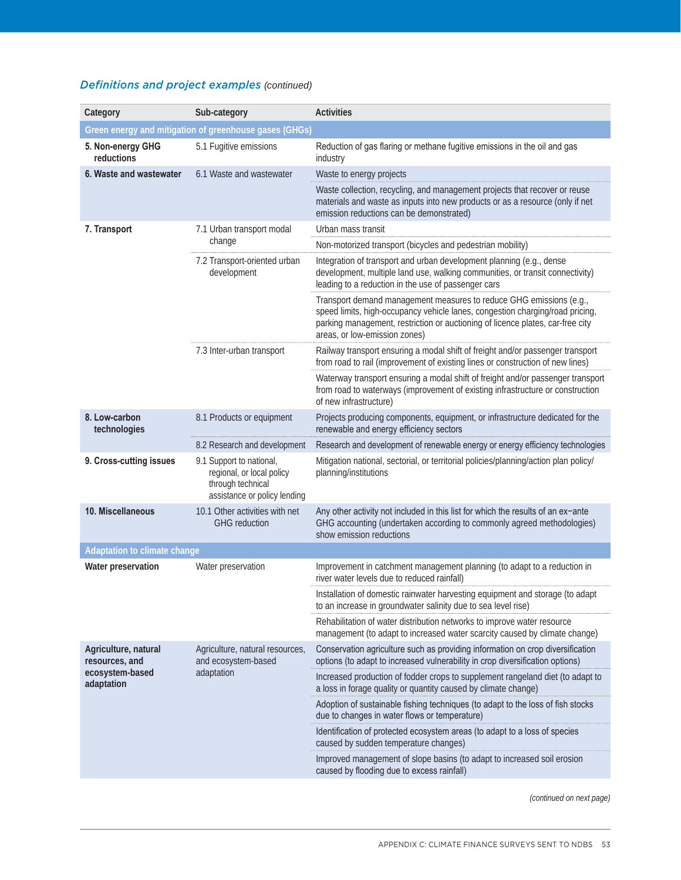### *Definitions and project examples (continued)*

| Category | Sub-category | Activities |
|---|---|---|
| **Green energy and mitigation of greenhouse gases (GHGs)** | | |
| **5. Non-energy GHG reductions** | 5.1 Fugitive emissions | Reduction of gas flaring or methane fugitive emissions in the oil and gas industry |
| **6. Waste and wastewater** | 6.1 Waste and wastewater | Waste to energy projects |
| | | Waste collection, recycling, and management projects that recover or reuse materials and waste as inputs into new products or as a resource (only if net emission reductions can be demonstrated) |
| **7. Transport** | 7.1 Urban transport modal change | Urban mass transit |
| | | Non-motorized transport (bicycles and pedestrian mobility) |
| | 7.2 Transport-oriented urban development | Integration of transport and urban development planning (e.g., dense development, multiple land use, walking communities, or transit connectivity) leading to a reduction in the use of passenger cars |
| | | Transport demand management measures to reduce GHG emissions (e.g., speed limits, high-occupancy vehicle lanes, congestion charging/road pricing, parking management, restriction or auctioning of licence plates, car-free city areas, or low-emission zones) |
| | 7.3 Inter-urban transport | Railway transport ensuring a modal shift of freight and/or passenger transport from road to rail (improvement of existing lines or construction of new lines) |
| | | Waterway transport ensuring a modal shift of freight and/or passenger transport from road to waterways (improvement of existing infrastructure or construction of new infrastructure) |
| **8. Low-carbon technologies** | 8.1 Products or equipment | Projects producing components, equipment, or infrastructure dedicated for the renewable and energy efficiency sectors |
| | 8.2 Research and development | Research and development of renewable energy or energy efficiency technologies |
| **9. Cross-cutting issues** | 9.1 Support to national, regional, or local policy through technical assistance or policy lending | Mitigation national, sectorial, or territorial policies/planning/action plan policy/planning/institutions |
| **10. Miscellaneous** | 10.1 Other activities with net GHG reduction | Any other activity not included in this list for which the results of an ex−ante GHG accounting (undertaken according to commonly agreed methodologies) show emission reductions |
| **Adaptation to climate change** | | |
| **Water preservation** | Water preservation | Improvement in catchment management planning (to adapt to a reduction in river water levels due to reduced rainfall) |
| | | Installation of domestic rainwater harvesting equipment and storage (to adapt to an increase in groundwater salinity due to sea level rise) |
| | | Rehabilitation of water distribution networks to improve water resource management (to adapt to increased water scarcity caused by climate change) |
| **Agriculture, natural resources, and ecosystem-based adaptation** | Agriculture, natural resources, and ecosystem-based adaptation | Conservation agriculture such as providing information on crop diversification options (to adapt to increased vulnerability in crop diversification options) |
| | | Increased production of fodder crops to supplement rangeland diet (to adapt to a loss in forage quality or quantity caused by climate change) |
| | | Adoption of sustainable fishing techniques (to adapt to the loss of fish stocks due to changes in water flows or temperature) |
| | | Identification of protected ecosystem areas (to adapt to a loss of species caused by sudden temperature changes) |
| | | Improved management of slope basins (to adapt to increased soil erosion caused by flooding due to excess rainfall) |

*(continued on next page)*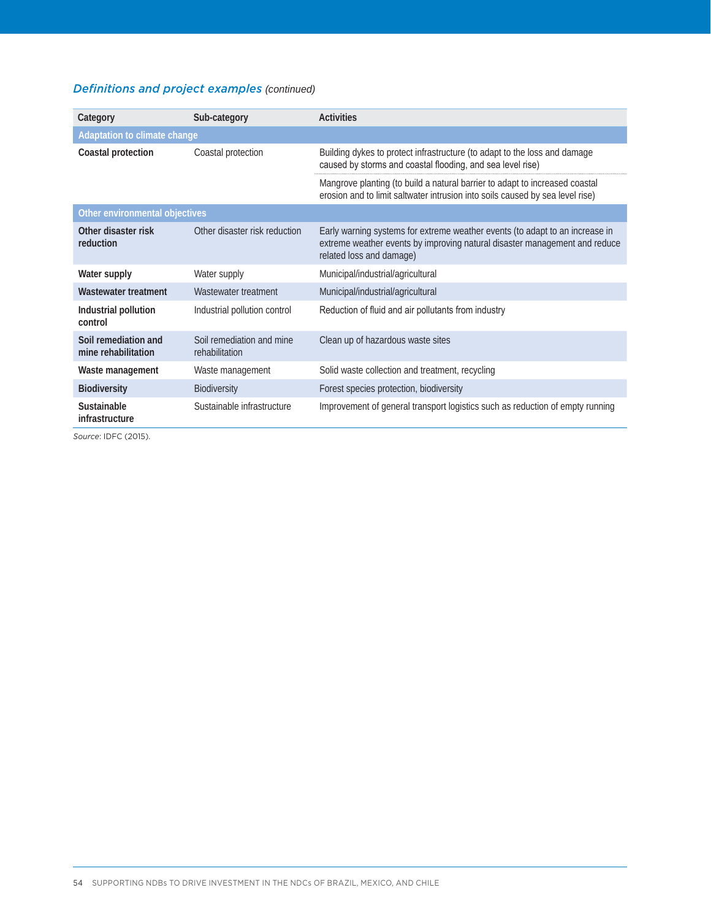## *Definitions and project examples* (continued)

| Category | Sub-category | Activities |
|---|---|---|
| **Adaptation to climate change** | | |
| **Coastal protection** | Coastal protection | Building dykes to protect infrastructure (to adapt to the loss and damage caused by storms and coastal flooding, and sea level rise) |
| | | Mangrove planting (to build a natural barrier to adapt to increased coastal erosion and to limit saltwater intrusion into soils caused by sea level rise) |
| **Other environmental objectives** | | |
| **Other disaster risk reduction** | Other disaster risk reduction | Early warning systems for extreme weather events (to adapt to an increase in extreme weather events by improving natural disaster management and reduce related loss and damage) |
| **Water supply** | Water supply | Municipal/industrial/agricultural |
| **Wastewater treatment** | Wastewater treatment | Municipal/industrial/agricultural |
| **Industrial pollution control** | Industrial pollution control | Reduction of fluid and air pollutants from industry |
| **Soil remediation and mine rehabilitation** | Soil remediation and mine rehabilitation | Clean up of hazardous waste sites |
| **Waste management** | Waste management | Solid waste collection and treatment, recycling |
| **Biodiversity** | Biodiversity | Forest species protection, biodiversity |
| **Sustainable infrastructure** | Sustainable infrastructure | Improvement of general transport logistics such as reduction of empty running |

*Source*: IDFC (2015).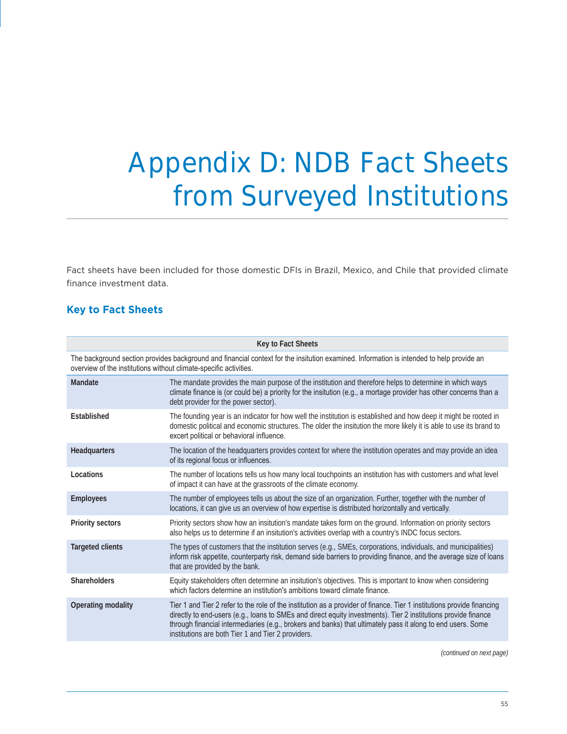# Appendix D: NDB Fact Sheets from Surveyed Institutions

Fact sheets have been included for those domestic DFIs in Brazil, Mexico, and Chile that provided climate finance investment data.

## Key to Fact Sheets

| Key to Fact Sheets | |
|---|---|
| The background section provides background and financial context for the insitution examined. Information is intended to help provide an overview of the institutions without climate-specific activities. | |
| **Mandate** | The mandate provides the main purpose of the institution and therefore helps to determine in which ways climate finance is (or could be) a priority for the insitution (e.g., a mortage provider has other concerns than a debt provider for the power sector). |
| **Established** | The founding year is an indicator for how well the institution is established and how deep it might be rooted in domestic political and economic structures. The older the insitution the more likely it is able to use its brand to excert political or behavioral influence. |
| **Headquarters** | The location of the headquarters provides context for where the institution operates and may provide an idea of its regional focus or influences. |
| **Locations** | The number of locations tells us how many local touchpoints an institution has with customers and what level of impact it can have at the grassroots of the climate economy. |
| **Employees** | The number of employees tells us about the size of an organization. Further, together with the number of locations, it can give us an overview of how expertise is distributed horizontally and vertically. |
| **Priority sectors** | Priority sectors show how an insitution's mandate takes form on the ground. Information on priority sectors also helps us to determine if an insitution's activities overlap with a country's INDC focus sectors. |
| **Targeted clients** | The types of customers that the institution serves (e.g., SMEs, corporations, individuals, and municipalities) inform risk appetite, counterparty risk, demand side barriers to providing finance, and the average size of loans that are provided by the bank. |
| **Shareholders** | Equity stakeholders often determine an insitution's objectives. This is important to know when considering which factors determine an institution's ambitions toward climate finance. |
| **Operating modality** | Tier 1 and Tier 2 refer to the role of the institution as a provider of finance. Tier 1 institutions provide financing directly to end-users (e.g., loans to SMEs and direct equity investments). Tier 2 institutions provide finance through financial intermediaries (e.g., brokers and banks) that ultimately pass it along to end users. Some institutions are both Tier 1 and Tier 2 providers. |

*(continued on next page)*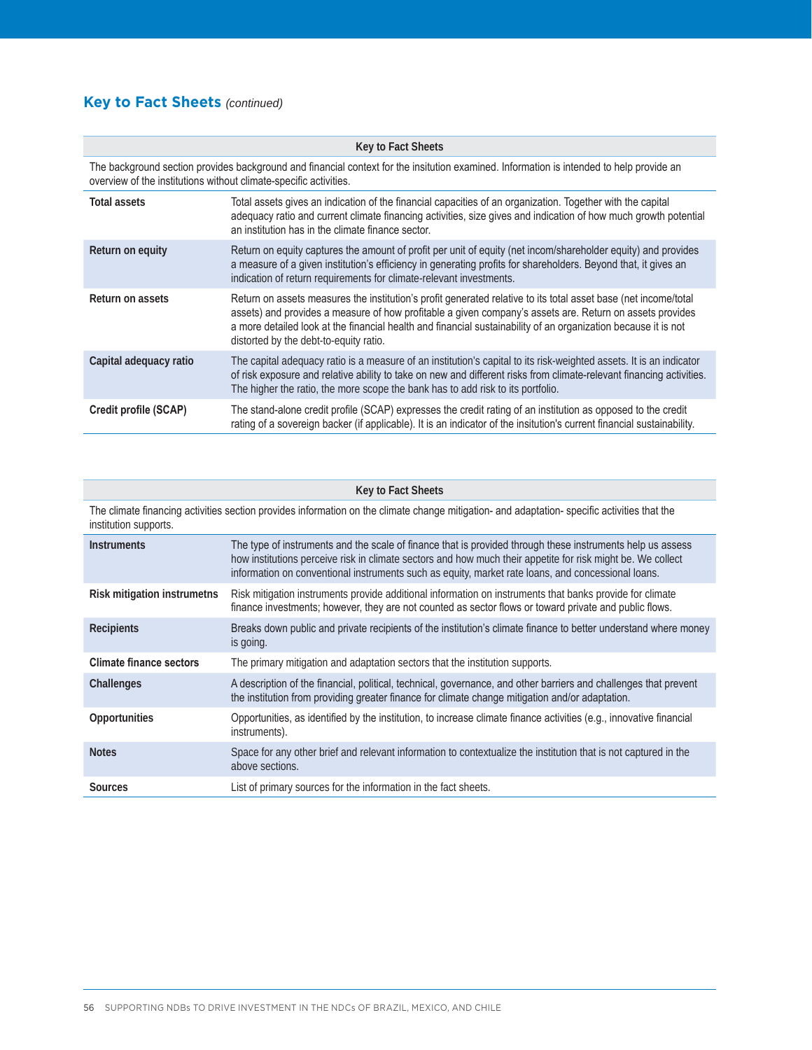## Key to Fact Sheets *(continued)*

| Key to Fact Sheets | |
|---|---|
| The background section provides background and financial context for the insitution examined. Information is intended to help provide an overview of the institutions without climate-specific activities. | |
| **Total assets** | Total assets gives an indication of the financial capacities of an organization. Together with the capital adequacy ratio and current climate financing activities, size gives and indication of how much growth potential an institution has in the climate finance sector. |
| **Return on equity** | Return on equity captures the amount of profit per unit of equity (net incom/shareholder equity) and provides a measure of a given institution's efficiency in generating profits for shareholders. Beyond that, it gives an indication of return requirements for climate-relevant investments. |
| **Return on assets** | Return on assets measures the institution's profit generated relative to its total asset base (net income/total assets) and provides a measure of how profitable a given company's assets are. Return on assets provides a more detailed look at the financial health and financial sustainability of an organization because it is not distorted by the debt-to-equity ratio. |
| **Capital adequacy ratio** | The capital adequacy ratio is a measure of an institution's capital to its risk-weighted assets. It is an indicator of risk exposure and relative ability to take on new and different risks from climate-relevant financing activities. The higher the ratio, the more scope the bank has to add risk to its portfolio. |
| **Credit profile (SCAP)** | The stand-alone credit profile (SCAP) expresses the credit rating of an institution as opposed to the credit rating of a sovereign backer (if applicable). It is an indicator of the insitution's current financial sustainability. |

| Key to Fact Sheets | |
|---|---|
| The climate financing activities section provides information on the climate change mitigation- and adaptation- specific activities that the institution supports. | |
| **Instruments** | The type of instruments and the scale of finance that is provided through these instruments help us assess how institutions perceive risk in climate sectors and how much their appetite for risk might be. We collect information on conventional instruments such as equity, market rate loans, and concessional loans. |
| **Risk mitigation instrumetns** | Risk mitigation instruments provide additional information on instruments that banks provide for climate finance investments; however, they are not counted as sector flows or toward private and public flows. |
| **Recipients** | Breaks down public and private recipients of the institution's climate finance to better understand where money is going. |
| **Climate finance sectors** | The primary mitigation and adaptation sectors that the institution supports. |
| **Challenges** | A description of the financial, political, technical, governance, and other barriers and challenges that prevent the institution from providing greater finance for climate change mitigation and/or adaptation. |
| **Opportunities** | Opportunities, as identified by the institution, to increase climate finance activities (e.g., innovative financial instruments). |
| **Notes** | Space for any other brief and relevant information to contextualize the institution that is not captured in the above sections. |
| **Sources** | List of primary sources for the information in the fact sheets. |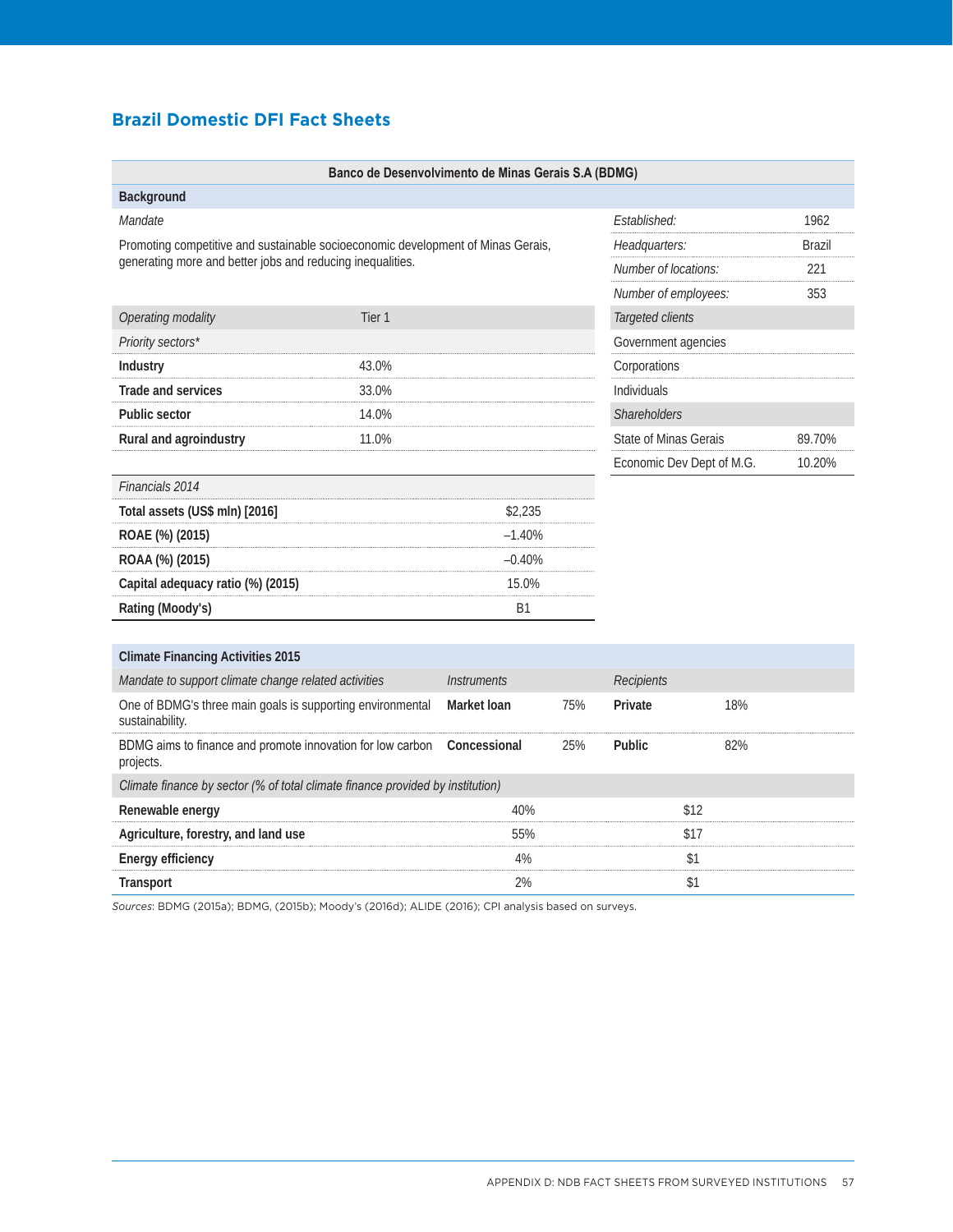## Brazil Domestic DFI Fact Sheets

**Banco de Desenvolvimento de Minas Gerais S.A (BDMG)**

**Background**

*Mandate*

Promoting competitive and sustainable socioeconomic development of Minas Gerais, generating more and better jobs and reducing inequalities.

| | |
|---|---|
| *Established:* | 1962 |
| *Headquarters:* | Brazil |
| *Number of locations:* | 221 |
| *Number of employees:* | 353 |

| *Operating modality* | Tier 1 |
|---|---|
| *Priority sectors\** | |
| **Industry** | 43.0% |
| **Trade and services** | 33.0% |
| **Public sector** | 14.0% |
| **Rural and agroindustry** | 11.0% |

| *Targeted clients* | |
|---|---|
| Government agencies | |
| Corporations | |
| Individuals | |
| *Shareholders* | |
| State of Minas Gerais | 89.70% |
| Economic Dev Dept of M.G. | 10.20% |

| *Financials 2014* | |
|---|---|
| **Total assets (US$ mln) [2016]** | $2,235 |
| **ROAE (%) (2015)** | –1.40% |
| **ROAA (%) (2015)** | –0.40% |
| **Capital adequacy ratio (%) (2015)** | 15.0% |
| **Rating (Moody's)** | B1 |

**Climate Financing Activities 2015**

| *Mandate to support climate change related activities* | *Instruments* | | *Recipients* | |
|---|---|---|---|---|
| One of BDMG's three main goals is supporting environmental sustainability. | **Market loan** | 75% | **Private** | 18% |
| BDMG aims to finance and promote innovation for low carbon projects. | **Concessional** | 25% | **Public** | 82% |

| *Climate finance by sector (% of total climate finance provided by institution)* | | |
|---|---|---|
| **Renewable energy** | 40% | $12 |
| **Agriculture, forestry, and land use** | 55% | $17 |
| **Energy efficiency** | 4% | $1 |
| **Transport** | 2% | $1 |

*Sources*: BDMG (2015a); BDMG, (2015b); Moody's (2016d); ALIDE (2016); CPI analysis based on surveys.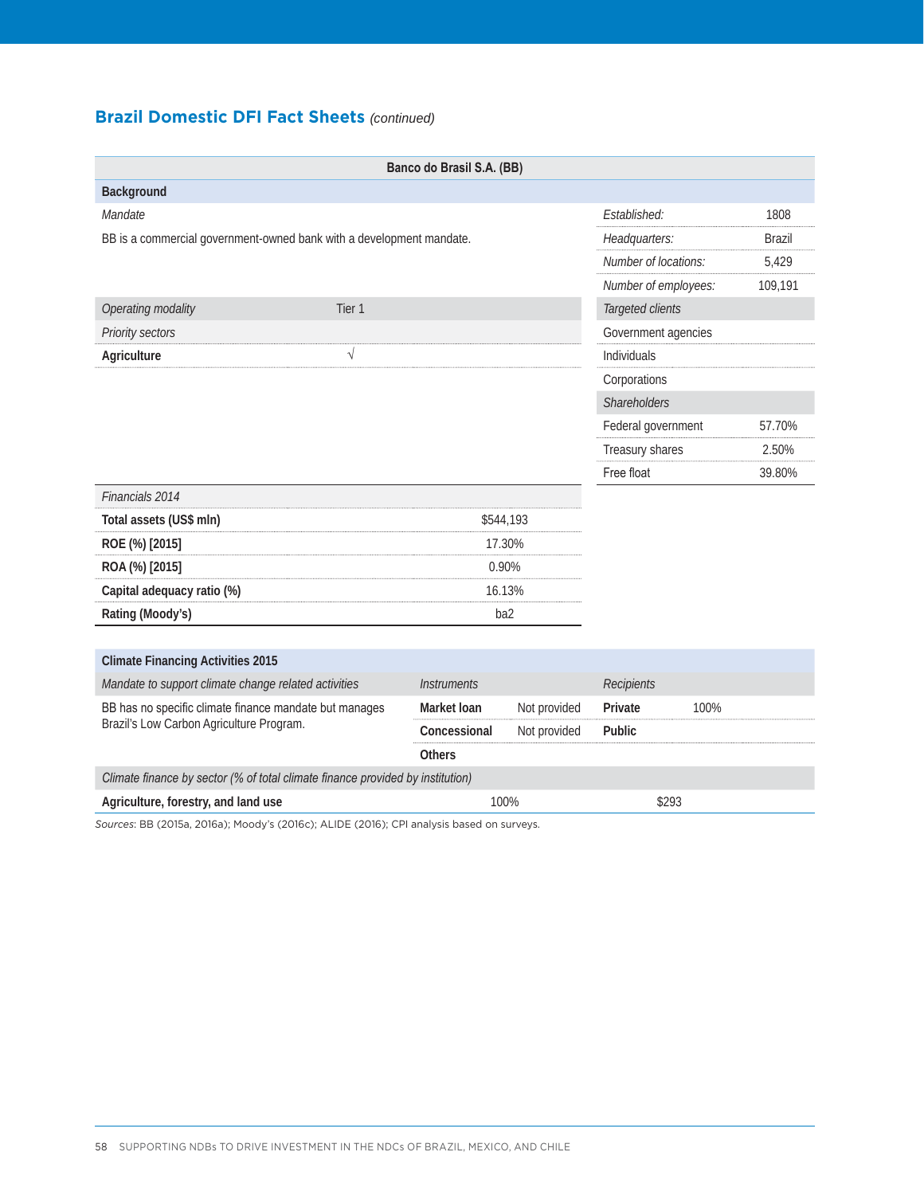## Brazil Domestic DFI Fact Sheets *(continued)*

### Banco do Brasil S.A. (BB)

**Background**

| *Mandate* | | *Established:* | 1808 |
|---|---|---|---|
| BB is a commercial government-owned bank with a development mandate. | | *Headquarters:* | Brazil |
| | | *Number of locations:* | 5,429 |
| | | *Number of employees:* | 109,191 |

| *Operating modality* | Tier 1 |
|---|---|
| *Priority sectors* | |
| **Agriculture** | √ |

| *Targeted clients* | |
|---|---|
| Government agencies | |
| Individuals | |
| Corporations | |
| *Shareholders* | |
| Federal government | 57.70% |
| Treasury shares | 2.50% |
| Free float | 39.80% |

| *Financials 2014* | |
|---|---|
| **Total assets (US$ mln)** | $544,193 |
| **ROE (%) [2015]** | 17.30% |
| **ROA (%) [2015]** | 0.90% |
| **Capital adequacy ratio (%)** | 16.13% |
| **Rating (Moody's)** | ba2 |

**Climate Financing Activities 2015**

| *Mandate to support climate change related activities* | *Instruments* | | *Recipients* | |
|---|---|---|---|---|
| BB has no specific climate finance mandate but manages Brazil's Low Carbon Agriculture Program. | **Market loan** | Not provided | **Private** | 100% |
| | **Concessional** | Not provided | **Public** | |
| | **Others** | | | |

| *Climate finance by sector (% of total climate finance provided by institution)* | | |
|---|---|---|
| **Agriculture, forestry, and land use** | 100% | $293 |

*Sources*: BB (2015a, 2016a); Moody's (2016c); ALIDE (2016); CPI analysis based on surveys.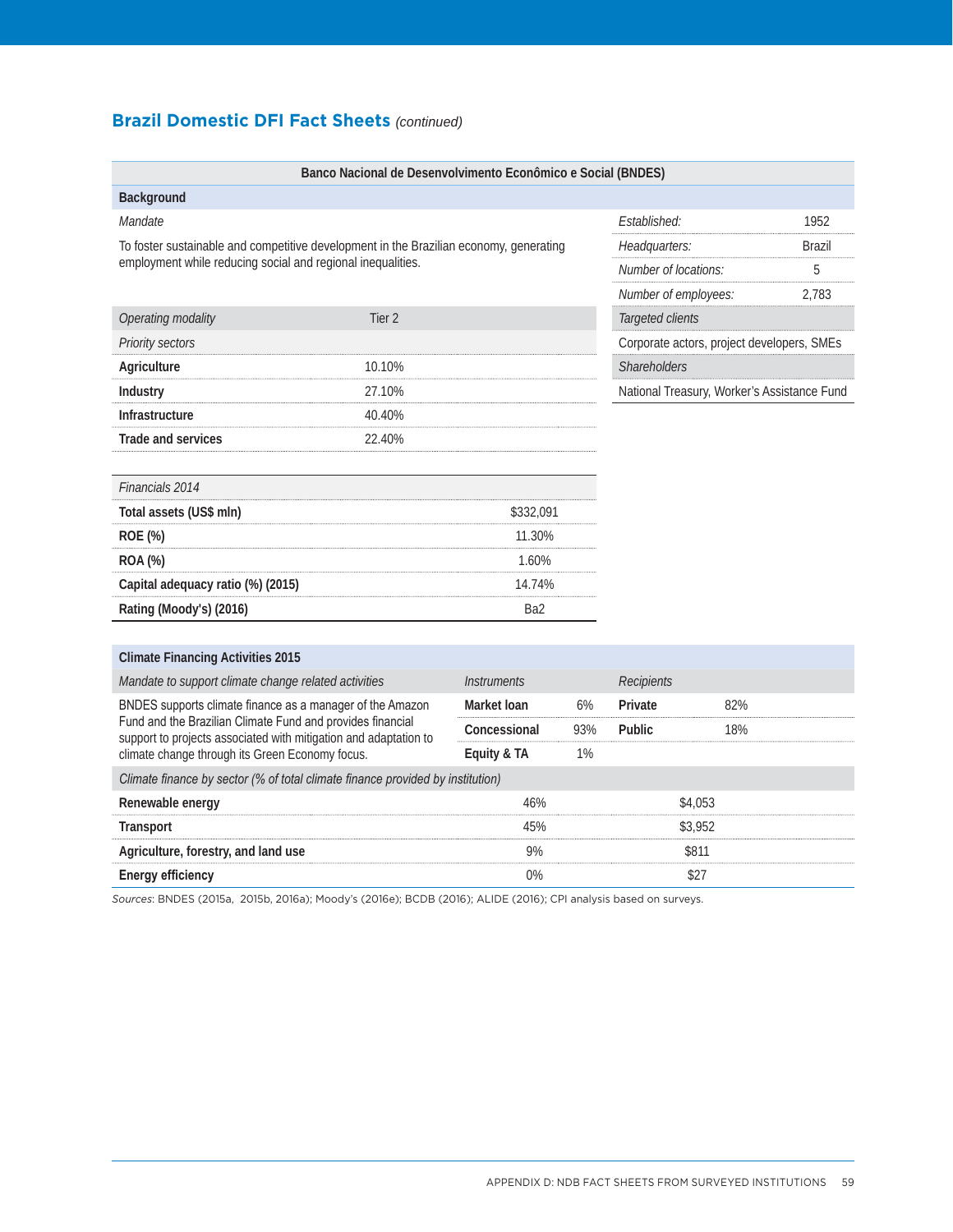## Brazil Domestic DFI Fact Sheets *(continued)*

**Banco Nacional de Desenvolvimento Econômico e Social (BNDES)**

**Background**

*Mandate*

To foster sustainable and competitive development in the Brazilian economy, generating employment while reducing social and regional inequalities.

| | |
|---|---|
| *Established:* | 1952 |
| *Headquarters:* | Brazil |
| *Number of locations:* | 5 |
| *Number of employees:* | 2,783 |

*Targeted clients*

Corporate actors, project developers, SMEs

*Shareholders*

National Treasury, Worker's Assistance Fund

| *Operating modality* | Tier 2 |
|---|---|
| *Priority sectors* | |
| **Agriculture** | 10.10% |
| **Industry** | 27.10% |
| **Infrastructure** | 40.40% |
| **Trade and services** | 22.40% |

| *Financials 2014* | |
|---|---|
| **Total assets (US$ mln)** | $332,091 |
| **ROE (%)** | 11.30% |
| **ROA (%)** | 1.60% |
| **Capital adequacy ratio (%) (2015)** | 14.74% |
| **Rating (Moody's) (2016)** | Ba2 |

**Climate Financing Activities 2015**

| *Mandate to support climate change related activities* | *Instruments* | | *Recipients* | |
|---|---|---|---|---|
| BNDES supports climate finance as a manager of the Amazon Fund and the Brazilian Climate Fund and provides financial support to projects associated with mitigation and adaptation to climate change through its Green Economy focus. | **Market loan** | 6% | **Private** | 82% |
| | **Concessional** | 93% | **Public** | 18% |
| | **Equity & TA** | 1% | | |

| *Climate finance by sector (% of total climate finance provided by institution)* | | |
|---|---|---|
| **Renewable energy** | 46% | $4,053 |
| **Transport** | 45% | $3,952 |
| **Agriculture, forestry, and land use** | 9% | $811 |
| **Energy efficiency** | 0% | $27 |

*Sources*: BNDES (2015a, 2015b, 2016a); Moody's (2016e); BCDB (2016); ALIDE (2016); CPI analysis based on surveys.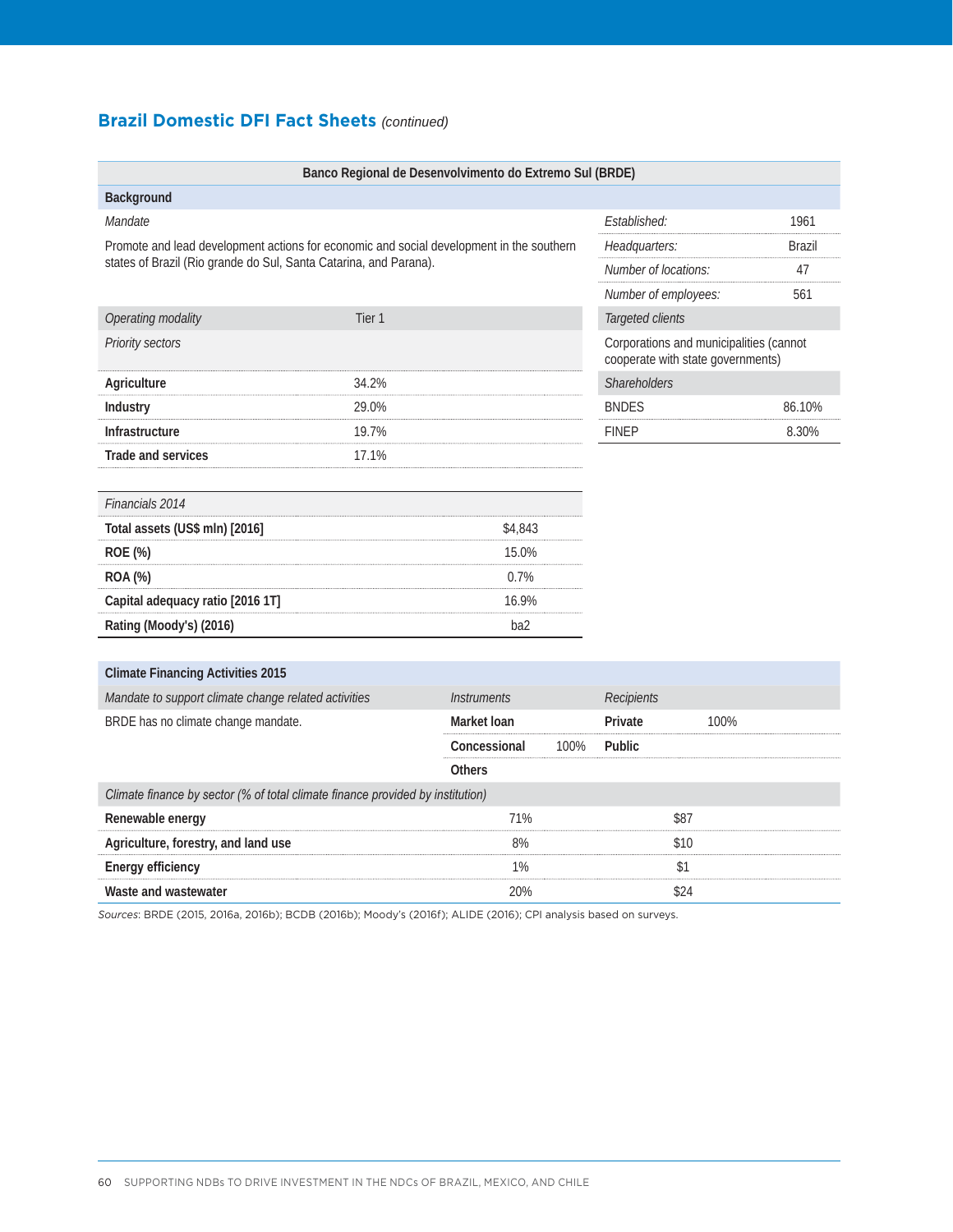## Brazil Domestic DFI Fact Sheets *(continued)*

**Banco Regional de Desenvolvimento do Extremo Sul (BRDE)**

**Background**

*Mandate*

Promote and lead development actions for economic and social development in the southern states of Brazil (Rio grande do Sul, Santa Catarina, and Parana).

| | |
|---|---|
| *Established:* | 1961 |
| *Headquarters:* | Brazil |
| *Number of locations:* | 47 |
| *Number of employees:* | 561 |

| *Operating modality* | Tier 1 |
|---|---|
| *Priority sectors* | |
| **Agriculture** | 34.2% |
| **Industry** | 29.0% |
| **Infrastructure** | 19.7% |
| **Trade and services** | 17.1% |

*Targeted clients*

Corporations and municipalities (cannot cooperate with state governments)

| *Shareholders* | |
|---|---|
| BNDES | 86.10% |
| FINEP | 8.30% |

| *Financials 2014* | |
|---|---|
| **Total assets (US$ mln) [2016]** | $4,843 |
| **ROE (%)** | 15.0% |
| **ROA (%)** | 0.7% |
| **Capital adequacy ratio [2016 1T]** | 16.9% |
| **Rating (Moody's) (2016)** | ba2 |

**Climate Financing Activities 2015**

| *Mandate to support climate change related activities* | *Instruments* | | *Recipients* | |
|---|---|---|---|---|
| BRDE has no climate change mandate. | **Market loan** | | **Private** | 100% |
| | **Concessional** | 100% | **Public** | |
| | **Others** | | | |

| *Climate finance by sector (% of total climate finance provided by institution)* | | |
|---|---|---|
| **Renewable energy** | 71% | $87 |
| **Agriculture, forestry, and land use** | 8% | $10 |
| **Energy efficiency** | 1% | $1 |
| **Waste and wastewater** | 20% | $24 |

*Sources*: BRDE (2015, 2016a, 2016b); BCDB (2016b); Moody's (2016f); ALIDE (2016); CPI analysis based on surveys.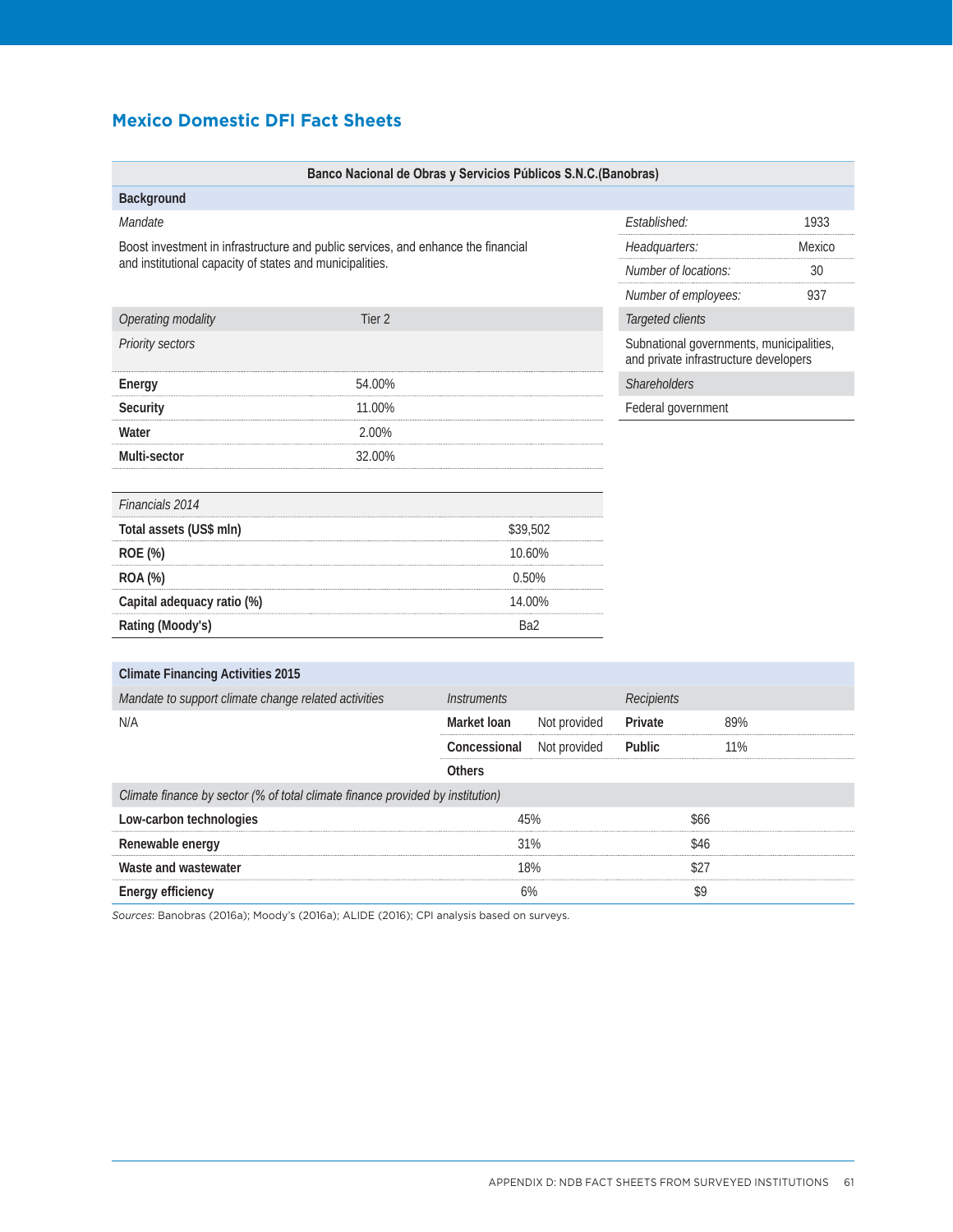## Mexico Domestic DFI Fact Sheets

**Banco Nacional de Obras y Servicios Públicos S.N.C.(Banobras)**

### Background

| *Mandate* | |
|---|---|
| Boost investment in infrastructure and public services, and enhance the financial and institutional capacity of states and municipalities. | |

| | |
|---|---|
| *Established:* | 1933 |
| *Headquarters:* | Mexico |
| *Number of locations:* | 30 |
| *Number of employees:* | 937 |

| *Operating modality* | Tier 2 |
|---|---|
| *Priority sectors* | |
| **Energy** | 54.00% |
| **Security** | 11.00% |
| **Water** | 2.00% |
| **Multi-sector** | 32.00% |

| *Targeted clients* |
|---|
| Subnational governments, municipalities, and private infrastructure developers |
| *Shareholders* |
| Federal government |

| *Financials 2014* | |
|---|---|
| **Total assets (US$ mln)** | $39,502 |
| **ROE (%)** | 10.60% |
| **ROA (%)** | 0.50% |
| **Capital adequacy ratio (%)** | 14.00% |
| **Rating (Moody's)** | Ba2 |

### Climate Financing Activities 2015

| *Mandate to support climate change related activities* | *Instruments* | | *Recipients* | |
|---|---|---|---|---|
| N/A | **Market loan** | Not provided | **Private** | 89% |
| | **Concessional** | Not provided | **Public** | 11% |
| | **Others** | | | |

| *Climate finance by sector (% of total climate finance provided by institution)* | | |
|---|---|---|
| **Low-carbon technologies** | 45% | $66 |
| **Renewable energy** | 31% | $46 |
| **Waste and wastewater** | 18% | $27 |
| **Energy efficiency** | 6% | $9 |

*Sources*: Banobras (2016a); Moody's (2016a); ALIDE (2016); CPI analysis based on surveys.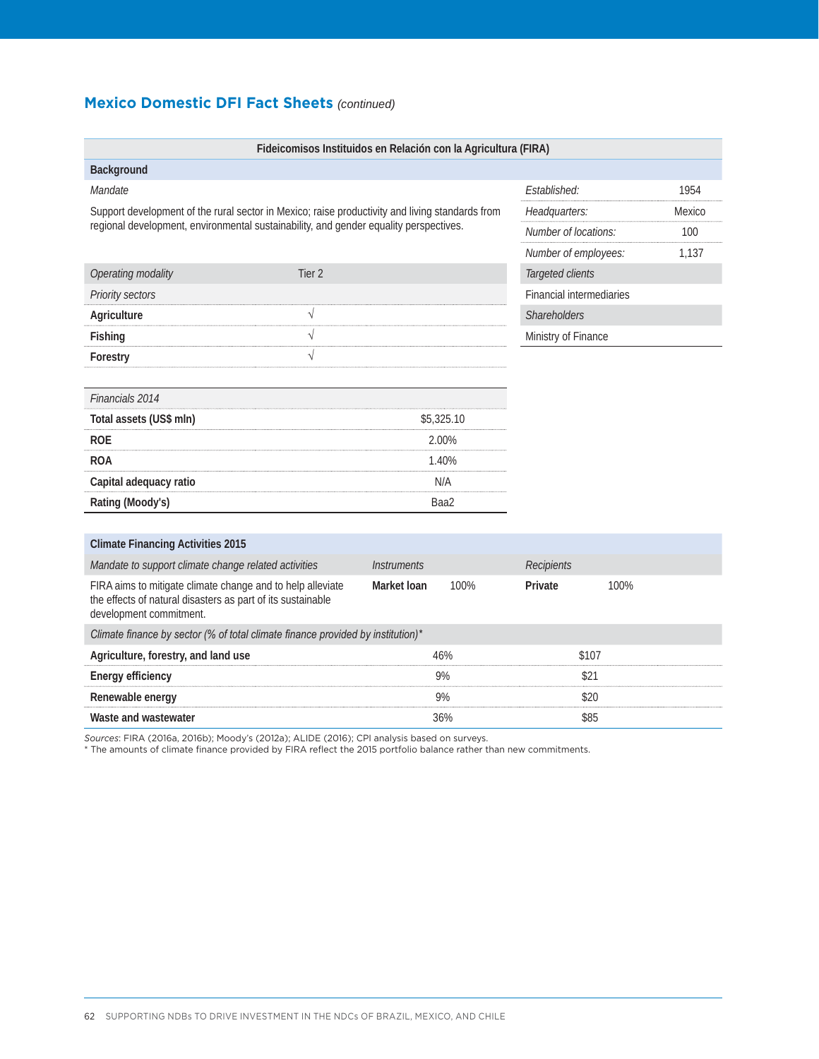## Mexico Domestic DFI Fact Sheets *(continued)*

### Fideicomisos Instituidos en Relación con la Agricultura (FIRA)

**Background**

*Mandate*

Support development of the rural sector in Mexico; raise productivity and living standards from regional development, environmental sustainability, and gender equality perspectives.

| | |
|---|---|
| *Established:* | 1954 |
| *Headquarters:* | Mexico |
| *Number of locations:* | 100 |
| *Number of employees:* | 1,137 |

| *Operating modality* | Tier 2 |
|---|---|
| *Priority sectors* | |
| **Agriculture** | √ |
| **Fishing** | √ |
| **Forestry** | √ |

| *Targeted clients* |
|---|
| Financial intermediaries |

| *Shareholders* |
|---|
| Ministry of Finance |

| *Financials 2014* | |
|---|---|
| **Total assets (US$ mln)** | $5,325.10 |
| **ROE** | 2.00% |
| **ROA** | 1.40% |
| **Capital adequacy ratio** | N/A |
| **Rating (Moody's)** | Baa2 |

**Climate Financing Activities 2015**

| *Mandate to support climate change related activities* | *Instruments* | | *Recipients* | |
|---|---|---|---|---|
| FIRA aims to mitigate climate change and to help alleviate the effects of natural disasters as part of its sustainable development commitment. | **Market loan** | 100% | **Private** | 100% |

| *Climate finance by sector (% of total climate finance provided by institution)** | | |
|---|---|---|
| **Agriculture, forestry, and land use** | 46% | $107 |
| **Energy efficiency** | 9% | $21 |
| **Renewable energy** | 9% | $20 |
| **Waste and wastewater** | 36% | $85 |

*Sources:* FIRA (2016a, 2016b); Moody's (2012a); ALIDE (2016); CPI analysis based on surveys.
* The amounts of climate finance provided by FIRA reflect the 2015 portfolio balance rather than new commitments.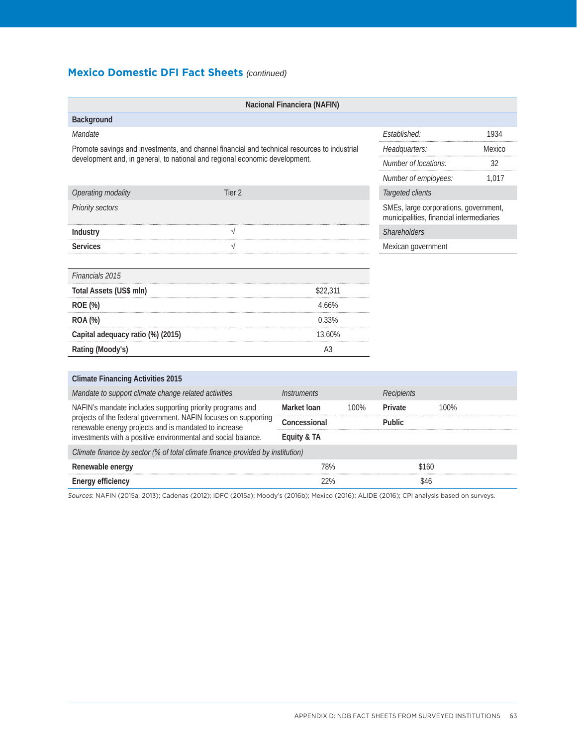## Mexico Domestic DFI Fact Sheets *(continued)*

### Nacional Financiera (NAFIN)

**Background**

*Mandate*

Promote savings and investments, and channel financial and technical resources to industrial development and, in general, to national and regional economic development.

| | |
|---|---|
| *Established:* | 1934 |
| *Headquarters:* | Mexico |
| *Number of locations:* | 32 |
| *Number of employees:* | 1,017 |

| *Operating modality* | Tier 2 |
|---|---|
| *Priority sectors* | |
| **Industry** | √ |
| **Services** | √ |

*Targeted clients*

SMEs, large corporations, government, municipalities, financial intermediaries

*Shareholders*

Mexican government

| *Financials 2015* | |
|---|---|
| **Total Assets (US$ mln)** | $22,311 |
| **ROE (%)** | 4.66% |
| **ROA (%)** | 0.33% |
| **Capital adequacy ratio (%) (2015)** | 13.60% |
| **Rating (Moody's)** | A3 |

**Climate Financing Activities 2015**

| *Mandate to support climate change related activities* | *Instruments* | | *Recipients* | |
|---|---|---|---|---|
| NAFIN's mandate includes supporting priority programs and projects of the federal government. NAFIN focuses on supporting renewable energy projects and is mandated to increase investments with a positive environmental and social balance. | **Market loan** | 100% | **Private** | 100% |
| | **Concessional** | | **Public** | |
| | **Equity & TA** | | | |

| *Climate finance by sector (% of total climate finance provided by institution)* | | |
|---|---|---|
| **Renewable energy** | 78% | $160 |
| **Energy efficiency** | 22% | $46 |

*Sources*: NAFIN (2015a, 2013); Cadenas (2012); IDFC (2015a); Moody's (2016b); Mexico (2016); ALIDE (2016); CPI analysis based on surveys.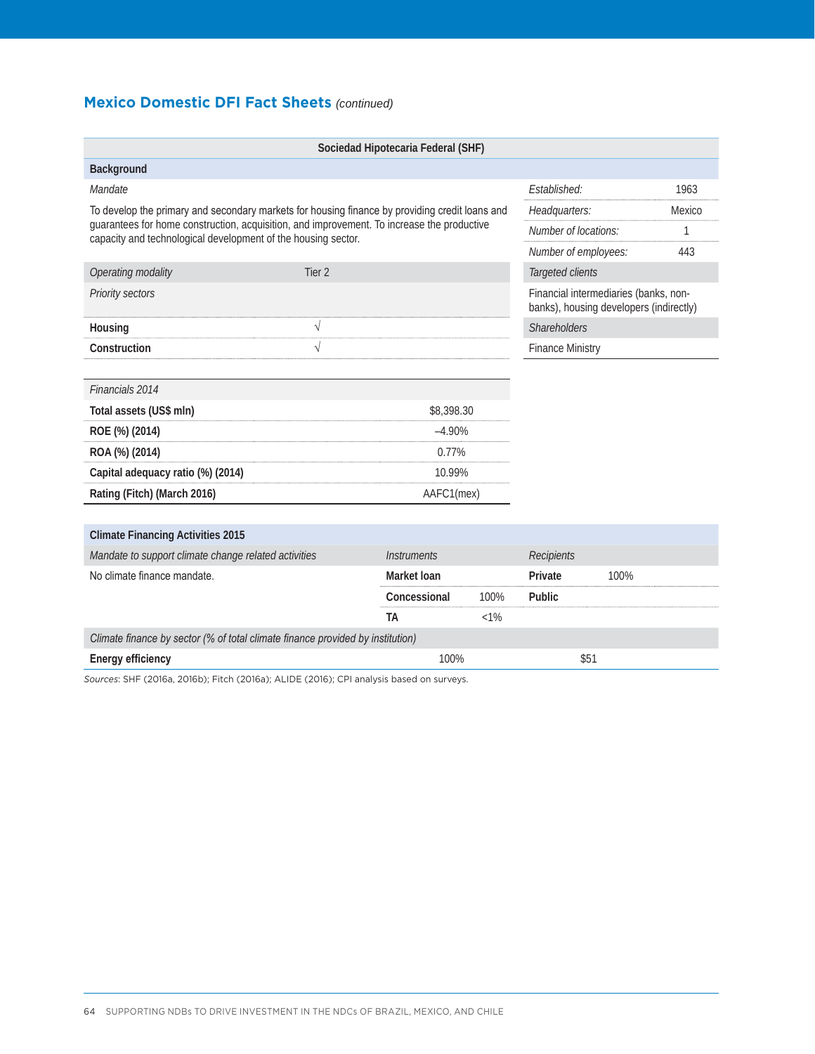## Mexico Domestic DFI Fact Sheets *(continued)*

### Sociedad Hipotecaria Federal (SHF)

**Background**

*Mandate*

To develop the primary and secondary markets for housing finance by providing credit loans and guarantees for home construction, acquisition, and improvement. To increase the productive capacity and technological development of the housing sector.

| | |
|---|---|
| *Established:* | 1963 |
| *Headquarters:* | Mexico |
| *Number of locations:* | 1 |
| *Number of employees:* | 443 |

| *Operating modality* | Tier 2 |
|---|---|
| *Priority sectors* | |
| **Housing** | √ |
| **Construction** | √ |

*Targeted clients*

Financial intermediaries (banks, non-banks), housing developers (indirectly)

*Shareholders*

Finance Ministry

| *Financials 2014* | |
|---|---|
| **Total assets (US$ mln)** | $8,398.30 |
| **ROE (%) (2014)** | –4.90% |
| **ROA (%) (2014)** | 0.77% |
| **Capital adequacy ratio (%) (2014)** | 10.99% |
| **Rating (Fitch) (March 2016)** | AAFC1(mex) |

**Climate Financing Activities 2015**

| *Mandate to support climate change related activities* | *Instruments* | | *Recipients* | |
|---|---|---|---|---|
| No climate finance mandate. | **Market loan** | | **Private** | 100% |
| | **Concessional** | 100% | **Public** | |
| | **TA** | <1% | | |

| *Climate finance by sector (% of total climate finance provided by institution)* | | |
|---|---|---|
| **Energy efficiency** | 100% | $51 |

*Sources*: SHF (2016a, 2016b); Fitch (2016a); ALIDE (2016); CPI analysis based on surveys.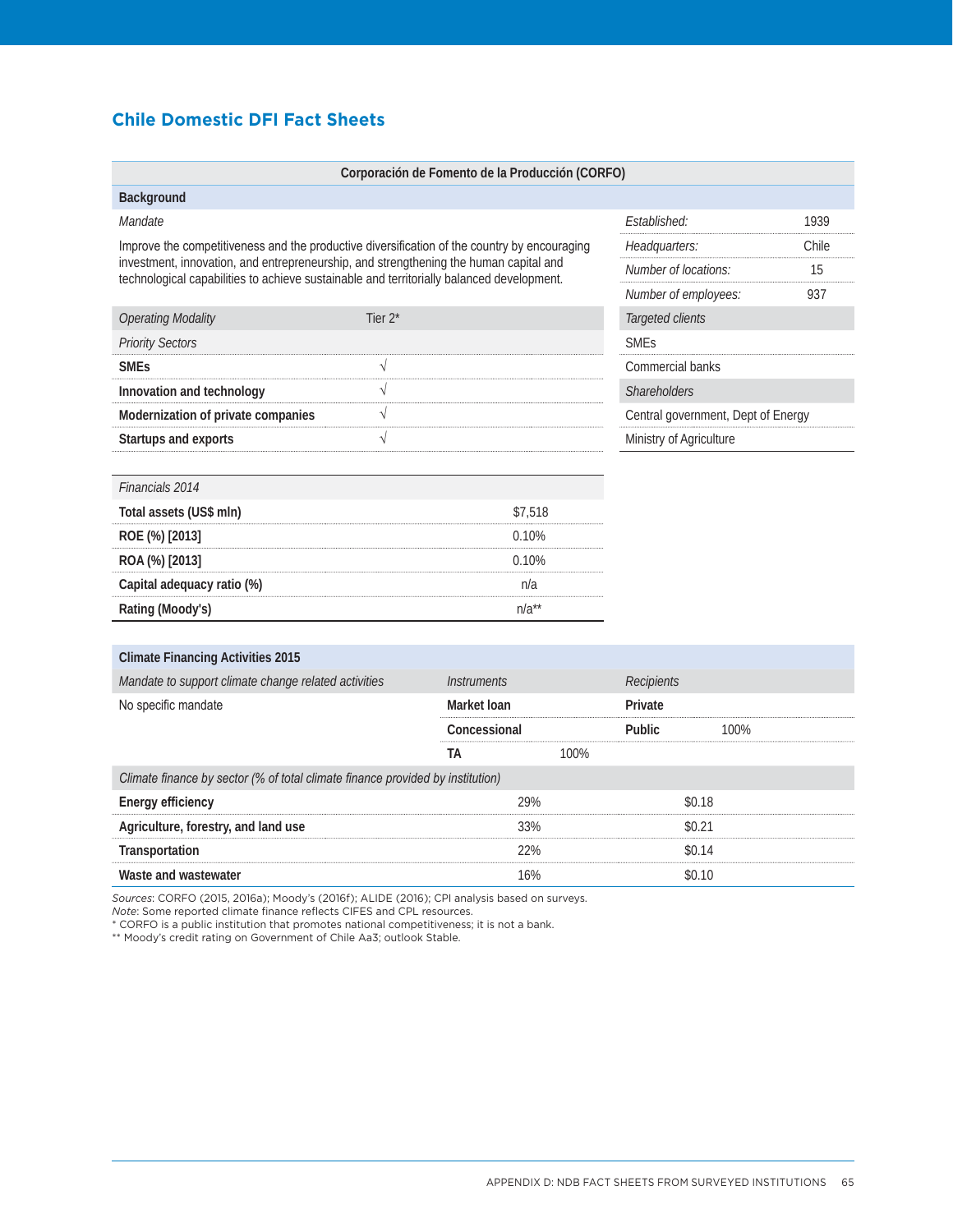## Chile Domestic DFI Fact Sheets

### Corporación de Fomento de la Producción (CORFO)

**Background**

*Mandate*

Improve the competitiveness and the productive diversification of the country by encouraging investment, innovation, and entrepreneurship, and strengthening the human capital and technological capabilities to achieve sustainable and territorially balanced development.

| | |
|---|---|
| *Established:* | 1939 |
| *Headquarters:* | Chile |
| *Number of locations:* | 15 |
| *Number of employees:* | 937 |

| *Operating Modality* | Tier 2* |
|---|---|
| *Priority Sectors* | |
| **SMEs** | √ |
| **Innovation and technology** | √ |
| **Modernization of private companies** | √ |
| **Startups and exports** | √ |

| *Targeted clients* |
|---|
| SMEs |
| Commercial banks |

| *Shareholders* |
|---|
| Central government, Dept of Energy |
| Ministry of Agriculture |

| *Financials 2014* | |
|---|---|
| **Total assets (US$ mln)** | $7,518 |
| **ROE (%) [2013]** | 0.10% |
| **ROA (%) [2013]** | 0.10% |
| **Capital adequacy ratio (%)** | n/a |
| **Rating (Moody's)** | n/a** |

**Climate Financing Activities 2015**

| *Mandate to support climate change related activities* | *Instruments* | | *Recipients* | |
|---|---|---|---|---|
| No specific mandate | **Market loan** | | **Private** | |
| | **Concessional** | | **Public** | 100% |
| | **TA** | 100% | | |

| *Climate finance by sector (% of total climate finance provided by institution)* | | |
|---|---|---|
| **Energy efficiency** | 29% | $0.18 |
| **Agriculture, forestry, and land use** | 33% | $0.21 |
| **Transportation** | 22% | $0.14 |
| **Waste and wastewater** | 16% | $0.10 |

*Sources*: CORFO (2015, 2016a); Moody's (2016f); ALIDE (2016); CPI analysis based on surveys.
*Note*: Some reported climate finance reflects CIFES and CPL resources.
* CORFO is a public institution that promotes national competitiveness; it is not a bank.
** Moody's credit rating on Government of Chile Aa3; outlook Stable.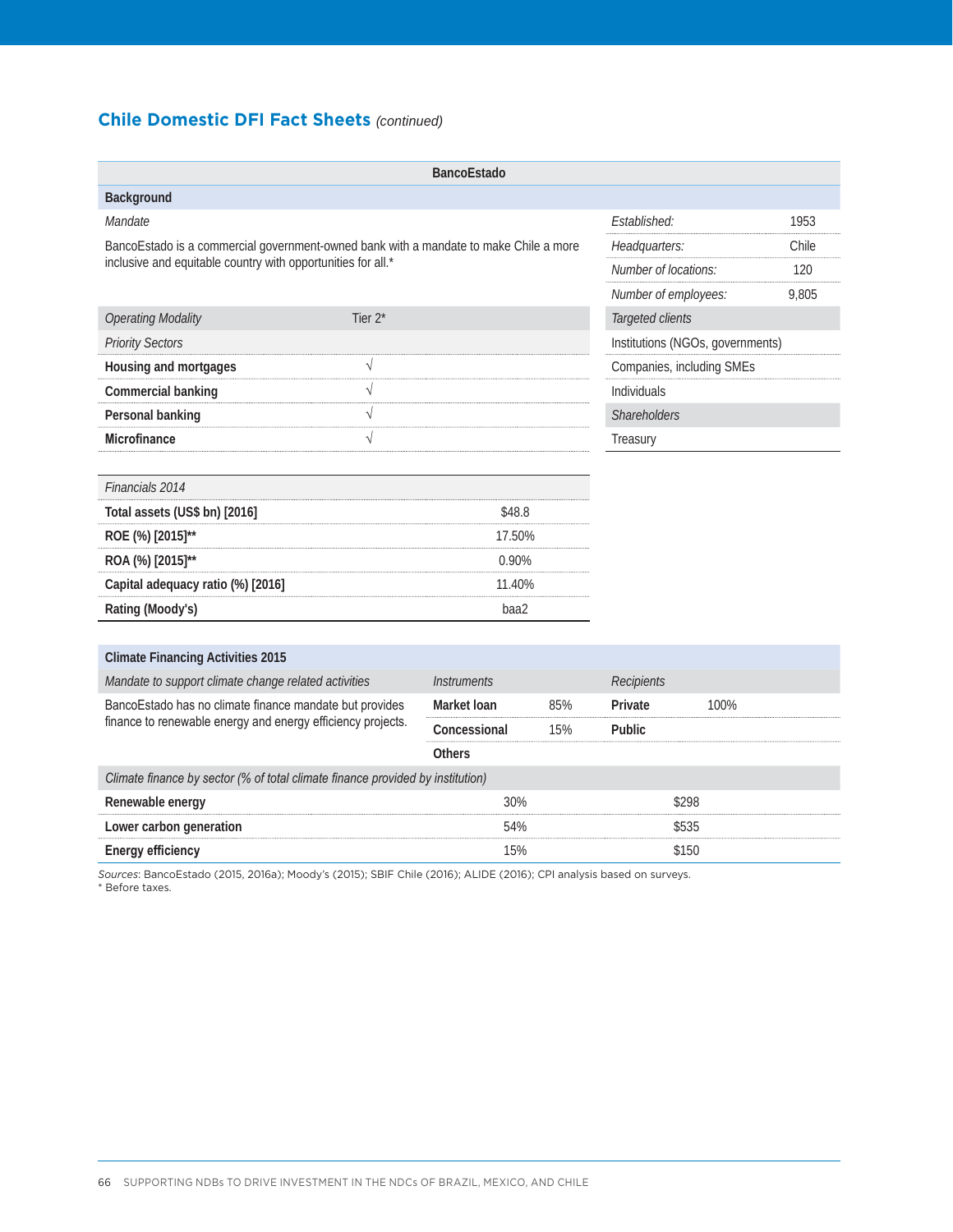## Chile Domestic DFI Fact Sheets *(continued)*

### BancoEstado

**Background**

| *Mandate* | | *Established:* | 1953 |
|---|---|---|---|
| BancoEstado is a commercial government-owned bank with a mandate to make Chile a more inclusive and equitable country with opportunities for all.* | | *Headquarters:* | Chile |
| | | *Number of locations:* | 120 |
| | | *Number of employees:* | 9,805 |

| *Operating Modality* | Tier 2* |
|---|---|
| *Priority Sectors* | |
| **Housing and mortgages** | √ |
| **Commercial banking** | √ |
| **Personal banking** | √ |
| **Microfinance** | √ |

| *Targeted clients* |
|---|
| Institutions (NGOs, governments) |
| Companies, including SMEs |
| Individuals |
| *Shareholders* |
| Treasury |

| *Financials 2014* | |
|---|---|
| **Total assets (US$ bn) [2016]** | $48.8 |
| **ROE (%) [2015]**** | 17.50% |
| **ROA (%) [2015]**** | 0.90% |
| **Capital adequacy ratio (%) [2016]** | 11.40% |
| **Rating (Moody's)** | baa2 |

**Climate Financing Activities 2015**

| *Mandate to support climate change related activities* | *Instruments* | | *Recipients* | |
|---|---|---|---|---|
| BancoEstado has no climate finance mandate but provides finance to renewable energy and energy efficiency projects. | **Market loan** | 85% | **Private** | 100% |
| | **Concessional** | 15% | **Public** | |
| | **Others** | | | |

| *Climate finance by sector (% of total climate finance provided by institution)* | | |
|---|---|---|
| **Renewable energy** | 30% | $298 |
| **Lower carbon generation** | 54% | $535 |
| **Energy efficiency** | 15% | $150 |

*Sources*: BancoEstado (2015, 2016a); Moody's (2015); SBIF Chile (2016); ALIDE (2016); CPI analysis based on surveys.
* Before taxes.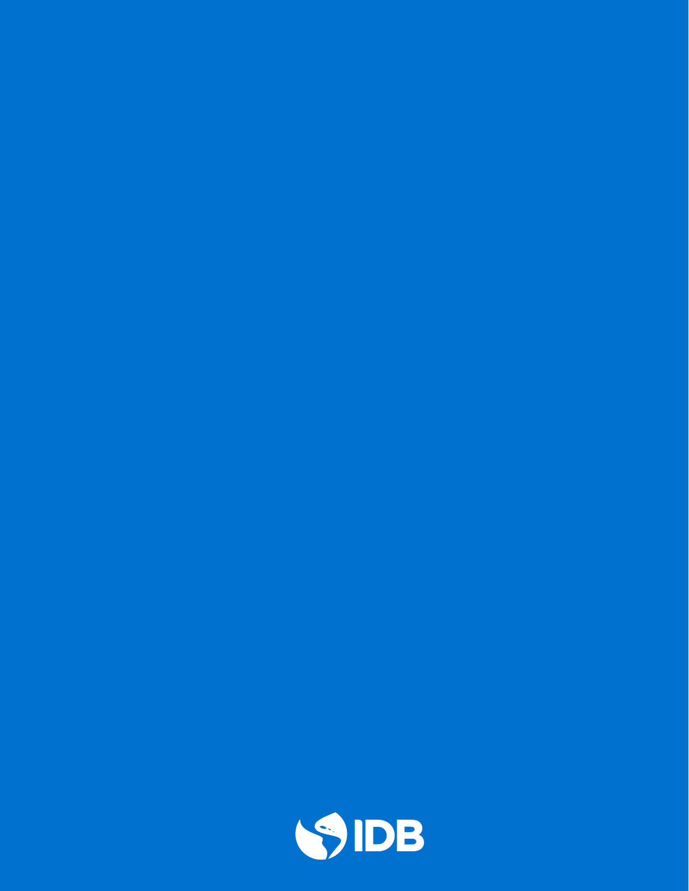IDB